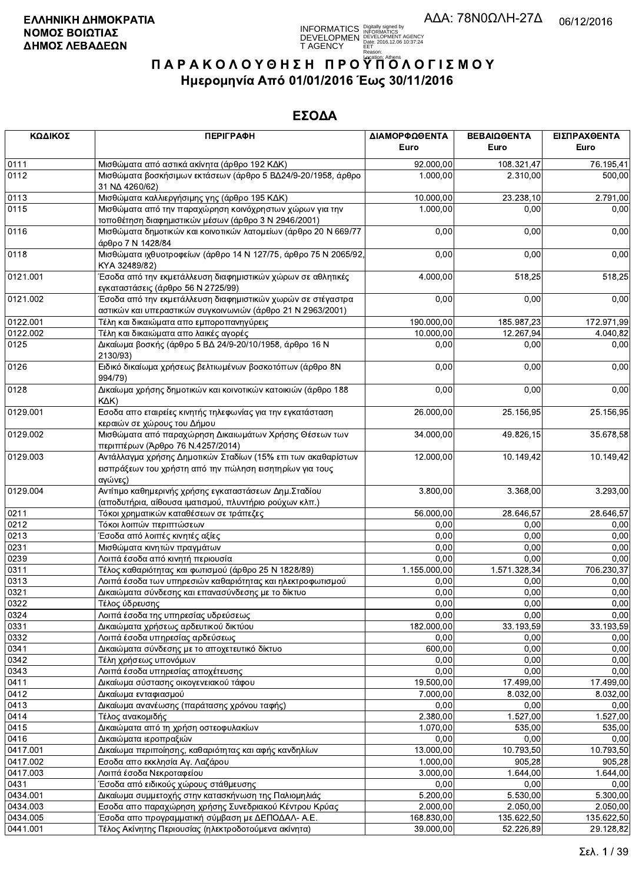**ΕΛΛΗΝΙΚΗ ΔΗΜΟΚΡΑΤΙΑ**
**ΝΟΜΟΣ ΒΟΙΩΤΙΑΣ**
**ΔΗΜΟΣ ΛΕΒΑΔΕΩΝ**

ΑΔΑ: 78Ν0ΩΛΗ-27Δ 06/12/2016

# ΠΑΡΑΚΟΛΟΥΘΗΣΗ ΠΡΟΫΠΟΛΟΓΙΣΜΟΥ

## Ημερομηνία Από 01/01/2016 Έως 30/11/2016

## ΕΣΟΔΑ

| ΚΩΔΙΚΟΣ | ΠΕΡΙΓΡΑΦΗ | ΔΙΑΜΟΡΦΩΘΕΝΤΑ Euro | ΒΕΒΑΙΩΘΕΝΤΑ Euro | ΕΙΣΠΡΑΧΘΕΝΤΑ Euro |
|---|---|---|---|---|
| 0111 | Μισθώματα από αστικά ακίνητα (άρθρο 192 ΚΔΚ) | 92.000,00 | 108.321,47 | 76.195,41 |
| 0112 | Μισθώματα βοσκήσιμων εκτάσεων (άρθρο 5 ΒΔ24/9-20/1958, άρθρο 31 ΝΔ 4260/62) | 1.000,00 | 2.310,00 | 500,00 |
| 0113 | Μισθώματα καλλιεργήσιμης γης (άρθρο 195 ΚΔΚ) | 10.000,00 | 23.238,10 | 2.791,00 |
| 0115 | Μισθώματα από την παραχώρηση κοινόχρηστων χώρων για την τοποθέτηση διαφημιστικών μέσων (άρθρο 3 Ν 2946/2001) | 1.000,00 | 0,00 | 0,00 |
| 0116 | Μισθώματα δημοτικών και κοινοτικών λατομείων (άρθρο 20 Ν 669/77 άρθρο 7 Ν 1428/84 | 0,00 | 0,00 | 0,00 |
| 0118 | Μισθώματα ιχθυοτροφείων (άρθρο 14 Ν 127/75, άρθρο 75 Ν 2065/92, ΚΥΑ 32489/82) | 0,00 | 0,00 | 0,00 |
| 0121.001 | Έσοδα από την εκμετάλλευση διαφημιστικών χώρων σε αθλητικές εγκαταστάσεις (άρθρο 56 Ν 2725/99) | 4.000,00 | 518,25 | 518,25 |
| 0121.002 | Έσοδα από την εκμετάλλευση διαφημιστικών χωρών σε στέγαστρα αστικών και υπεραστικών συγκοινωνιών (άρθρο 21 Ν 2963/2001) | 0,00 | 0,00 | 0,00 |
| 0122.001 | Τέλη και δικαιώματα απο εμποροπανηγύρεις | 190.000,00 | 185.987,23 | 172.971,99 |
| 0122.002 | Τέλη και δικαιώματα απο λαικές αγορές | 10.000,00 | 12.267,94 | 4.040,82 |
| 0125 | Δικαίωμα βοσκής (άρθρο 5 ΒΔ 24/9-20/10/1958, άρθρο 16 Ν 2130/93) | 0,00 | 0,00 | 0,00 |
| 0126 | Ειδικό δικαίωμα χρήσεως βελτιωμένων βοσκοτόπων (άρθρο 8Ν 994/79) | 0,00 | 0,00 | 0,00 |
| 0128 | Δικαίωμα χρήσης δημοτικών και κοινοτικών κατοικιών (άρθρο 188 ΚΔΚ) | 0,00 | 0,00 | 0,00 |
| 0129.001 | Εσοδα απο εταιρείες κινητής τηλεφωνίας για την εγκατάσταση κεραιών σε χώρους του Δήμου | 26.000,00 | 25.156,95 | 25.156,95 |
| 0129.002 | Μισθώματα από παραχώρηση Δικαιωμάτων Χρήσης Θέσεων των περιπτέρων (Άρθρο 76 Ν.4257/2014) | 34.000,00 | 49.826,15 | 35.678,58 |
| 0129.003 | Αντάλλαγμα χρήσης Δημοτικών Σταδίων (15% επι των ακαθαρίστων εισπράξεων του χρήστη από την πώληση εισητηρίων για τους αγώνες) | 12.000,00 | 10.149,42 | 10.149,42 |
| 0129.004 | Αντίτιμο καθημερινής χρήσης εγκαταστάσεων Δημ.Σταδίου (αποδυτήρια, αίθουσα ιματισμού, πλυντήριο ρούχων κλπ.) | 3.800,00 | 3.368,00 | 3.293,00 |
| 0211 | Τόκοι χρηματικών καταθέσεων σε τράπεζες | 56.000,00 | 28.646,57 | 28.646,57 |
| 0212 | Τόκοι λοιπών περιπτώσεων | 0,00 | 0,00 | 0,00 |
| 0213 | Έσοδα από λοιπές κινητές αξίες | 0,00 | 0,00 | 0,00 |
| 0231 | Μισθώματα κινητών πραγμάτων | 0,00 | 0,00 | 0,00 |
| 0239 | Λοιπά έσοδα από κινητή περιουσία | 0,00 | 0,00 | 0,00 |
| 0311 | Τέλος καθαριότητας και φωτισμού (άρθρο 25 Ν 1828/89) | 1.155.000,00 | 1.571.328,34 | 706.230,37 |
| 0313 | Λοιπά έσοδα των υπηρεσιών καθαριότητας και ηλεκτροφωτισμού | 0,00 | 0,00 | 0,00 |
| 0321 | Δικαιώματα σύνδεσης και επανασύνδεσης με το δίκτυο | 0,00 | 0,00 | 0,00 |
| 0322 | Τέλος ύδρευσης | 0,00 | 0,00 | 0,00 |
| 0324 | Λοιπά έσοδα της υπηρεσίας υδρεύσεως | 0,00 | 0,00 | 0,00 |
| 0331 | Δικαιώματα χρήσεως αρδευτικού δικτύου | 182.000,00 | 33.193,59 | 33.193,59 |
| 0332 | Λοιπά έσοδα υπηρεσίας αρδεύσεως | 0,00 | 0,00 | 0,00 |
| 0341 | Δικαιώματα σύνδεσης με το αποχετευτικό δίκτυο | 600,00 | 0,00 | 0,00 |
| 0342 | Τέλη χρήσεως υπονόμων | 0,00 | 0,00 | 0,00 |
| 0343 | Λοιπά έσοδα υπηρεσίας αποχέτευσης | 0,00 | 0,00 | 0,00 |
| 0411 | Δικαιωμα σύστασης οικογενειακού τάφου | 19.500,00 | 17.499,00 | 17.499,00 |
| 0412 | Δικαίωμα ενταφιασμού | 7.000,00 | 8.032,00 | 8.032,00 |
| 0413 | Δικαίωμα ανανέωσης (παράτασης χρόνου ταφής) | 0,00 | 0,00 | 0,00 |
| 0414 | Τέλος ανακομιδής | 2.380,00 | 1.527,00 | 1.527,00 |
| 0415 | Δικαιώματα από τη χρήση οστεοφυλακίων | 1.070,00 | 535,00 | 535,00 |
| 0416 | Δικαιώματα ιεροπραξιών | 0,00 | 0,00 | 0,00 |
| 0417.001 | Δικαίωμα περιποίησης, καθαριότητας και αφής κανδηλίων | 13.000,00 | 10.793,50 | 10.793,50 |
| 0417.002 | Εσοδα απο εκκλησία Αγ. Λαζάρου | 1.000,00 | 905,28 | 905,28 |
| 0417.003 | Λοιπά έσοδα Νεκροταφείου | 3.000,00 | 1.644,00 | 1.644,00 |
| 0431 | Έσοδα από ειδικούς χώρους στάθμευσης | 0,00 | 0,00 | 0,00 |
| 0434.001 | Δικαίωμα συμμετοχής στην κατασκήνωση της Παλιομηλιάς | 5.200,00 | 5.530,00 | 5.300,00 |
| 0434.003 | Εσοδα απο παραχώρηση χρήσης Συνεδριακού Κέντρου Κρύας | 2.000,00 | 2.050,00 | 2.050,00 |
| 0434.005 | Έσοδα απο προγραμματική σύμβαση με ΔΕΠΟΔΑΛ- Α.Ε. | 168.830,00 | 135.622,50 | 135.622,50 |
| 0441.001 | Τέλος Ακίνητης Περιουσίας (ηλεκτροδοτούμενα ακίνητα) | 39.000,00 | 52.226,89 | 29.128,82 |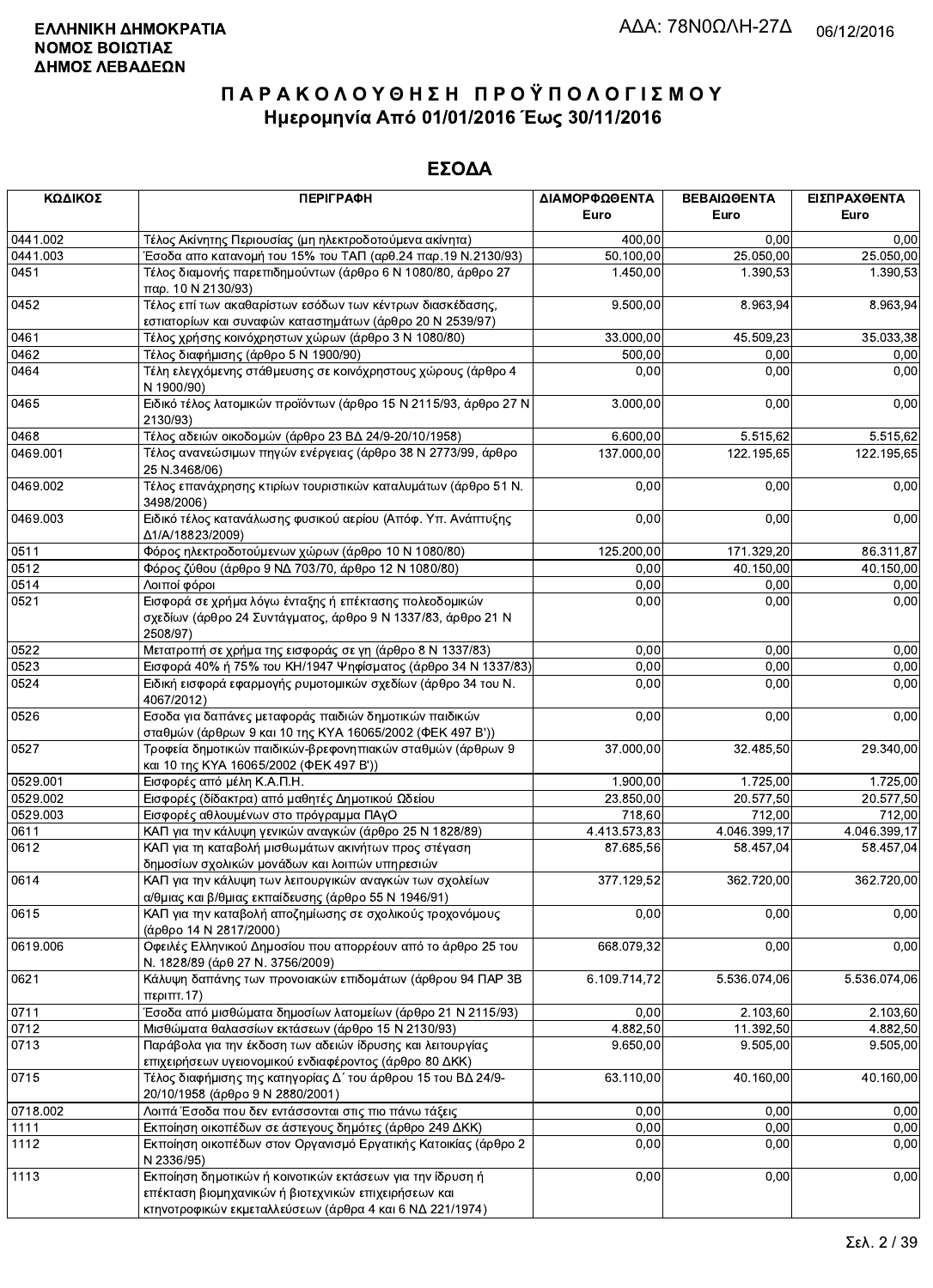ΕΛΛΗΝΙΚΗ ΔΗΜΟΚΡΑΤΙΑ
ΝΟΜΟΣ ΒΟΙΩΤΙΑΣ
ΔΗΜΟΣ ΛΕΒΑΔΕΩΝ

ΑΔΑ: 78Ν0ΩΛΗ-27Δ 06/12/2016

# ΠΑΡΑΚΟΛΟΥΘΗΣΗ ΠΡΟΫΠΟΛΟΓΙΣΜΟΥ
## Ημερομηνία Από 01/01/2016 Έως 30/11/2016

## ΕΣΟΔΑ

| ΚΩΔΙΚΟΣ | ΠΕΡΙΓΡΑΦΗ | ΔΙΑΜΟΡΦΩΘΕΝΤΑ Euro | ΒΕΒΑΙΩΘΕΝΤΑ Euro | ΕΙΣΠΡΑΧΘΕΝΤΑ Euro |
|---|---|---|---|---|
| 0441.002 | Τέλος Ακίνητης Περιουσίας (μη ηλεκτροδοτούμενα ακίνητα) | 400,00 | 0,00 | 0,00 |
| 0441.003 | Έσοδα απο κατανομή του 15% του ΤΑΠ (αρθ.24 παρ.19 Ν.2130/93) | 50.100,00 | 25.050,00 | 25.050,00 |
| 0451 | Τέλος διαμονής παρεπιδημούντων (άρθρο 6 Ν 1080/80, άρθρο 27 παρ. 10 Ν 2130/93) | 1.450,00 | 1.390,53 | 1.390,53 |
| 0452 | Τέλος επί των ακαθαρίστων εσόδων των κέντρων διασκέδασης, εστιατορίων και συναφών καταστημάτων (άρθρο 20 Ν 2539/97) | 9.500,00 | 8.963,94 | 8.963,94 |
| 0461 | Τέλος χρήσης κοινόχρηστων χώρων (άρθρο 3 Ν 1080/80) | 33.000,00 | 45.509,23 | 35.033,38 |
| 0462 | Τέλος διαφήμισης (άρθρο 5 Ν 1900/90) | 500,00 | 0,00 | 0,00 |
| 0464 | Τέλη ελεγχόμενης στάθμευσης σε κοινόχρηστους χώρους (άρθρο 4 Ν 1900/90) | 0,00 | 0,00 | 0,00 |
| 0465 | Ειδικό τέλος λατομικών προϊόντων (άρθρο 15 Ν 2115/93, άρθρο 27 Ν 2130/93) | 3.000,00 | 0,00 | 0,00 |
| 0468 | Τέλος αδειών οικοδομών (άρθρο 23 ΒΔ 24/9-20/10/1958) | 6.600,00 | 5.515,62 | 5.515,62 |
| 0469.001 | Τέλος ανανεώσιμων πηγών ενέργειας (άρθρο 38 Ν 2773/99, άρθρο 25 Ν.3468/06) | 137.000,00 | 122.195,65 | 122.195,65 |
| 0469.002 | Τέλος επανάχρησης κτιρίων τουριστικών καταλυμάτων (άρθρο 51 Ν. 3498/2006) | 0,00 | 0,00 | 0,00 |
| 0469.003 | Ειδικό τέλος κατανάλωσης φυσικού αερίου (Απόφ. Υπ. Ανάπτυξης Δ1/Α/18823/2009) | 0,00 | 0,00 | 0,00 |
| 0511 | Φόρος ηλεκτροδοτούμενων χώρων (άρθρο 10 Ν 1080/80) | 125.200,00 | 171.329,20 | 86.311,87 |
| 0512 | Φόρος ζύθου (άρθρο 9 ΝΔ 703/70, άρθρο 12 Ν 1080/80) | 0,00 | 40.150,00 | 40.150,00 |
| 0514 | Λοιποί φόροι | 0,00 | 0,00 | 0,00 |
| 0521 | Εισφορά σε χρήμα λόγω ένταξης ή επέκτασης πολεοδομικών σχεδίων (άρθρο 24 Συντάγματος, άρθρο 9 Ν 1337/83, άρθρο 21 Ν 2508/97) | 0,00 | 0,00 | 0,00 |
| 0522 | Μετατροπή σε χρήμα της εισφοράς σε γη (άρθρο 8 Ν 1337/83) | 0,00 | 0,00 | 0,00 |
| 0523 | Εισφορά 40% ή 75% του ΚΗ/1947 Ψηφίσματος (άρθρο 34 Ν 1337/83) | 0,00 | 0,00 | 0,00 |
| 0524 | Ειδική εισφορά εφαρμογής ρυμοτομικών σχεδίων (άρθρο 34 του Ν. 4067/2012) | 0,00 | 0,00 | 0,00 |
| 0526 | Εσοδα για δαπάνες μεταφοράς παιδιών δημοτικών παιδικών σταθμών (άρθρων 9 και 10 της ΚΥΑ 16065/2002 (ΦΕΚ 497 Β')) | 0,00 | 0,00 | 0,00 |
| 0527 | Τροφεία δημοτικών παιδικών-βρεφονηπιακών σταθμών (άρθρων 9 και 10 της ΚΥΑ 16065/2002 (ΦΕΚ 497 Β')) | 37.000,00 | 32.485,50 | 29.340,00 |
| 0529.001 | Εισφορές από μέλη Κ.Α.Π.Η. | 1.900,00 | 1.725,00 | 1.725,00 |
| 0529.002 | Εισφορές (δίδακτρα) από μαθητές Δημοτικού Ωδείου | 23.850,00 | 20.577,50 | 20.577,50 |
| 0529.003 | Εισφορές αθλουμένων στο πρόγραμμα ΠΑγΟ | 718,60 | 712,00 | 712,00 |
| 0611 | ΚΑΠ για την κάλυψη γενικών αναγκών (άρθρο 25 Ν 1828/89) | 4.413.573,83 | 4.046.399,17 | 4.046.399,17 |
| 0612 | ΚΑΠ για τη καταβολή μισθωμάτων ακινήτων προς στέγαση δημοσίων σχολικών μονάδων και λοιπών υπηρεσιών | 87.685,56 | 58.457,04 | 58.457,04 |
| 0614 | ΚΑΠ για την κάλυψη των λειτουργικών αναγκών των σχολείων α/θμιας και β/θμιας εκπαίδευσης (άρθρο 55 Ν 1946/91) | 377.129,52 | 362.720,00 | 362.720,00 |
| 0615 | ΚΑΠ για την καταβολή αποζημίωσης σε σχολικούς τροχονόμους (άρθρο 14 Ν 2817/2000) | 0,00 | 0,00 | 0,00 |
| 0619.006 | Οφειλές Ελληνικού Δημοσίου που απορρέουν από το άρθρο 25 του Ν. 1828/89 (άρθ 27 Ν. 3756/2009) | 668.079,32 | 0,00 | 0,00 |
| 0621 | Κάλυψη δαπάνης των προνοιακών επιδομάτων (άρθρου 94 ΠΑΡ 3Β περιπτ.17) | 6.109.714,72 | 5.536.074,06 | 5.536.074,06 |
| 0711 | Έσοδα από μισθώματα δημοσίων λατομείων (άρθρο 21 Ν 2115/93) | 0,00 | 2.103,60 | 2.103,60 |
| 0712 | Μισθώματα θαλασσίων εκτάσεων (άρθρο 15 Ν 2130/93) | 4.882,50 | 11.392,50 | 4.882,50 |
| 0713 | Παράβολα για την έκδοση των αδειών ίδρυσης και λειτουργίας επιχειρήσεων υγειονομικού ενδιαφέροντος (άρθρο 80 ΔΚΚ) | 9.650,00 | 9.505,00 | 9.505,00 |
| 0715 | Τέλος διαφήμισης της κατηγορίας Δ΄ του άρθρου 15 του ΒΔ 24/9-20/10/1958 (άρθρο 9 Ν 2880/2001) | 63.110,00 | 40.160,00 | 40.160,00 |
| 0718.002 | Λοιπά Έσοδα που δεν εντάσσονται στις πιο πάνω τάξεις | 0,00 | 0,00 | 0,00 |
| 1111 | Εκποίηση οικοπέδων σε άστεγους δημότες (άρθρο 249 ΔΚΚ) | 0,00 | 0,00 | 0,00 |
| 1112 | Εκποίηση οικοπέδων στον Οργανισμό Εργατικής Κατοικίας (άρθρο 2 Ν 2336/95) | 0,00 | 0,00 | 0,00 |
| 1113 | Εκποίηση δημοτικών ή κοινοτικών εκτάσεων για την ίδρυση ή επέκταση βιομηχανικών ή βιοτεχνικών επιχειρήσεων και κτηνοτροφικών εκμεταλλεύσεων (άρθρα 4 και 6 ΝΔ 221/1974) | 0,00 | 0,00 | 0,00 |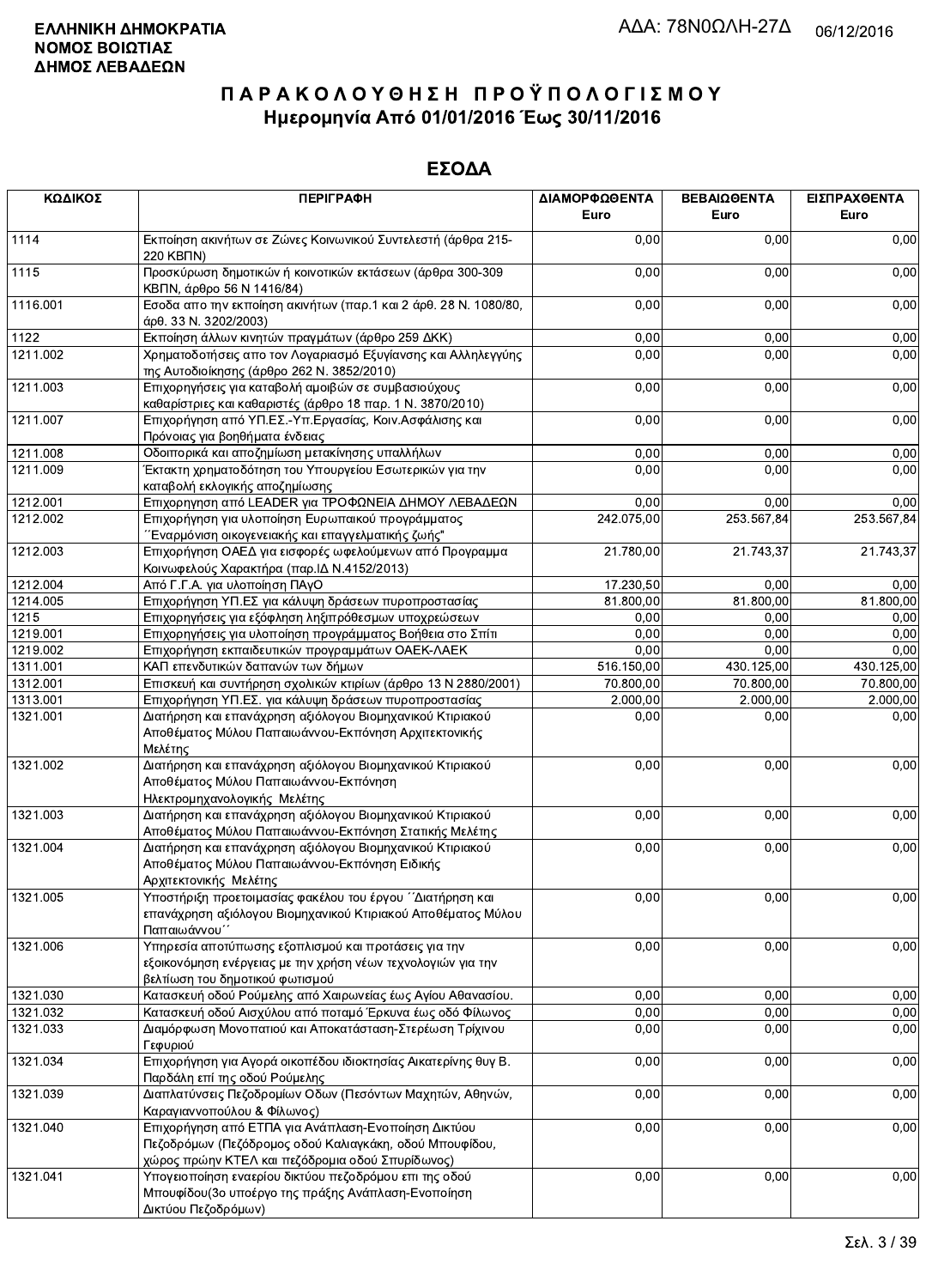**ΕΛΛΗΝΙΚΗ ΔΗΜΟΚΡΑΤΙΑ**
**ΝΟΜΟΣ ΒΟΙΩΤΙΑΣ**
**ΔΗΜΟΣ ΛΕΒΑΔΕΩΝ**

ΑΔΑ: 78Ν0ΩΛΗ-27Δ 06/12/2016

# ΠΑΡΑΚΟΛΟΥΘΗΣΗ ΠΡΟΫΠΟΛΟΓΙΣΜΟΥ
## Ημερομηνία Από 01/01/2016 Έως 30/11/2016

## ΕΣΟΔΑ

| ΚΩΔΙΚΟΣ | ΠΕΡΙΓΡΑΦΗ | ΔΙΑΜΟΡΦΩΘΕΝΤΑ Euro | ΒΕΒΑΙΩΘΕΝΤΑ Euro | ΕΙΣΠΡΑΧΘΕΝΤΑ Euro |
|---|---|---|---|---|
| 1114 | Εκποίηση ακινήτων σε Ζώνες Κοινωνικού Συντελεστή (άρθρα 215-220 ΚΒΠΝ) | 0,00 | 0,00 | 0,00 |
| 1115 | Προσκύρωση δημοτικών ή κοινοτικών εκτάσεων (άρθρα 300-309 ΚΒΠΝ, άρθρο 56 Ν 1416/84) | 0,00 | 0,00 | 0,00 |
| 1116.001 | Εσοδα απο την εκποίηση ακινήτων (παρ.1 και 2 άρθ. 28 Ν. 1080/80, άρθ. 33 Ν. 3202/2003) | 0,00 | 0,00 | 0,00 |
| 1122 | Εκποίηση άλλων κινητών πραγμάτων (άρθρο 259 ΔΚΚ) | 0,00 | 0,00 | 0,00 |
| 1211.002 | Χρηματοδοτήσεις απο τον Λογαριασμό Εξυγίανσης και Αλληλεγγύης της Αυτοδιοίκησης (άρθρο 262 Ν. 3852/2010) | 0,00 | 0,00 | 0,00 |
| 1211.003 | Επιχορηγήσεις για καταβολή αμοιβών σε συμβασιούχους καθαρίστριες και καθαριστές (άρθρο 18 παρ. 1 Ν. 3870/2010) | 0,00 | 0,00 | 0,00 |
| 1211.007 | Επιχορήγηση από ΥΠ.ΕΣ.-Υπ.Εργασίας, Κοιν.Ασφάλισης και Πρόνοιας για βοηθήματα ένδειας | 0,00 | 0,00 | 0,00 |
| 1211.008 | Οδοιπορικά και αποζημίωση μετακίνησης υπαλλήλων | 0,00 | 0,00 | 0,00 |
| 1211.009 | Έκτακτη χρηματοδότηση του Υπουργείου Εσωτερικών για την καταβολή εκλογικής αποζημίωσης | 0,00 | 0,00 | 0,00 |
| 1212.001 | Επιχορηγηση από LEADER για ΤΡΟΦΩΝΕΙΑ ΔΗΜΟΥ ΛΕΒΑΔΕΩΝ | 0,00 | 0,00 | 0,00 |
| 1212.002 | Επιχορήγηση για υλοποίηση Ευρωπαικού προγράμματος ΄΄Εναρμόνιση οικογενειακής και επαγγελματικής ζωής" | 242.075,00 | 253.567,84 | 253.567,84 |
| 1212.003 | Επιχορήγηση ΟΑΕΔ για εισφορές ωφελούμενων από Προγραμμα Κοινωφελούς Χαρακτήρα (παρ.ΙΔ Ν.4152/2013) | 21.780,00 | 21.743,37 | 21.743,37 |
| 1212.004 | Από Γ.Γ.Α. για υλοποίηση ΠΑγΟ | 17.230,50 | 0,00 | 0,00 |
| 1214.005 | Επιχορήγηση ΥΠ.ΕΣ για κάλυψη δράσεων πυροπροστασίας | 81.800,00 | 81.800,00 | 81.800,00 |
| 1215 | Επιχορηγήσεις για εξόφληση ληξιπρόθεσμων υποχρεώσεων | 0,00 | 0,00 | 0,00 |
| 1219.001 | Επιχορηγήσεις για υλοποίηση προγράμματος Βοήθεια στο Σπίτι | 0,00 | 0,00 | 0,00 |
| 1219.002 | Επιχορήγηση εκπαιδευτικών προγραμμάτων ΟΑΕΚ-ΛΑΕΚ | 0,00 | 0,00 | 0,00 |
| 1311.001 | ΚΑΠ επενδυτικών δαπανών των δήμων | 516.150,00 | 430.125,00 | 430.125,00 |
| 1312.001 | Επισκευή και συντήρηση σχολικών κτιρίων (άρθρο 13 Ν 2880/2001) | 70.800,00 | 70.800,00 | 70.800,00 |
| 1313.001 | Επιχορήγηση ΥΠ.ΕΣ. για κάλυψη δράσεων πυροπροστασίας | 2.000,00 | 2.000,00 | 2.000,00 |
| 1321.001 | Διατήρηση και επανάχρηση αξιόλογου Βιομηχανικού Κτιριακού Αποθέματος Μύλου Παπαιωάννου-Εκπόνηση Αρχιτεκτονικής Μελέτης | 0,00 | 0,00 | 0,00 |
| 1321.002 | Διατήρηση και επανάχρηση αξιόλογου Βιομηχανικού Κτιριακού Αποθέματος Μύλου Παπαιωάννου-Εκπόνηση Ηλεκτρομηχανολογικής Μελέτης | 0,00 | 0,00 | 0,00 |
| 1321.003 | Διατήρηση και επανάχρηση αξιόλογου Βιομηχανικού Κτιριακού Αποθέματος Μύλου Παπαιωάννου-Εκπόνηση Στατικής Μελέτης | 0,00 | 0,00 | 0,00 |
| 1321.004 | Διατήρηση και επανάχρηση αξιόλογου Βιομηχανικού Κτιριακού Αποθέματος Μύλου Παπαιωάννου-Εκπόνηση Ειδικής Αρχιτεκτονικής Μελέτης | 0,00 | 0,00 | 0,00 |
| 1321.005 | Υποστήριξη προετοιμασίας φακέλου του έργου ΄΄Διατήρηση και επανάχρηση αξιόλογου Βιομηχανικού Κτιριακού Αποθέματος Μύλου Παπαιωάννου΄΄ | 0,00 | 0,00 | 0,00 |
| 1321.006 | Υπηρεσία αποτύπωσης εξοπλισμού και προτάσεις για την εξοικονόμηση ενέργειας με την χρήση νέων τεχνολογιών για την βελτίωση του δημοτικού φωτισμού | 0,00 | 0,00 | 0,00 |
| 1321.030 | Κατασκευή οδού Ρούμελης από Χαιρωνείας έως Αγίου Αθανασίου. | 0,00 | 0,00 | 0,00 |
| 1321.032 | Κατασκευή οδού Αισχύλου από ποταμό Έρκυνα έως οδό Φίλωνος | 0,00 | 0,00 | 0,00 |
| 1321.033 | Διαμόρφωση Μονοπατιού και Αποκατάσταση-Στερέωση Τρίχινου Γεφυριού | 0,00 | 0,00 | 0,00 |
| 1321.034 | Επιχορήγηση για Αγορά οικοπέδου ιδιοκτησίας Αικατερίνης θυγ Β. Παρδάλη επί της οδού Ρούμελης | 0,00 | 0,00 | 0,00 |
| 1321.039 | Διαπλατύνσεις Πεζοδρομίων Οδων (Πεσόντων Μαχητών, Αθηνών, Καραγιαννοπούλου & Φίλωνος) | 0,00 | 0,00 | 0,00 |
| 1321.040 | Επιχορήγηση από ΕΤΠΑ για Ανάπλαση-Ενοποίηση Δικτύου Πεζοδρόμων (Πεζόδρομος οδού Καλιαγκάκη, οδού Μπουφίδου, χώρος πρώην ΚΤΕΛ και πεζόδρομια οδού Σπυρίδωνος) | 0,00 | 0,00 | 0,00 |
| 1321.041 | Υπογειοποίηση εναερίου δικτύου πεζοδρόμου επι της οδού Μπουφίδου(3ο υποέργο της πράξης Ανάπλαση-Ενοποίηση Δικτύου Πεζοδρόμων) | 0,00 | 0,00 | 0,00 |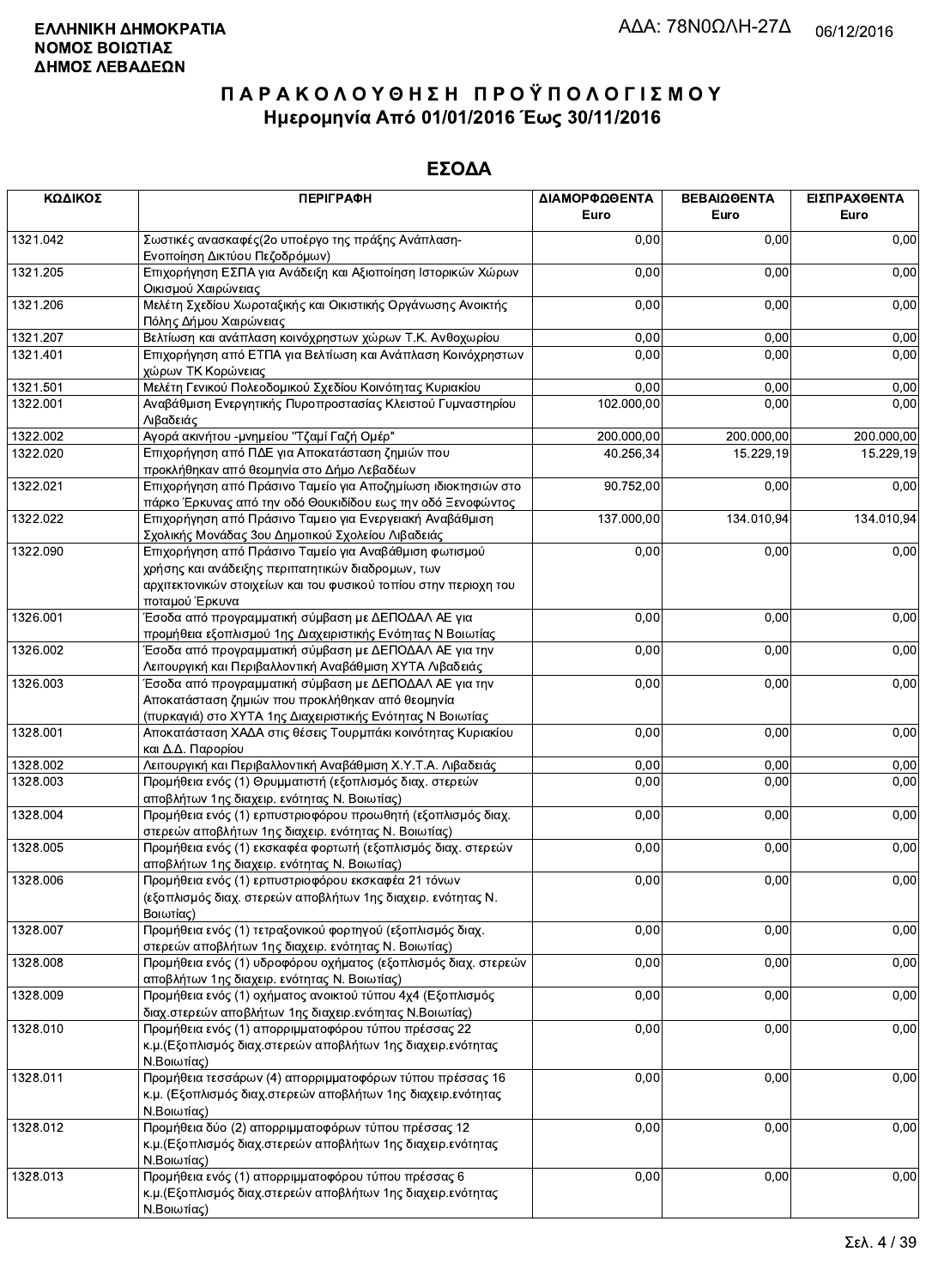**ΕΛΛΗΝΙΚΗ ΔΗΜΟΚΡΑΤΙΑ**
**ΝΟΜΟΣ ΒΟΙΩΤΙΑΣ**
**ΔΗΜΟΣ ΛΕΒΑΔΕΩΝ**

ΑΔΑ: 78Ν0ΩΛΗ-27Δ 06/12/2016

# ΠΑΡΑΚΟΛΟΥΘΗΣΗ ΠΡΟΫΠΟΛΟΓΙΣΜΟΥ
## Ημερομηνία Από 01/01/2016 Έως 30/11/2016

## ΕΣΟΔΑ

| ΚΩΔΙΚΟΣ | ΠΕΡΙΓΡΑΦΗ | ΔΙΑΜΟΡΦΩΘΕΝΤΑ Euro | ΒΕΒΑΙΩΘΕΝΤΑ Euro | ΕΙΣΠΡΑΧΘΕΝΤΑ Euro |
|---|---|---|---|---|
| 1321.042 | Σωστικές ανασκαφές(2ο υποέργο της πράξης Ανάπλαση-Ενοποίηση Δικτύου Πεζοδρόμων) | 0,00 | 0,00 | 0,00 |
| 1321.205 | Επιχορήγηση ΕΣΠΑ για Ανάδειξη και Αξιοποίηση Ιστορικών Χώρων Οικισμού Χαιρώνειας | 0,00 | 0,00 | 0,00 |
| 1321.206 | Μελέτη Σχεδίου Χωροταξικής και Οικιστικής Οργάνωσης Ανοικτής Πόλης Δήμου Χαιρώνειας | 0,00 | 0,00 | 0,00 |
| 1321.207 | Βελτίωση και ανάπλαση κοινόχρηστων χώρων Τ.Κ. Ανθοχωρίου | 0,00 | 0,00 | 0,00 |
| 1321.401 | Επιχορήγηση από ΕΤΠΑ για Βελτίωση και Ανάπλαση Κοινόχρηστων χώρων ΤΚ Κορώνειας | 0,00 | 0,00 | 0,00 |
| 1321.501 | Μελέτη Γενικού Πολεοδομικού Σχεδίου Κοινότητας Κυριακίου | 0,00 | 0,00 | 0,00 |
| 1322.001 | Αναβάθμιση Ενεργητικής Πυροπροστασίας Κλειστού Γυμναστηρίου Λιβαδειάς | 102.000,00 | 0,00 | 0,00 |
| 1322.002 | Αγορά ακινήτου -μνημείου "Τζαμί Γαζή Ομέρ" | 200.000,00 | 200.000,00 | 200.000,00 |
| 1322.020 | Επιχορήγηση από ΠΔΕ για Αποκατάσταση ζημιών που προκλήθηκαν από θεομηνία στο Δήμο Λεβαδέων | 40.256,34 | 15.229,19 | 15.229,19 |
| 1322.021 | Επιχορήγηση από Πράσινο Ταμείο για Αποζημίωση ιδιοκτησιών στο πάρκο Έρκυνας από την οδό Θουκιδίδου εως την οδό Ξενοφώντος | 90.752,00 | 0,00 | 0,00 |
| 1322.022 | Επιχορήγηση από Πράσινο Ταμειο για Ενεργειακή Αναβάθμιση Σχολικής Μονάδας 3ου Δημοτικού Σχολείου Λιβαδειάς | 137.000,00 | 134.010,94 | 134.010,94 |
| 1322.090 | Επιχορήγηση από Πράσινο Ταμείο για Αναβάθμιση φωτισμού χρήσης και ανάδειξης περιπατητικών διαδρομών, των αρχιτεκτονικών στοιχείων και του φυσικού τοπίου στην περιοχη του ποταμού Έρκυνα | 0,00 | 0,00 | 0,00 |
| 1326.001 | Έσοδα από προγραμματική σύμβαση με ΔΕΠΟΔΑΛ ΑΕ για προμήθεια εξοπλισμού 1ης Διαχειριστικής Ενότητας Ν Βοιωτίας | 0,00 | 0,00 | 0,00 |
| 1326.002 | Έσοδα από προγραμματική σύμβαση με ΔΕΠΟΔΑΛ ΑΕ για την Λειτουργική και Περιβαλλοντική Αναβάθμιση ΧΥΤΑ Λιβαδειάς | 0,00 | 0,00 | 0,00 |
| 1326.003 | Έσοδα από προγραμματική σύμβαση με ΔΕΠΟΔΑΛ ΑΕ για την Αποκατάσταση ζημιών που προκλήθηκαν από θεομηνία (πυρκαγιά) στο ΧΥΤΑ 1ης Διαχειριστικής Ενότητας Ν Βοιωτίας | 0,00 | 0,00 | 0,00 |
| 1328.001 | Αποκατάσταση ΧΑΔΑ στις θέσεις Τουρμπάκι κοινότητας Κυριακίου και Δ.Δ. Παρορίου | 0,00 | 0,00 | 0,00 |
| 1328.002 | Λειτουργική και Περιβαλλοντική Αναβάθμιση Χ.Υ.Τ.Α. Λιβαδειάς | 0,00 | 0,00 | 0,00 |
| 1328.003 | Προμήθεια ενός (1) Θρυμματιστή (εξοπλισμός διαχ. στερεών αποβλήτων 1ης διαχειρ. ενότητας Ν. Βοιωτίας) | 0,00 | 0,00 | 0,00 |
| 1328.004 | Προμήθεια ενός (1) ερπυστριοφόρου προωθητή (εξοπλισμός διαχ. στερεών αποβλήτων 1ης διαχειρ. ενότητας Ν. Βοιωτίας) | 0,00 | 0,00 | 0,00 |
| 1328.005 | Προμήθεια ενός (1) εκσκαφέα φορτωτή (εξοπλισμός διαχ. στερεών αποβλήτων 1ης διαχειρ. ενότητας Ν. Βοιωτίας) | 0,00 | 0,00 | 0,00 |
| 1328.006 | Προμήθεια ενός (1) ερπυστριοφόρου εκσκαφέα 21 τόνων (εξοπλισμός διαχ. στερεών αποβλήτων 1ης διαχειρ. ενότητας Ν. Βοιωτίας) | 0,00 | 0,00 | 0,00 |
| 1328.007 | Προμήθεια ενός (1) τετραξονικού φορτηγού (εξοπλισμός διαχ. στερεών αποβλήτων 1ης διαχειρ. ενότητας Ν. Βοιωτίας) | 0,00 | 0,00 | 0,00 |
| 1328.008 | Προμήθεια ενός (1) υδροφόρου οχήματος (εξοπλισμός διαχ. στερεών αποβλήτων 1ης διαχειρ. ενότητας Ν. Βοιωτίας) | 0,00 | 0,00 | 0,00 |
| 1328.009 | Προμήθεια ενός (1) οχήματος ανοικτού τύπου 4x4 (Εξοπλισμός διαχ.στερεών αποβλήτων 1ης διαχειρ.ενότητας Ν.Βοιωτίας) | 0,00 | 0,00 | 0,00 |
| 1328.010 | Προμήθεια ενός (1) απορριμματοφόρου τύπου πρέσσας 22 κ.μ.(Εξοπλισμός διαχ.στερεών αποβλήτων 1ης διαχειρ.ενότητας Ν.Βοιωτίας) | 0,00 | 0,00 | 0,00 |
| 1328.011 | Προμήθεια τεσσάρων (4) απορριμματοφόρων τύπου πρέσσας 16 κ.μ. (Εξοπλισμός διαχ.στερεών αποβλήτων 1ης διαχειρ.ενότητας Ν.Βοιωτίας) | 0,00 | 0,00 | 0,00 |
| 1328.012 | Προμήθεια δύο (2) απορριμματοφόρων τύπου πρέσσας 12 κ.μ.(Εξοπλισμός διαχ.στερεών αποβλήτων 1ης διαχειρ.ενότητας Ν.Βοιωτίας) | 0,00 | 0,00 | 0,00 |
| 1328.013 | Προμήθεια ενός (1) απορριμματοφόρου τύπου πρέσσας 6 κ.μ.(Εξοπλισμός διαχ.στερεών αποβλήτων 1ης διαχειρ.ενότητας Ν.Βοιωτίας) | 0,00 | 0,00 | 0,00 |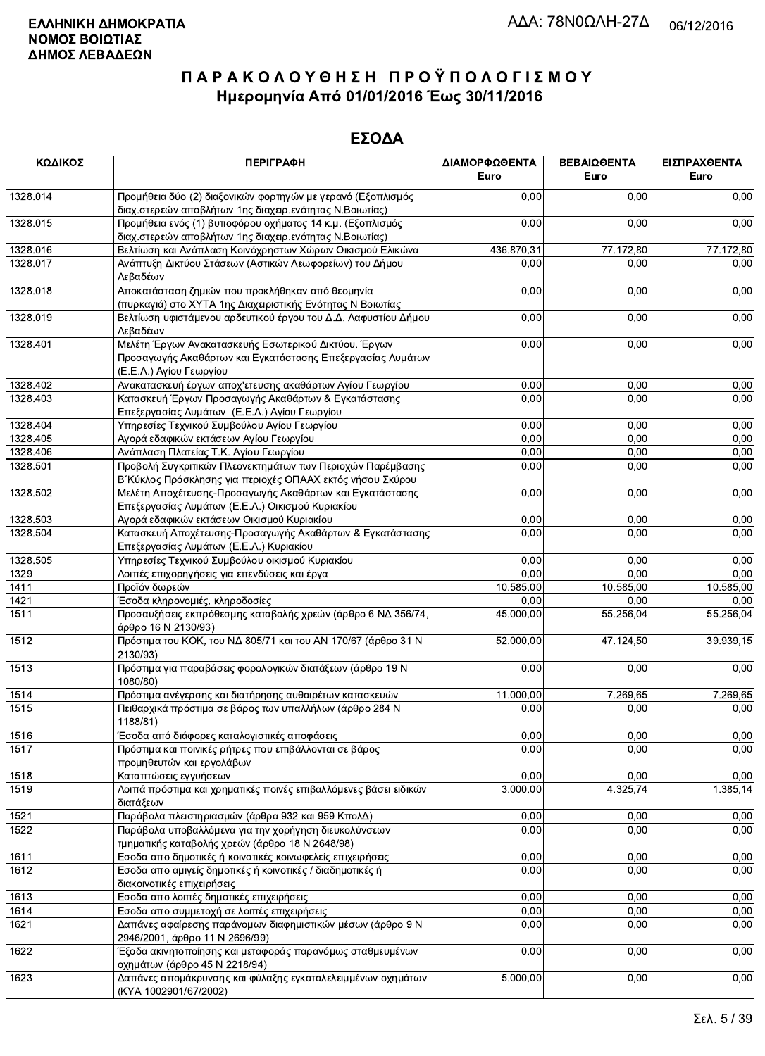**ΕΛΛΗΝΙΚΗ ΔΗΜΟΚΡΑΤΙΑ**
**ΝΟΜΟΣ ΒΟΙΩΤΙΑΣ**
**ΔΗΜΟΣ ΛΕΒΑΔΕΩΝ**

ΑΔΑ: 78Ν0ΩΛΗ-27Δ 06/12/2016

# ΠΑΡΑΚΟΛΟΥΘΗΣΗ ΠΡΟΫΠΟΛΟΓΙΣΜΟΥ
## Ημερομηνία Από 01/01/2016 Έως 30/11/2016

## ΕΣΟΔΑ

| ΚΩΔΙΚΟΣ | ΠΕΡΙΓΡΑΦΗ | ΔΙΑΜΟΡΦΩΘΕΝΤΑ Euro | ΒΕΒΑΙΩΘΕΝΤΑ Euro | ΕΙΣΠΡΑΧΘΕΝΤΑ Euro |
|---|---|---|---|---|
| 1328.014 | Προμήθεια δύο (2) διαξονικών φορτηγών με γερανό (Εξοπλισμός διαχ.στερεών αποβλήτων 1ης διαχειρ.ενότητας Ν.Βοιωτίας) | 0,00 | 0,00 | 0,00 |
| 1328.015 | Προμήθεια ενός (1) βυτιοφόρου οχήματος 14 κ.μ. (Εξοπλισμός διαχ.στερεών αποβλήτων 1ης διαχειρ.ενότητας Ν.Βοιωτίας) | 0,00 | 0,00 | 0,00 |
| 1328.016 | Βελτίωση και Ανάπλαση Κοινόχρηστων Χώρων Οικισμού Ελικώνα | 436.870,31 | 77.172,80 | 77.172,80 |
| 1328.017 | Ανάπτυξη Δικτύου Στάσεων (Αστικών Λεωφορείων) του Δήμου Λεβαδέων | 0,00 | 0,00 | 0,00 |
| 1328.018 | Αποκατάσταση ζημιών που προκλήθηκαν από θεομηνία (πυρκαγιά) στο ΧΥΤΑ 1ης Διαχειριστικής Ενότητας Ν Βοιωτίας | 0,00 | 0,00 | 0,00 |
| 1328.019 | Βελτίωση υφιστάμενου αρδευτικού έργου του Δ.Δ. Λαφυστίου Δήμου Λεβαδέων | 0,00 | 0,00 | 0,00 |
| 1328.401 | Μελέτη Έργων Ανακατασκευής Εσωτερικού Δικτύου, Έργων Προσαγωγής Ακαθάρτων και Εγκατάστασης Επεξεργασίας Λυμάτων (Ε.Ε.Λ.) Αγίου Γεωργίου | 0,00 | 0,00 | 0,00 |
| 1328.402 | Ανακατασκευή έργων αποχ'ετευσης ακαθάρτων Αγίου Γεωργίου | 0,00 | 0,00 | 0,00 |
| 1328.403 | Κατασκευή Έργων Προσαγωγής Ακαθάρτων & Εγκατάστασης Επεξεργασίας Λυμάτων (Ε.Ε.Λ.) Αγίου Γεωργίου | 0,00 | 0,00 | 0,00 |
| 1328.404 | Υπηρεσίες Τεχνικού Συμβούλου Αγίου Γεωργίου | 0,00 | 0,00 | 0,00 |
| 1328.405 | Αγορά εδαφικών εκτάσεων Αγίου Γεωργίου | 0,00 | 0,00 | 0,00 |
| 1328.406 | Ανάπλαση Πλατείας Τ.Κ. Αγίου Γεωργίου | 0,00 | 0,00 | 0,00 |
| 1328.501 | Προβολή Συγκριτικών Πλεονεκτημάτων των Περιοχών Παρέμβασης Β΄Κύκλος Πρόσκλησης για περιοχές ΟΠΑΑΧ εκτός νήσου Σκύρου | 0,00 | 0,00 | 0,00 |
| 1328.502 | Μελέτη Αποχέτευσης-Προσαγωγής Ακαθάρτων και Εγκατάστασης Επεξεργασίας Λυμάτων (Ε.Ε.Λ.) Οικισμού Κυριακίου | 0,00 | 0,00 | 0,00 |
| 1328.503 | Αγορά εδαφικών εκτάσεων Οικισμού Κυριακίου | 0,00 | 0,00 | 0,00 |
| 1328.504 | Κατασκευή Αποχέτευσης-Προσαγωγής Ακαθάρτων & Εγκατάστασης Επεξεργασίας Λυμάτων (Ε.Ε.Λ.) Κυριακίου | 0,00 | 0,00 | 0,00 |
| 1328.505 | Υπηρεσίες Τεχνικού Συμβούλου οικισμού Κυριακίου | 0,00 | 0,00 | 0,00 |
| 1329 | Λοιπές επιχορηγήσεις για επενδύσεις και έργα | 0,00 | 0,00 | 0,00 |
| 1411 | Προϊόν δωρεών | 10.585,00 | 10.585,00 | 10.585,00 |
| 1421 | Έσοδα κληρονομιές, κληροδοσίες | 0,00 | 0,00 | 0,00 |
| 1511 | Προσαυξήσεις εκπρόθεσμης καταβολής χρεών (άρθρο 6 ΝΔ 356/74, άρθρο 16 Ν 2130/93) | 45.000,00 | 55.256,04 | 55.256,04 |
| 1512 | Πρόστιμα του ΚΟΚ, του ΝΔ 805/71 και του ΑΝ 170/67 (άρθρο 31 Ν 2130/93) | 52.000,00 | 47.124,50 | 39.939,15 |
| 1513 | Πρόστιμα για παραβάσεις φορολογικών διατάξεων (άρθρο 19 Ν 1080/80) | 0,00 | 0,00 | 0,00 |
| 1514 | Πρόστιμα ανέγερσης και διατήρησης αυθαιρέτων κατασκευών | 11.000,00 | 7.269,65 | 7.269,65 |
| 1515 | Πειθαρχικά πρόστιμα σε βάρος των υπαλλήλων (άρθρο 284 Ν 1188/81) | 0,00 | 0,00 | 0,00 |
| 1516 | Έσοδα από διάφορες καταλογιστικές αποφάσεις | 0,00 | 0,00 | 0,00 |
| 1517 | Πρόστιμα και ποινικές ρήτρες που επιβάλλονται σε βάρος προμηθευτών και εργολάβων | 0,00 | 0,00 | 0,00 |
| 1518 | Καταπτώσεις εγγυήσεων | 0,00 | 0,00 | 0,00 |
| 1519 | Λοιπά πρόστιμα και χρηματικές ποινές επιβαλλόμενες βάσει ειδικών διατάξεων | 3.000,00 | 4.325,74 | 1.385,14 |
| 1521 | Παράβολα πλειστηριασμών (άρθρα 932 και 959 ΚπολΔ) | 0,00 | 0,00 | 0,00 |
| 1522 | Παράβολα υποβαλλόμενα για την χορήγηση διευκολύνσεων τμηματικής καταβολής χρεών (άρθρο 18 Ν 2648/98) | 0,00 | 0,00 | 0,00 |
| 1611 | Εσοδα απο δημοτικές ή κοινοτικές κοινωφελείς επιχειρήσεις | 0,00 | 0,00 | 0,00 |
| 1612 | Εσοδα απο αμιγείς δημοτικές ή κοινοτικές / διαδημοτικές ή διακοινοτικές επιχειρήσεις | 0,00 | 0,00 | 0,00 |
| 1613 | Εσοδα απο λοιπές δημοτικές επιχειρήσεις | 0,00 | 0,00 | 0,00 |
| 1614 | Εσοδα απο συμμετοχή σε λοιπές επιχειρήσεις | 0,00 | 0,00 | 0,00 |
| 1621 | Δαπάνες αφαίρεσης παράνομων διαφημιστικών μέσων (άρθρο 9 Ν 2946/2001, άρθρο 11 Ν 2696/99) | 0,00 | 0,00 | 0,00 |
| 1622 | Έξοδα ακινητοποίησης και μεταφοράς παρανόμως σταθμευμένων οχημάτων (άρθρο 45 Ν 2218/94) | 0,00 | 0,00 | 0,00 |
| 1623 | Δαπάνες απομάκρυνσης και φύλαξης εγκαταλελειμμένων οχημάτων (ΚΥΑ 1002901/67/2002) | 5.000,00 | 0,00 | 0,00 |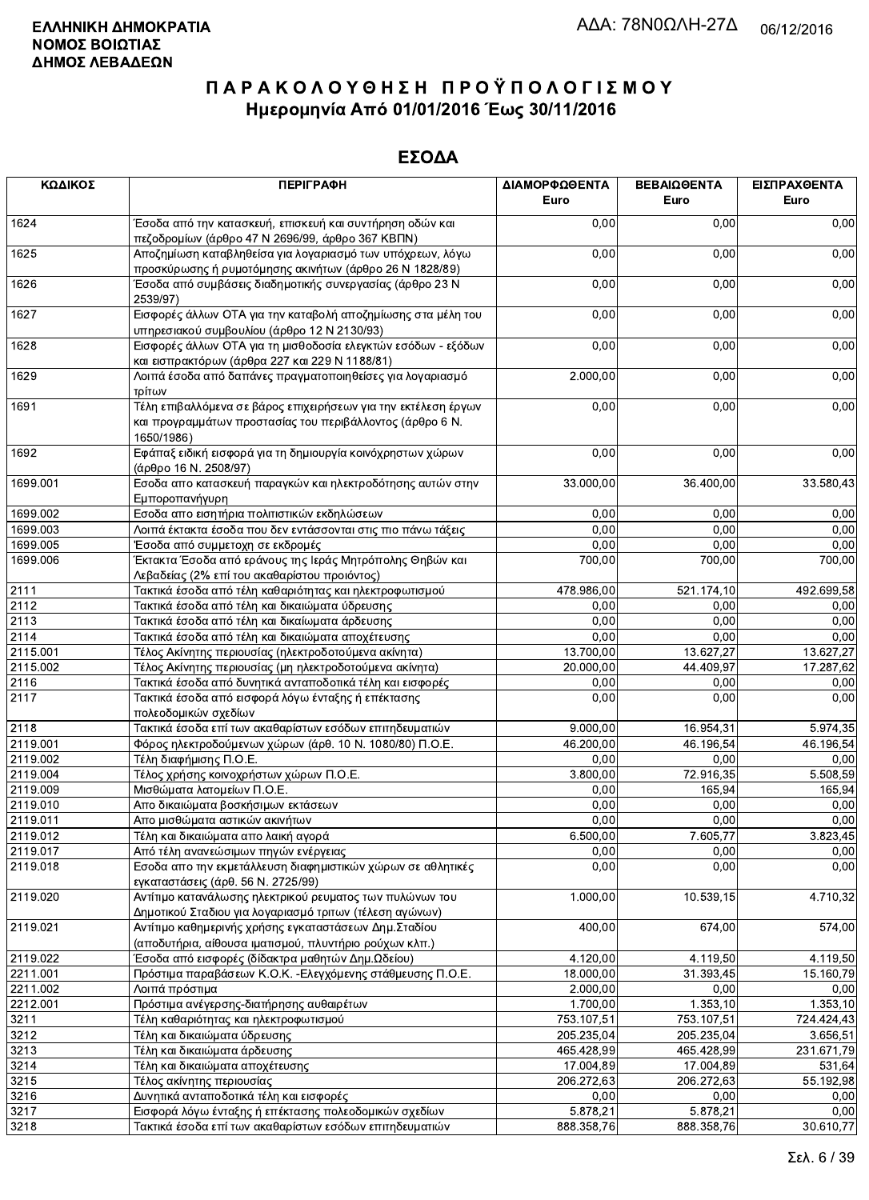**ΕΛΛΗΝΙΚΗ ΔΗΜΟΚΡΑΤΙΑ**
**ΝΟΜΟΣ ΒΟΙΩΤΙΑΣ**
**ΔΗΜΟΣ ΛΕΒΑΔΕΩΝ**

ΑΔΑ: 78Ν0ΩΛΗ-27Δ 06/12/2016

# ΠΑΡΑΚΟΛΟΥΘΗΣΗ ΠΡΟΫΠΟΛΟΓΙΣΜΟΥ
## Ημερομηνία Από 01/01/2016 Έως 30/11/2016

## ΕΣΟΔΑ

| ΚΩΔΙΚΟΣ | ΠΕΡΙΓΡΑΦΗ | ΔΙΑΜΟΡΦΩΘΕΝΤΑ Euro | ΒΕΒΑΙΩΘΕΝΤΑ Euro | ΕΙΣΠΡΑΧΘΕΝΤΑ Euro |
|---|---|---|---|---|
| 1624 | Έσοδα από την κατασκευή, επισκευή και συντήρηση οδών και πεζοδρομίων (άρθρο 47 Ν 2696/99, άρθρο 367 ΚΒΠΝ) | 0,00 | 0,00 | 0,00 |
| 1625 | Αποζημίωση καταβληθείσα για λογαριασμό των υπόχρεων, λόγω προσκύρωσης ή ρυμοτόμησης ακινήτων (άρθρο 26 Ν 1828/89) | 0,00 | 0,00 | 0,00 |
| 1626 | Έσοδα από συμβάσεις διαδημοτικής συνεργασίας (άρθρο 23 Ν 2539/97) | 0,00 | 0,00 | 0,00 |
| 1627 | Εισφορές άλλων ΟΤΑ για την καταβολή αποζημίωσης στα μέλη του υπηρεσιακού συμβουλίου (άρθρο 12 Ν 2130/93) | 0,00 | 0,00 | 0,00 |
| 1628 | Εισφορές άλλων ΟΤΑ για τη μισθοδοσία ελεγκτών εσόδων - εξόδων και εισπρακτόρων (άρθρα 227 και 229 Ν 1188/81) | 0,00 | 0,00 | 0,00 |
| 1629 | Λοιπά έσοδα από δαπάνες πραγματοποιηθείσες για λογαριασμό τρίτων | 2.000,00 | 0,00 | 0,00 |
| 1691 | Τέλη επιβαλλόμενα σε βάρος επιχειρήσεων για την εκτέλεση έργων και προγραμμάτων προστασίας του περιβάλλοντος (άρθρο 6 Ν. 1650/1986) | 0,00 | 0,00 | 0,00 |
| 1692 | Εφάπαξ ειδική εισφορά για τη δημιουργία κοινόχρηστων χώρων (άρθρο 16 Ν. 2508/97) | 0,00 | 0,00 | 0,00 |
| 1699.001 | Εσοδα απο κατασκευη παραγκών και ηλεκτροδότησης αυτών στην Εμποροπανήγυρη | 33.000,00 | 36.400,00 | 33.580,43 |
| 1699.002 | Εσοδα απο εισητήρια πολιτιστικών εκδηλώσεων | 0,00 | 0,00 | 0,00 |
| 1699.003 | Λοιπά έκτακτα έσοδα που δεν εντάσσονται στις πιο πάνω τάξεις | 0,00 | 0,00 | 0,00 |
| 1699.005 | Έσοδα από συμμετοχη σε εκδρομές | 0,00 | 0,00 | 0,00 |
| 1699.006 | Έκτακτα Έσοδα από εράνους της Ιεράς Μητρόπολης Θηβών και Λεβαδείας (2% επί του ακαθαρίστου προιόντος) | 700,00 | 700,00 | 700,00 |
| 2111 | Τακτικά έσοδα από τέλη καθαριότητας και ηλεκτροφωτισμού | 478.986,00 | 521.174,10 | 492.699,58 |
| 2112 | Τακτικά έσοδα από τέλη και δικαιώματα ύδρευσης | 0,00 | 0,00 | 0,00 |
| 2113 | Τακτικά έσοδα από τέλη και δικαιώματα άρδευσης | 0,00 | 0,00 | 0,00 |
| 2114 | Τακτικά έσοδα από τέλη και δικαιώματα αποχέτευσης | 0,00 | 0,00 | 0,00 |
| 2115.001 | Τέλος Ακίνητης περιουσίας (ηλεκτροδοτούμενα ακίνητα) | 13.700,00 | 13.627,27 | 13.627,27 |
| 2115.002 | Τέλος Ακίνητης περιουσίας (μη ηλεκτροδοτούμενα ακίνητα) | 20.000,00 | 44.409,97 | 17.287,62 |
| 2116 | Τακτικά έσοδα από δυνητικά ανταποδοτικά τέλη και εισφορές | 0,00 | 0,00 | 0,00 |
| 2117 | Τακτικά έσοδα από εισφορά λόγω ένταξης ή επέκτασης πολεοδομικών σχεδίων | 0,00 | 0,00 | 0,00 |
| 2118 | Τακτικά έσοδα επί των ακαθαρίστων εσόδων επιτηδευματιών | 9.000,00 | 16.954,31 | 5.974,35 |
| 2119.001 | Φόρος ηλεκτροδούμενων χώρων (άρθ. 10 Ν. 1080/80) Π.Ο.Ε. | 46.200,00 | 46.196,54 | 46.196,54 |
| 2119.002 | Τέλη διαφήμισης Π.Ο.Ε. | 0,00 | 0,00 | 0,00 |
| 2119.004 | Τέλος χρήσης κοινοχρήστων χώρων Π.Ο.Ε. | 3.800,00 | 72.916,35 | 5.508,59 |
| 2119.009 | Μισθώματα λατομείων Π.Ο.Ε. | 0,00 | 165,94 | 165,94 |
| 2119.010 | Απο δικαιώματα βοσκήσιμων εκτάσεων | 0,00 | 0,00 | 0,00 |
| 2119.011 | Απο μισθώματα αστικών ακινήτων | 0,00 | 0,00 | 0,00 |
| 2119.012 | Τέλη και δικαιώματα απο λαική αγορά | 6.500,00 | 7.605,77 | 3.823,45 |
| 2119.017 | Από τέλη ανανεώσιμων πηγών ενέργειας | 0,00 | 0,00 | 0,00 |
| 2119.018 | Εσοδα απο την εκμετάλλευση διαφημιστικών χώρων σε αθλητικές εγκαταστάσεις (άρθ. 56 Ν. 2725/99) | 0,00 | 0,00 | 0,00 |
| 2119.020 | Αντίτιμο κατανάλωσης ηλεκτρικού ρευματος των πυλώνων του Δημοτικού Σταδιου για λογαριασμό τριτων (τέλεση αγώνων) | 1.000,00 | 10.539,15 | 4.710,32 |
| 2119.021 | Αντίτιμο καθημερινής χρήσης εγκαταστάσεων Δημ.Σταδίου (αποδυτήρια, αίθουσα ιματισμού, πλυντήριο ρούχων κλπ.) | 400,00 | 674,00 | 574,00 |
| 2119.022 | Έσοδα από εισφορές (δίδακτρα μαθητών Δημ.Ωδείου) | 4.120,00 | 4.119,50 | 4.119,50 |
| 2211.001 | Πρόστιμα παραβάσεων Κ.Ο.Κ. -Ελεγχόμενης στάθμευσης Π.Ο.Ε. | 18.000,00 | 31.393,45 | 15.160,79 |
| 2211.002 | Λοιπά πρόστιμα | 2.000,00 | 0,00 | 0,00 |
| 2212.001 | Πρόστιμα ανέγερσης-διατήρησης αυθαιρέτων | 1.700,00 | 1.353,10 | 1.353,10 |
| 3211 | Τέλη καθαριότητας και ηλεκτροφωτισμού | 753.107,51 | 753.107,51 | 724.424,43 |
| 3212 | Τέλη και δικαιώματα ύδρευσης | 205.235,04 | 205.235,04 | 3.656,51 |
| 3213 | Τέλη και δικαιώματα άρδευσης | 465.428,99 | 465.428,99 | 231.671,79 |
| 3214 | Τέλη και δικαιώματα αποχέτευσης | 17.004,89 | 17.004,89 | 531,64 |
| 3215 | Τέλος ακίνητης περιουσίας | 206.272,63 | 206.272,63 | 55.192,98 |
| 3216 | Δυνητικά ανταποδοτικά τέλη και εισφορές | 0,00 | 0,00 | 0,00 |
| 3217 | Εισφορά λόγω ένταξης ή επέκτασης πολεοδομικών σχεδίων | 5.878,21 | 5.878,21 | 0,00 |
| 3218 | Τακτικά έσοδα επί των ακαθαρίστων εσόδων επιτηδευματιών | 888.358,76 | 888.358,76 | 30.610,77 |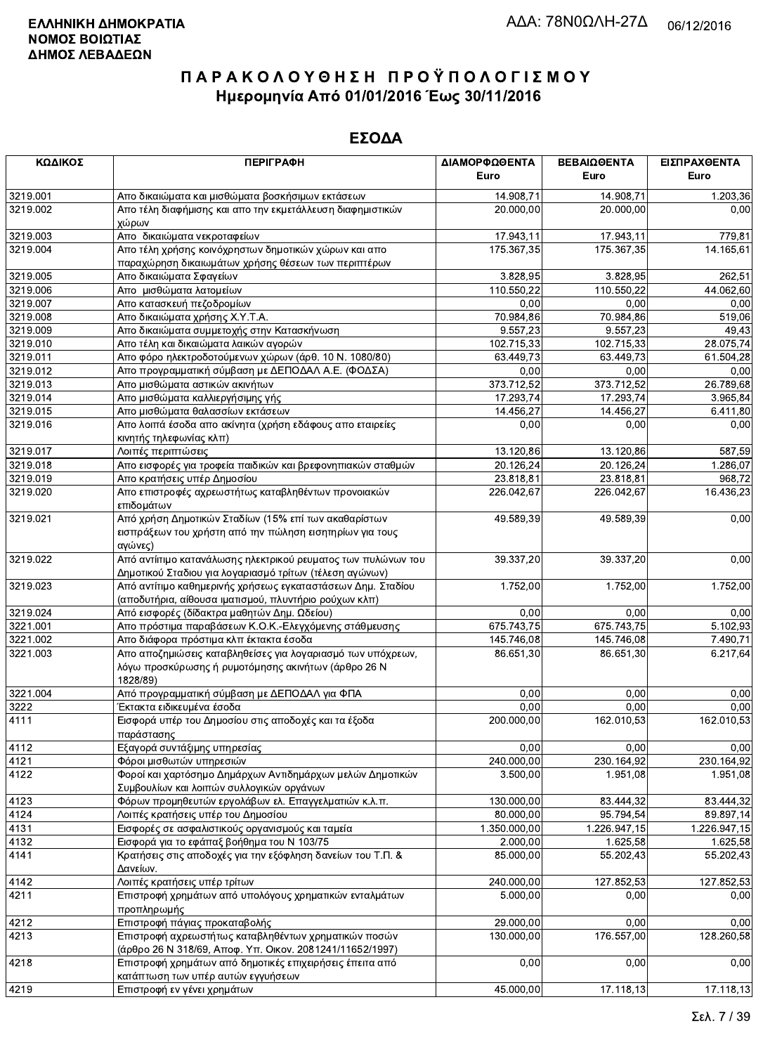**ΕΛΛΗΝΙΚΗ ΔΗΜΟΚΡΑΤΙΑ**
**ΝΟΜΟΣ ΒΟΙΩΤΙΑΣ**
**ΔΗΜΟΣ ΛΕΒΑΔΕΩΝ**

ΑΔΑ: 78Ν0ΩΛΗ-27Δ 06/12/2016

# Π Α Ρ Α Κ Ο Λ Ο Υ Θ Η Σ Η  Π Ρ Ο Ϋ Π Ο Λ Ο Γ Ι Σ Μ Ο Υ
## Ημερομηνία Από 01/01/2016 Έως 30/11/2016

## ΕΣΟΔΑ

| ΚΩΔΙΚΟΣ | ΠΕΡΙΓΡΑΦΗ | ΔΙΑΜΟΡΦΩΘΕΝΤΑ Euro | ΒΕΒΑΙΩΘΕΝΤΑ Euro | ΕΙΣΠΡΑΧΘΕΝΤΑ Euro |
|---|---|---|---|---|
| 3219.001 | Απο δικαιώματα και μισθώματα βοσκήσιμων εκτάσεων | 14.908,71 | 14.908,71 | 1.203,36 |
| 3219.002 | Απο τέλη διαφήμισης και απο την εκμετάλλευση διαφημιστικών χώρων | 20.000,00 | 20.000,00 | 0,00 |
| 3219.003 | Απο δικαιώματα νεκροταφείων | 17.943,11 | 17.943,11 | 779,81 |
| 3219.004 | Απο τέλη χρήσης κοινόχρηστων δημοτικών χώρων και απο παραχώρηση δικαιωμάτων χρήσης θέσεων των περιπτέρων | 175.367,35 | 175.367,35 | 14.165,61 |
| 3219.005 | Απο δικαιώματα Σφαγείων | 3.828,95 | 3.828,95 | 262,51 |
| 3219.006 | Απο μισθώματα λατομείων | 110.550,22 | 110.550,22 | 44.062,60 |
| 3219.007 | Απο κατασκευή πεζοδρομίων | 0,00 | 0,00 | 0,00 |
| 3219.008 | Απο δικαιώματα χρήσης Χ.Υ.Τ.Α. | 70.984,86 | 70.984,86 | 519,06 |
| 3219.009 | Απο δικαιώματα συμμετοχής στην Κατασκήνωση | 9.557,23 | 9.557,23 | 49,43 |
| 3219.010 | Απο τέλη και δικαιώματα λαικών αγορών | 102.715,33 | 102.715,33 | 28.075,74 |
| 3219.011 | Απο φόρο ηλεκτροδοτούμενων χώρων (άρθ. 10 Ν. 1080/80) | 63.449,73 | 63.449,73 | 61.504,28 |
| 3219.012 | Απο προγραμματική σύμβαση με ΔΕΠΟΔΑΛ Α.Ε. (ΦΟΔΣΑ) | 0,00 | 0,00 | 0,00 |
| 3219.013 | Απο μισθώματα αστικών ακινήτων | 373.712,52 | 373.712,52 | 26.789,68 |
| 3219.014 | Απο μισθώματα καλλιεργήσιμης γής | 17.293,74 | 17.293,74 | 3.965,84 |
| 3219.015 | Απο μισθώματα θαλασσίων εκτάσεων | 14.456,27 | 14.456,27 | 6.411,80 |
| 3219.016 | Απο λοιπά έσοδα απο ακίνητα (χρήση εδάφους απο εταιρείες κινητής τηλεφωνίας κλπ) | 0,00 | 0,00 | 0,00 |
| 3219.017 | Λοιπές περιπτώσεις | 13.120,86 | 13.120,86 | 587,59 |
| 3219.018 | Απο εισφορές για τροφεία παιδικών και βρεφονηπιακών σταθμών | 20.126,24 | 20.126,24 | 1.286,07 |
| 3219.019 | Απο κρατήσεις υπέρ Δημοσίου | 23.818,81 | 23.818,81 | 968,72 |
| 3219.020 | Απο επιστροφές αχρεωστήτως καταβληθέντων προνοιακών επιδομάτων | 226.042,67 | 226.042,67 | 16.436,23 |
| 3219.021 | Από χρήση Δημοτικών Σταδίων (15% επί των ακαθαρίστων εισπράξεων του χρήστη από την πώληση εισητηρίων για τους αγώνες) | 49.589,39 | 49.589,39 | 0,00 |
| 3219.022 | Από αντίτιμο κατανάλωσης ηλεκτρικού ρευματος των πυλώνων του Δημοτικού Σταδιου για λογαριασμό τρίτων (τέλεση αγώνων) | 39.337,20 | 39.337,20 | 0,00 |
| 3219.023 | Από αντίτιμο καθημερινής χρήσεως εγκαταστάσεων Δημ. Σταδίου (αποδυτήρια, αίθουσα ιματισμού, πλυντήριο ρούχων κλπ) | 1.752,00 | 1.752,00 | 1.752,00 |
| 3219.024 | Από εισφορές (δίδακτρα μαθητών Δημ. Ωδείου) | 0,00 | 0,00 | 0,00 |
| 3221.001 | Απο πρόστιμα παραβάσεων Κ.Ο.Κ.-Ελεγχόμενης στάθμευσης | 675.743,75 | 675.743,75 | 5.102,93 |
| 3221.002 | Απο διάφορα πρόστιμα κλπ έκτακτα έσοδα | 145.746,08 | 145.746,08 | 7.490,71 |
| 3221.003 | Απο αποζημιώσεις καταβληθείσες για λογαριασμό των υπόχρεων, λόγω προσκύρωσης ή ρυμοτόμησης ακινήτων (άρθρο 26 Ν 1828/89) | 86.651,30 | 86.651,30 | 6.217,64 |
| 3221.004 | Από προγραμματική σύμβαση με ΔΕΠΟΔΑΛ για ΦΠΑ | 0,00 | 0,00 | 0,00 |
| 3222 | Έκτακτα ειδικευμένα έσοδα | 0,00 | 0,00 | 0,00 |
| 4111 | Εισφορά υπέρ του Δημοσίου στις αποδοχές και τα έξοδα παράστασης | 200.000,00 | 162.010,53 | 162.010,53 |
| 4112 | Εξαγορά συντάξιμης υπηρεσίας | 0,00 | 0,00 | 0,00 |
| 4121 | Φόροι μισθωτών υπηρεσιών | 240.000,00 | 230.164,92 | 230.164,92 |
| 4122 | Φοροί και χαρτόσημο Δημάρχων Αντιδημάρχων μελών Δημοτικών Συμβουλίων και λοιπών συλλογικών οργάνων | 3.500,00 | 1.951,08 | 1.951,08 |
| 4123 | Φόρων προμηθευτών εργολάβων ελ. Επαγγελματιών κ.λ.π. | 130.000,00 | 83.444,32 | 83.444,32 |
| 4124 | Λοιπές κρατήσεις υπέρ του Δημοσίου | 80.000,00 | 95.794,54 | 89.897,14 |
| 4131 | Εισφορές σε ασφαλιστικούς οργανισμούς και ταμεία | 1.350.000,00 | 1.226.947,15 | 1.226.947,15 |
| 4132 | Εισφορά για το εφάπαξ βοήθημα του Ν 103/75 | 2.000,00 | 1.625,58 | 1.625,58 |
| 4141 | Κρατήσεις στις αποδοχές για την εξόφληση δανείων του Τ.Π. & Δανείων. | 85.000,00 | 55.202,43 | 55.202,43 |
| 4142 | Λοιπές κρατήσεις υπέρ τρίτων | 240.000,00 | 127.852,53 | 127.852,53 |
| 4211 | Επιστροφή χρημάτων από υπολόγους χρηματικών ενταλμάτων προπληρωμής | 5.000,00 | 0,00 | 0,00 |
| 4212 | Επιστροφή πάγιας προκαταβολής | 29.000,00 | 0,00 | 0,00 |
| 4213 | Επιστροφή αχρεωστήτως καταβληθέντων χρηματικών ποσών (άρθρο 26 Ν 318/69, Αποφ. Υπ. Οικον. 2081241/11652/1997) | 130.000,00 | 176.557,00 | 128.260,58 |
| 4218 | Επιστροφή χρημάτων από δημοτικές επιχειρήσεις έπειτα από κατάπτωση των υπέρ αυτών εγγυήσεων | 0,00 | 0,00 | 0,00 |
| 4219 | Επιστροφή εν γένει χρημάτων | 45.000,00 | 17.118,13 | 17.118,13 |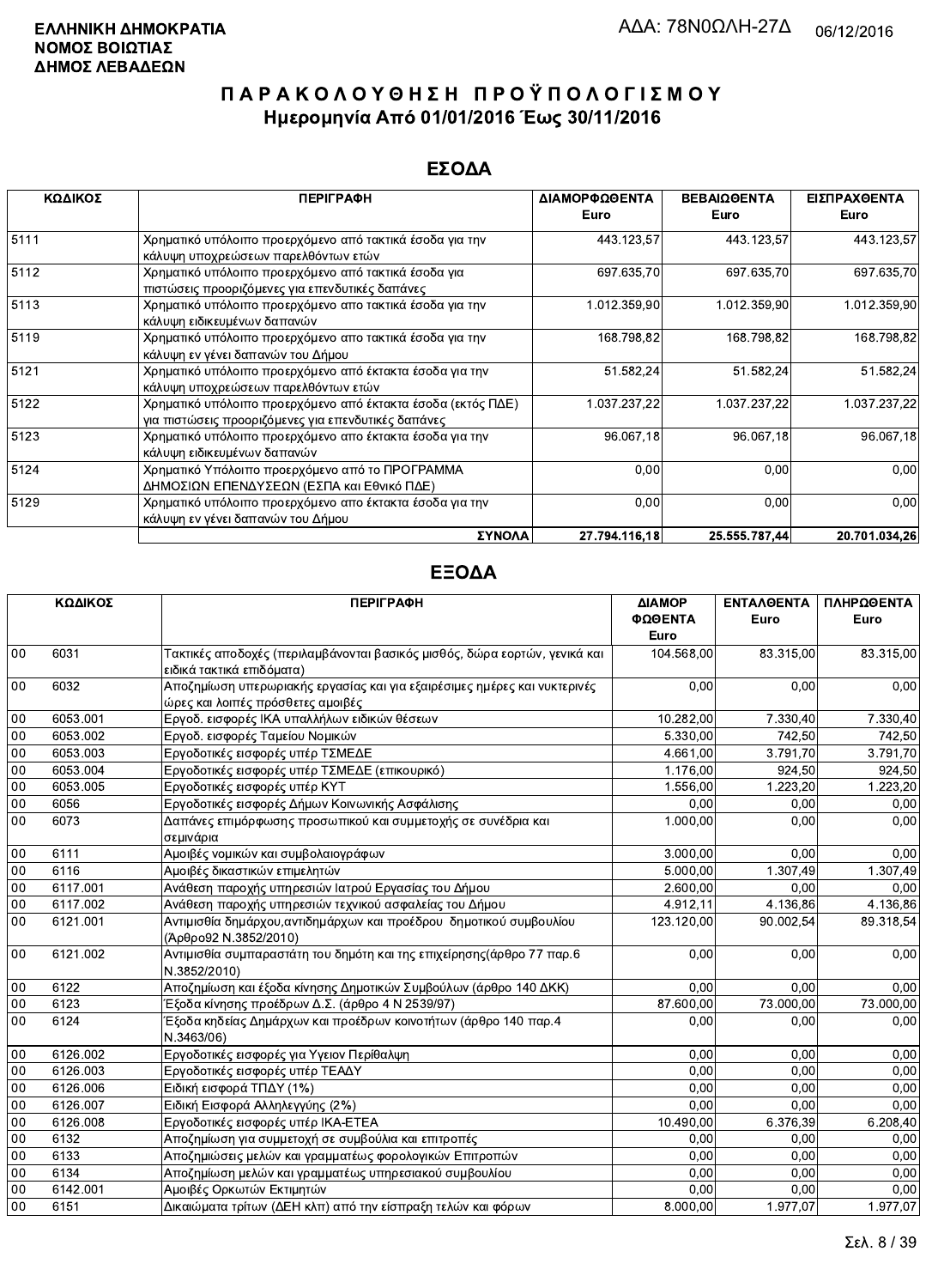**ΕΛΛΗΝΙΚΗ ΔΗΜΟΚΡΑΤΙΑ**
**ΝΟΜΟΣ ΒΟΙΩΤΙΑΣ**
**ΔΗΜΟΣ ΛΕΒΑΔΕΩΝ**

ΑΔΑ: 78Ν0ΩΛΗ-27Δ 06/12/2016

# ΠΑΡΑΚΟΛΟΥΘΗΣΗ ΠΡΟΫΠΟΛΟΓΙΣΜΟΥ
## Ημερομηνία Από 01/01/2016 Έως 30/11/2016

## ΕΣΟΔΑ

| ΚΩΔΙΚΟΣ | ΠΕΡΙΓΡΑΦΗ | ΔΙΑΜΟΡΦΩΘΕΝΤΑ Euro | ΒΕΒΑΙΩΘΕΝΤΑ Euro | ΕΙΣΠΡΑΧΘΕΝΤΑ Euro |
|---|---|---|---|---|
| 5111 | Χρηματικό υπόλοιπο προερχόμενο από τακτικά έσοδα για την κάλυψη υποχρεώσεων παρελθόντων ετών | 443.123,57 | 443.123,57 | 443.123,57 |
| 5112 | Χρηματικό υπόλοιπο προερχόμενο από τακτικά έσοδα για πιστώσεις προοριζόμενες για επενδυτικές δαπάνες | 697.635,70 | 697.635,70 | 697.635,70 |
| 5113 | Χρηματικό υπόλοιπο προερχόμενο απο τακτικά έσοδα για την κάλυψη ειδικευμένων δαπανών | 1.012.359,90 | 1.012.359,90 | 1.012.359,90 |
| 5119 | Χρηματικό υπόλοιπο προερχόμενο απο τακτικά έσοδα για την κάλυψη εν γένει δαπανών του Δήμου | 168.798,82 | 168.798,82 | 168.798,82 |
| 5121 | Χρηματικό υπόλοιπο προερχόμενο από έκτακτα έσοδα για την κάλυψη υποχρεώσεων παρελθόντων ετών | 51.582,24 | 51.582,24 | 51.582,24 |
| 5122 | Χρηματικό υπόλοιπο προερχόμενο από έκτακτα έσοδα (εκτός ΠΔΕ) για πιστώσεις προοριζόμενες για επενδυτικές δαπάνες | 1.037.237,22 | 1.037.237,22 | 1.037.237,22 |
| 5123 | Χρηματικό υπόλοιπο προερχόμενο απο έκτακτα έσοδα για την κάλυψη ειδικευμένων δαπανών | 96.067,18 | 96.067,18 | 96.067,18 |
| 5124 | Χρηματικό Υπόλοιπο προερχόμενο από το ΠΡΟΓΡΑΜΜΑ ΔΗΜΟΣΙΩΝ ΕΠΕΝΔΥΣΕΩΝ (ΕΣΠΑ και Εθνικό ΠΔΕ) | 0,00 | 0,00 | 0,00 |
| 5129 | Χρηματικό υπόλοιπο προερχόμενο απο έκτακτα έσοδα για την κάλυψη εν γένει δαπανών του Δήμου | 0,00 | 0,00 | 0,00 |
| | **ΣΥΝΟΛΑ** | **27.794.116,18** | **25.555.787,44** | **20.701.034,26** |

## ΕΞΟΔΑ

| ΚΩΔΙΚΟΣ | | ΠΕΡΙΓΡΑΦΗ | ΔΙΑΜΟΡΦΩΘΕΝΤΑ Euro | ΕΝΤΑΛΘΕΝΤΑ Euro | ΠΛΗΡΩΘΕΝΤΑ Euro |
|---|---|---|---|---|---|
| 00 | 6031 | Τακτικές αποδοχές (περιλαμβάνονται βασικός μισθός, δώρα εορτών, γενικά και ειδικά τακτικά επιδόματα) | 104.568,00 | 83.315,00 | 83.315,00 |
| 00 | 6032 | Αποζημίωση υπερωριακής εργασίας και για εξαιρέσιμες ημέρες και νυκτερινές ώρες και λοιπές πρόσθετες αμοιβές | 0,00 | 0,00 | 0,00 |
| 00 | 6053.001 | Εργοδ. εισφορές ΙΚΑ υπαλλήλων ειδικών θέσεων | 10.282,00 | 7.330,40 | 7.330,40 |
| 00 | 6053.002 | Εργοδ. εισφορές Ταμείου Νομικών | 5.330,00 | 742,50 | 742,50 |
| 00 | 6053.003 | Εργοδοτικές εισφορές υπέρ ΤΣΜΕΔΕ | 4.661,00 | 3.791,70 | 3.791,70 |
| 00 | 6053.004 | Εργοδοτικές εισφορές υπέρ ΤΣΜΕΔΕ (επικουρικό) | 1.176,00 | 924,50 | 924,50 |
| 00 | 6053.005 | Εργοδοτικές εισφορές υπέρ ΚΥΤ | 1.556,00 | 1.223,20 | 1.223,20 |
| 00 | 6056 | Εργοδοτικές εισφορές Δήμων Κοινωνικής Ασφάλισης | 0,00 | 0,00 | 0,00 |
| 00 | 6073 | Δαπάνες επιμόρφωσης προσωπικού και συμμετοχής σε συνέδρια και σεμινάρια | 1.000,00 | 0,00 | 0,00 |
| 00 | 6111 | Αμοιβές νομικών και συμβολαιογράφων | 3.000,00 | 0,00 | 0,00 |
| 00 | 6116 | Αμοιβές δικαστικών επιμελητών | 5.000,00 | 1.307,49 | 1.307,49 |
| 00 | 6117.001 | Ανάθεση παροχής υπηρεσιών Ιατρού Εργασίας του Δήμου | 2.600,00 | 0,00 | 0,00 |
| 00 | 6117.002 | Ανάθεση παροχής υπηρεσιών τεχνικού ασφαλείας του Δήμου | 4.912,11 | 4.136,86 | 4.136,86 |
| 00 | 6121.001 | Αντιμισθία δημάρχου,αντιδημάρχων και προέδρου δημοτικού συμβουλίου (Άρθρο92 Ν.3852/2010) | 123.120,00 | 90.002,54 | 89.318,54 |
| 00 | 6121.002 | Αντιμισθία συμπαραστάτη του δημότη και της επιχείρησης(άρθρο 77 παρ.6 Ν.3852/2010) | 0,00 | 0,00 | 0,00 |
| 00 | 6122 | Αποζημίωση και έξοδα κίνησης Δημοτικών Συμβούλων (άρθρο 140 ΔΚΚ) | 0,00 | 0,00 | 0,00 |
| 00 | 6123 | Έξοδα κίνησης προέδρων Δ.Σ. (άρθρο 4 Ν 2539/97) | 87.600,00 | 73.000,00 | 73.000,00 |
| 00 | 6124 | Έξοδα κηδείας Δημάρχων και προέδρων κοινοτήτων (άρθρο 140 παρ.4 Ν.3463/06) | 0,00 | 0,00 | 0,00 |
| 00 | 6126.002 | Εργοδοτικές εισφορές για Υγειον Περίθαλψη | 0,00 | 0,00 | 0,00 |
| 00 | 6126.003 | Εργοδοτικές εισφορές υπέρ ΤΕΑΔΥ | 0,00 | 0,00 | 0,00 |
| 00 | 6126.006 | Ειδική εισφορά ΤΠΔΥ (1%) | 0,00 | 0,00 | 0,00 |
| 00 | 6126.007 | Ειδική Εισφορά Αλληλεγγύης (2%) | 0,00 | 0,00 | 0,00 |
| 00 | 6126.008 | Εργοδοτικές εισφορές υπέρ ΙΚΑ-ΕΤΕΑ | 10.490,00 | 6.376,39 | 6.208,40 |
| 00 | 6132 | Αποζημίωση για συμμετοχή σε συμβούλια και επιτροπές | 0,00 | 0,00 | 0,00 |
| 00 | 6133 | Αποζημιώσεις μελών και γραμματέως φορολογικών Επιτροπών | 0,00 | 0,00 | 0,00 |
| 00 | 6134 | Αποζημίωση μελών και γραμματέως υπηρεσιακού συμβουλίου | 0,00 | 0,00 | 0,00 |
| 00 | 6142.001 | Αμοιβές Ορκωτών Εκτιμητών | 0,00 | 0,00 | 0,00 |
| 00 | 6151 | Δικαιώματα τρίτων (ΔΕΗ κλπ) από την είσπραξη τελών και φόρων | 8.000,00 | 1.977,07 | 1.977,07 |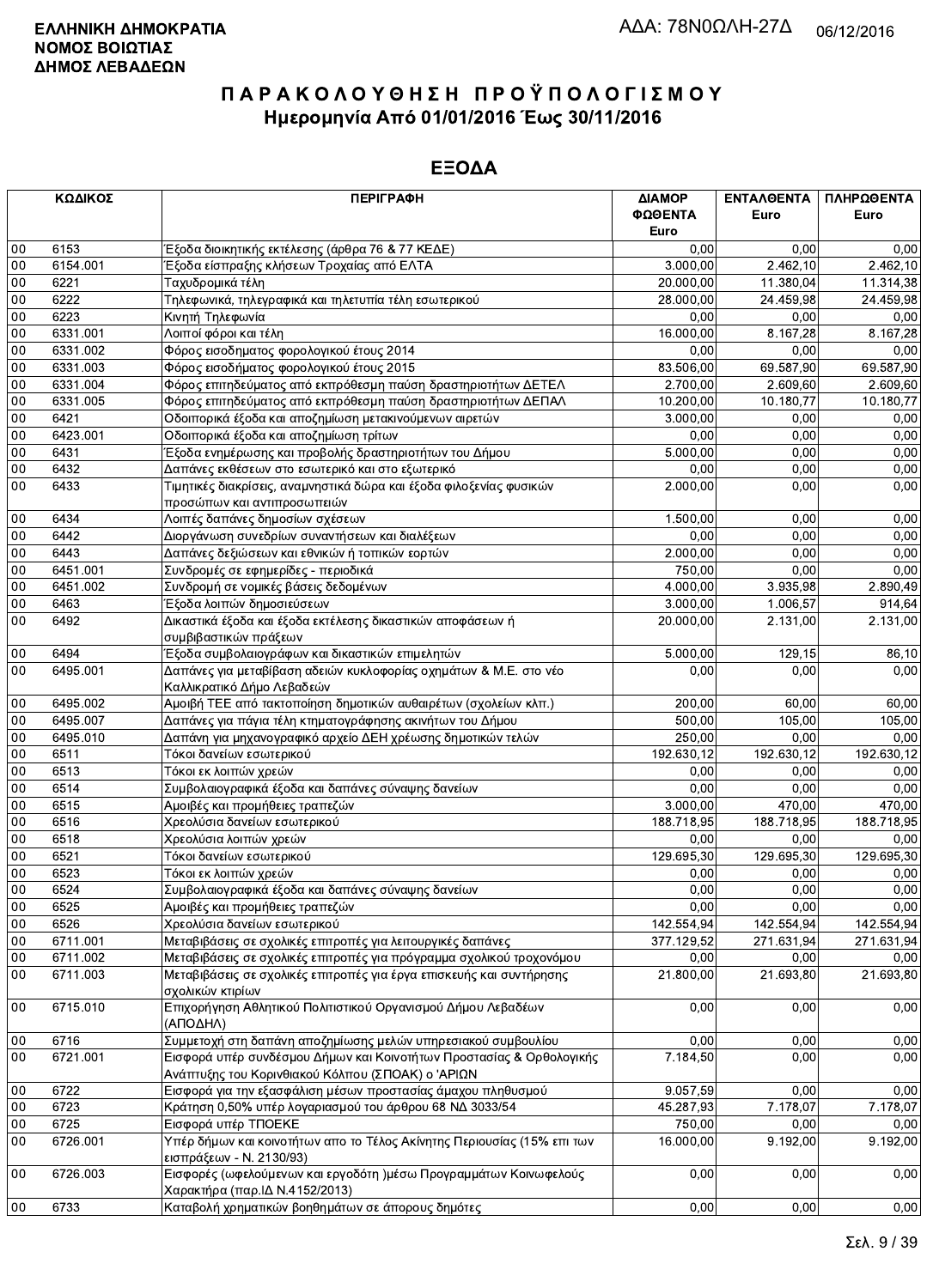ΕΛΛΗΝΙΚΗ ΔΗΜΟΚΡΑΤΙΑ
ΝΟΜΟΣ ΒΟΙΩΤΙΑΣ
ΔΗΜΟΣ ΛΕΒΑΔΕΩΝ

ΑΔΑ: 78Ν0ΩΛΗ-27Δ 06/12/2016

# ΠΑΡΑΚΟΛΟΥΘΗΣΗ ΠΡΟΫΠΟΛΟΓΙΣΜΟΥ
## Ημερομηνία Από 01/01/2016 Έως 30/11/2016

## ΕΞΟΔΑ

| ΚΩΔΙΚΟΣ | | ΠΕΡΙΓΡΑΦΗ | ΔΙΑΜΟΡ ΦΩΘΕΝΤΑ Euro | ΕΝΤΑΛΘΕΝΤΑ Euro | ΠΛΗΡΩΘΕΝΤΑ Euro |
|---|---|---|---|---|---|
| 00 | 6153 | Έξοδα διοικητικής εκτέλεσης (άρθρα 76 & 77 ΚΕΔΕ) | 0,00 | 0,00 | 0,00 |
| 00 | 6154.001 | Έξοδα είσπραξης κλήσεων Τροχαίας από ΕΛΤΑ | 3.000,00 | 2.462,10 | 2.462,10 |
| 00 | 6221 | Ταχυδρομικά τέλη | 20.000,00 | 11.380,04 | 11.314,38 |
| 00 | 6222 | Τηλεφωνικά, τηλεγραφικά και τηλετυπία τέλη εσωτερικού | 28.000,00 | 24.459,98 | 24.459,98 |
| 00 | 6223 | Κινητή Τηλεφωνία | 0,00 | 0,00 | 0,00 |
| 00 | 6331.001 | Λοιποί φόροι και τέλη | 16.000,00 | 8.167,28 | 8.167,28 |
| 00 | 6331.002 | Φόρος εισοδήματος φορολογικού έτους 2014 | 0,00 | 0,00 | 0,00 |
| 00 | 6331.003 | Φόρος εισοδήματος φορολογικού έτους 2015 | 83.506,00 | 69.587,90 | 69.587,90 |
| 00 | 6331.004 | Φόρος επιτηδεύματος από εκπρόθεσμη παύση δραστηριοτήτων ΔΕΤΕΛ | 2.700,00 | 2.609,60 | 2.609,60 |
| 00 | 6331.005 | Φόρος επιτηδεύματος από εκπρόθεσμη παύση δραστηριοτήτων ΔΕΠΑΛ | 10.200,00 | 10.180,77 | 10.180,77 |
| 00 | 6421 | Οδοιπορικά έξοδα και αποζημίωση μετακινούμενων αιρετών | 3.000,00 | 0,00 | 0,00 |
| 00 | 6423.001 | Οδοιπορικά έξοδα και αποζημίωση τρίτων | 0,00 | 0,00 | 0,00 |
| 00 | 6431 | Έξοδα ενημέρωσης και προβολής δραστηριοτήτων του Δήμου | 5.000,00 | 0,00 | 0,00 |
| 00 | 6432 | Δαπάνες εκθέσεων στο εσωτερικό και στο εξωτερικό | 0,00 | 0,00 | 0,00 |
| 00 | 6433 | Τιμητικές διακρίσεις, αναμνηστικά δώρα και έξοδα φιλοξενίας φυσικών προσώπων και αντιπροσωπειών | 2.000,00 | 0,00 | 0,00 |
| 00 | 6434 | Λοιπές δαπάνες δημοσίων σχέσεων | 1.500,00 | 0,00 | 0,00 |
| 00 | 6442 | Διοργάνωση συνεδρίων συναντήσεων και διαλέξεων | 0,00 | 0,00 | 0,00 |
| 00 | 6443 | Δαπάνες δεξιώσεων και εθνικών ή τοπικών εορτών | 2.000,00 | 0,00 | 0,00 |
| 00 | 6451.001 | Συνδρομές σε εφημερίδες - περιοδικά | 750,00 | 0,00 | 0,00 |
| 00 | 6451.002 | Συνδρομή σε νομικές βάσεις δεδομένων | 4.000,00 | 3.935,98 | 2.890,49 |
| 00 | 6463 | Έξοδα λοιπών δημοσιεύσεων | 3.000,00 | 1.006,57 | 914,64 |
| 00 | 6492 | Δικαστικά έξοδα και έξοδα εκτέλεσης δικαστικών αποφάσεων ή συμβιβαστικών πράξεων | 20.000,00 | 2.131,00 | 2.131,00 |
| 00 | 6494 | Έξοδα συμβολαιογράφων και δικαστικών επιμελητών | 5.000,00 | 129,15 | 86,10 |
| 00 | 6495.001 | Δαπάνες για μεταβίβαση αδειών κυκλοφορίας οχημάτων & Μ.Ε. στο νέο Καλλικρατικό Δήμο Λεβαδεών | 0,00 | 0,00 | 0,00 |
| 00 | 6495.002 | Αμοιβή ΤΕΕ από τακτοποίηση δημοτικών αυθαιρέτων (σχολείων κλπ.) | 200,00 | 60,00 | 60,00 |
| 00 | 6495.007 | Δαπάνες για πάγια τέλη κτηματογράφησης ακινήτων του Δήμου | 500,00 | 105,00 | 105,00 |
| 00 | 6495.010 | Δαπάνη για μηχανογραφικό αρχείο ΔΕΗ χρέωσης δημοτικών τελών | 250,00 | 0,00 | 0,00 |
| 00 | 6511 | Τόκοι δανείων εσωτερικού | 192.630,12 | 192.630,12 | 192.630,12 |
| 00 | 6513 | Τόκοι εκ λοιπών χρεών | 0,00 | 0,00 | 0,00 |
| 00 | 6514 | Συμβολαιογραφικά έξοδα και δαπάνες σύναψης δανείων | 0,00 | 0,00 | 0,00 |
| 00 | 6515 | Αμοιβές και προμήθειες τραπεζών | 3.000,00 | 470,00 | 470,00 |
| 00 | 6516 | Χρεολύσια δανείων εσωτερικού | 188.718,95 | 188.718,95 | 188.718,95 |
| 00 | 6518 | Χρεολύσια λοιπών χρεών | 0,00 | 0,00 | 0,00 |
| 00 | 6521 | Τόκοι δανείων εσωτερικού | 129.695,30 | 129.695,30 | 129.695,30 |
| 00 | 6523 | Τόκοι εκ λοιπών χρεών | 0,00 | 0,00 | 0,00 |
| 00 | 6524 | Συμβολαιογραφικά έξοδα και δαπάνες σύναψης δανείων | 0,00 | 0,00 | 0,00 |
| 00 | 6525 | Αμοιβές και προμήθειες τραπεζών | 0,00 | 0,00 | 0,00 |
| 00 | 6526 | Χρεολύσια δανείων εσωτερικού | 142.554,94 | 142.554,94 | 142.554,94 |
| 00 | 6711.001 | Μεταβιβάσεις σε σχολικές επιτροπές για λειτουργικές δαπάνες | 377.129,52 | 271.631,94 | 271.631,94 |
| 00 | 6711.002 | Μεταβιβάσεις σε σχολικές επιτροπές για πρόγραμμα σχολικού τροχονόμου | 0,00 | 0,00 | 0,00 |
| 00 | 6711.003 | Μεταβιβάσεις σε σχολικές επιτροπές για έργα επισκευής και συντήρησης σχολικών κτιρίων | 21.800,00 | 21.693,80 | 21.693,80 |
| 00 | 6715.010 | Επιχορήγηση Αθλητικού Πολιτιστικού Οργανισμού Δήμου Λεβαδέων (ΑΠΟΔΗΛ) | 0,00 | 0,00 | 0,00 |
| 00 | 6716 | Συμμετοχή στη δαπάνη αποζημίωσης μελών υπηρεσιακού συμβουλίου | 0,00 | 0,00 | 0,00 |
| 00 | 6721.001 | Εισφορά υπέρ συνδέσμου Δήμων και Κοινοτήτων Προστασίας & Ορθολογικής Ανάπτυξης του Κορινθιακού Κόλπου (ΣΠΟΑΚ) ο 'ΑΡΙΩΝ | 7.184,50 | 0,00 | 0,00 |
| 00 | 6722 | Εισφορά για την εξασφάλιση μέσων προστασίας άμαχου πληθυσμού | 9.057,59 | 0,00 | 0,00 |
| 00 | 6723 | Κράτηση 0,50% υπέρ λογαριασμού του άρθρου 68 ΝΔ 3033/54 | 45.287,93 | 7.178,07 | 7.178,07 |
| 00 | 6725 | Εισφορά υπέρ ΤΠΟΕΚΕ | 750,00 | 0,00 | 0,00 |
| 00 | 6726.001 | Υπέρ δήμων και κοινοτήτων απο το Τέλος Ακίνητης Περιουσίας (15% επι των εισπράξεων - Ν. 2130/93) | 16.000,00 | 9.192,00 | 9.192,00 |
| 00 | 6726.003 | Εισφορές (ωφελούμενων και εργοδότη )μέσω Προγραμμάτων Κοινωφελούς Χαρακτήρα (παρ.ΙΔ Ν.4152/2013) | 0,00 | 0,00 | 0,00 |
| 00 | 6733 | Καταβολή χρηματικών βοηθημάτων σε άπορους δημότες | 0,00 | 0,00 | 0,00 |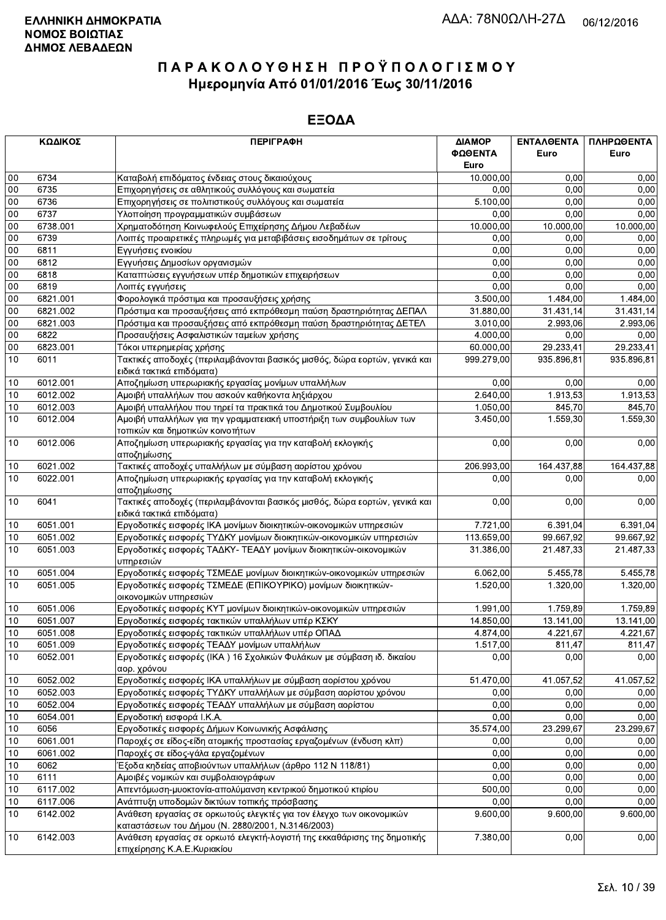**ΕΛΛΗΝΙΚΗ ΔΗΜΟΚΡΑΤΙΑ**
**ΝΟΜΟΣ ΒΟΙΩΤΙΑΣ**
**ΔΗΜΟΣ ΛΕΒΑΔΕΩΝ**

ΑΔΑ: 78Ν0ΩΛΗ-27Δ 06/12/2016

# ΠΑΡΑΚΟΛΟΥΘΗΣΗ ΠΡΟΫΠΟΛΟΓΙΣΜΟΥ

## Ημερομηνία Από 01/01/2016 Έως 30/11/2016

## ΕΞΟΔΑ

| ΚΩΔΙΚΟΣ | | ΠΕΡΙΓΡΑΦΗ | ΔΙΑΜΟΡ ΦΩΘΕΝΤΑ Euro | ΕΝΤΑΛΘΕΝΤΑ Euro | ΠΛΗΡΩΘΕΝΤΑ Euro |
|---|---|---|---|---|---|
| 00 | 6734 | Καταβολή επιδόματος ένδειας στους δικαιούχους | 10.000,00 | 0,00 | 0,00 |
| 00 | 6735 | Επιχορηγήσεις σε αθλητικούς συλλόγους και σωματεία | 0,00 | 0,00 | 0,00 |
| 00 | 6736 | Επιχορηγήσεις σε πολιτιστικούς συλλόγους και σωματεία | 5.100,00 | 0,00 | 0,00 |
| 00 | 6737 | Υλοποίηση προγραμματικών συμβάσεων | 0,00 | 0,00 | 0,00 |
| 00 | 6738.001 | Χρηματοδότηση Κοινωφελούς Επιχείρησης Δήμου Λεβαδέων | 10.000,00 | 10.000,00 | 10.000,00 |
| 00 | 6739 | Λοιπές προαιρετικές πληρωμές για μεταβιβάσεις εισοδημάτων σε τρίτους | 0,00 | 0,00 | 0,00 |
| 00 | 6811 | Εγγυήσεις ενοικίου | 0,00 | 0,00 | 0,00 |
| 00 | 6812 | Εγγυήσεις Δημοσίων οργανισμών | 0,00 | 0,00 | 0,00 |
| 00 | 6818 | Καταπτώσεις εγγυήσεων υπέρ δημοτικών επιχειρήσεων | 0,00 | 0,00 | 0,00 |
| 00 | 6819 | Λοιπές εγγυήσεις | 0,00 | 0,00 | 0,00 |
| 00 | 6821.001 | Φορολογικά πρόστιμα και προσαυξήσεις χρήσης | 3.500,00 | 1.484,00 | 1.484,00 |
| 00 | 6821.002 | Πρόστιμα και προσαυξήσεις από εκπρόθεσμη παύση δραστηριότητας ΔΕΠΑΛ | 31.880,00 | 31.431,14 | 31.431,14 |
| 00 | 6821.003 | Πρόστιμα και προσαυξήσεις από εκπρόθεσμη παύση δραστηριότητας ΔΕΤΕΛ | 3.010,00 | 2.993,06 | 2.993,06 |
| 00 | 6822 | Προσαυξήσεις Ασφαλιστικών ταμείων χρήσης | 4.000,00 | 0,00 | 0,00 |
| 00 | 6823.001 | Τόκοι υπερημερίας χρήσης | 60.000,00 | 29.233,41 | 29.233,41 |
| 10 | 6011 | Τακτικές αποδοχές (περιλαμβάνονται βασικός μισθός, δώρα εορτών, γενικά και ειδικά τακτικά επιδόματα) | 999.279,00 | 935.896,81 | 935.896,81 |
| 10 | 6012.001 | Αποζημίωση υπερωριακής εργασίας μονίμων υπαλλήλων | 0,00 | 0,00 | 0,00 |
| 10 | 6012.002 | Αμοιβή υπαλλήλων που ασκούν καθήκοντα ληξιάρχου | 2.640,00 | 1.913,53 | 1.913,53 |
| 10 | 6012.003 | Αμοιβή υπαλλήλου που τηρεί τα πρακτικά του Δημοτικού Συμβουλίου | 1.050,00 | 845,70 | 845,70 |
| 10 | 6012.004 | Αμοιβή υπαλλήλων για την γραμματειακή υποστήριξη των συμβουλίων των τοπικών και δημοτικών κοινοτήτων | 3.450,00 | 1.559,30 | 1.559,30 |
| 10 | 6012.006 | Αποζημίωση υπερωριακής εργασίας για την καταβολή εκλογικής αποζημίωσης | 0,00 | 0,00 | 0,00 |
| 10 | 6021.002 | Τακτικές αποδοχές υπαλλήλων με σύμβαση αορίστου χρόνου | 206.993,00 | 164.437,88 | 164.437,88 |
| 10 | 6022.001 | Αποζημίωση υπερωριακής εργασίας για την καταβολή εκλογικής αποζημίωσης | 0,00 | 0,00 | 0,00 |
| 10 | 6041 | Τακτικές αποδοχές (περιλαμβάνονται βασικός μισθός, δώρα εορτών, γενικά και ειδικά τακτικά επιδόματα) | 0,00 | 0,00 | 0,00 |
| 10 | 6051.001 | Εργοδοτικές εισφορές ΙΚΑ μονίμων διοικητικών-οικονομικών υπηρεσιών | 7.721,00 | 6.391,04 | 6.391,04 |
| 10 | 6051.002 | Εργοδοτικές εισφορές ΤΥΔΚΥ μονίμων διοικητικών-οικονομικών υπηρεσιών | 113.659,00 | 99.667,92 | 99.667,92 |
| 10 | 6051.003 | Εργοδοτικές εισφορές ΤΑΔΚΥ- ΤΕΑΔΥ μονίμων διοικητικών-οικονομικών υπηρεσιών | 31.386,00 | 21.487,33 | 21.487,33 |
| 10 | 6051.004 | Εργοδοτικές εισφορές ΤΣΜΕΔΕ μονίμων διοικητικών-οικονομικών υπηρεσιών | 6.062,00 | 5.455,78 | 5.455,78 |
| 10 | 6051.005 | Εργοδοτικές εισφορές ΤΣΜΕΔΕ (ΕΠΙΚΟΥΡΙΚΟ) μονίμων διοικητικών-οικονομικών υπηρεσιών | 1.520,00 | 1.320,00 | 1.320,00 |
| 10 | 6051.006 | Εργοδοτικές εισφορές ΚΥΤ μονίμων διοικητικών-οικονομικών υπηρεσιών | 1.991,00 | 1.759,89 | 1.759,89 |
| 10 | 6051.007 | Εργοδοτικές εισφορές τακτικών υπαλλήλων υπέρ ΚΣΚΥ | 14.850,00 | 13.141,00 | 13.141,00 |
| 10 | 6051.008 | Εργοδοτικές εισφορές τακτικών υπαλλήλων υπέρ ΟΠΑΔ | 4.874,00 | 4.221,67 | 4.221,67 |
| 10 | 6051.009 | Εργοδοτικές εισφορές ΤΕΑΔΥ μονίμων υπαλλήλων | 1.517,00 | 811,47 | 811,47 |
| 10 | 6052.001 | Εργοδοτικές εισφορές (ΙΚΑ ) 16 Σχολικών Φυλάκων με σύμβαση ιδ. δικαίου αορ. χρόνου | 0,00 | 0,00 | 0,00 |
| 10 | 6052.002 | Εργοδοτικές εισφορές ΙΚΑ υπαλλήλων με σύμβαση αορίστου χρόνου | 51.470,00 | 41.057,52 | 41.057,52 |
| 10 | 6052.003 | Εργοδοτικές εισφορές ΤΥΔΚΥ υπαλλήλων με σύμβαση αορίστου χρόνου | 0,00 | 0,00 | 0,00 |
| 10 | 6052.004 | Εργοδοτικές εισφορές ΤΕΑΔΥ υπαλλήλων με σύμβαση αορίστου | 0,00 | 0,00 | 0,00 |
| 10 | 6054.001 | Εργοδοτική εισφορά Ι.Κ.Α. | 0,00 | 0,00 | 0,00 |
| 10 | 6056 | Εργοδοτικές εισφορές Δήμων Κοινωνικής Ασφάλισης | 35.574,00 | 23.299,67 | 23.299,67 |
| 10 | 6061.001 | Παροχές σε είδος-είδη ατομικής προστασίας εργαζομένων (ένδυση κλπ) | 0,00 | 0,00 | 0,00 |
| 10 | 6061.002 | Παροχές σε είδος-γάλα εργαζομένων | 0,00 | 0,00 | 0,00 |
| 10 | 6062 | Έξοδα κηδείας αποβιούντων υπαλλήλων (άρθρο 112 Ν 118/81) | 0,00 | 0,00 | 0,00 |
| 10 | 6111 | Αμοιβές νομικών και συμβολαιογράφων | 0,00 | 0,00 | 0,00 |
| 10 | 6117.002 | Απεντόμωση-μυοκτονία-απολύμανση κεντρικού δημοτικού κτιρίου | 500,00 | 0,00 | 0,00 |
| 10 | 6117.006 | Ανάπτυξη υποδομών δικτύων τοπικής πρόσβασης | 0,00 | 0,00 | 0,00 |
| 10 | 6142.002 | Ανάθεση εργασίας σε ορκωτούς ελεγκτές για τον έλεγχο των οικονομικών καταστάσεων του Δήμου (Ν. 2880/2001, Ν.3146/2003) | 9.600,00 | 9.600,00 | 9.600,00 |
| 10 | 6142.003 | Ανάθεση εργασίας σε ορκωτό ελεγκτή-λογιστή της εκκαθάρισης της δημοτικής επιχείρησης Κ.Α.Ε.Κυριακίου | 7.380,00 | 0,00 | 0,00 |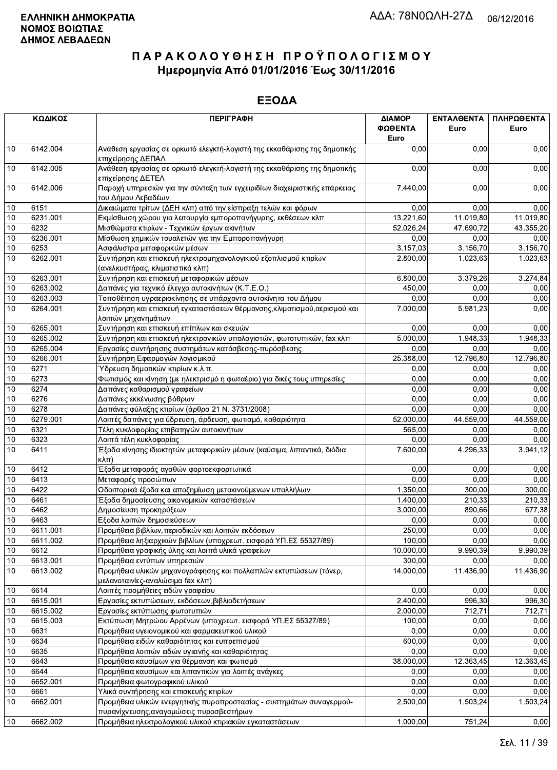**ΕΛΛΗΝΙΚΗ ΔΗΜΟΚΡΑΤΙΑ**
**ΝΟΜΟΣ ΒΟΙΩΤΙΑΣ**
**ΔΗΜΟΣ ΛΕΒΑΔΕΩΝ**

ΑΔΑ: 78Ν0ΩΛΗ-27Δ 06/12/2016

# ΠΑΡΑΚΟΛΟΥΘΗΣΗ ΠΡΟΫΠΟΛΟΓΙΣΜΟΥ
## Ημερομηνία Από 01/01/2016 Έως 30/11/2016

## ΕΞΟΔΑ

| ΚΩΔΙΚΟΣ | | ΠΕΡΙΓΡΑΦΗ | ΔΙΑΜΟΡ ΦΩΘΕΝΤΑ Euro | ΕΝΤΑΛΘΕΝΤΑ Euro | ΠΛΗΡΩΘΕΝΤΑ Euro |
|---|---|---|---|---|---|
| 10 | 6142.004 | Ανάθεση εργασίας σε ορκωτό ελεγκτή-λογιστή της εκκαθάρισης της δημοτικής επιχείρησης ΔΕΠΑΛ | 0,00 | 0,00 | 0,00 |
| 10 | 6142.005 | Ανάθεση εργασίας σε ορκωτό ελεγκτή-λογιστή της εκκαθάρισης της δημοτικής επιχείρησης ΔΕΤΕΛ | 0,00 | 0,00 | 0,00 |
| 10 | 6142.006 | Παροχή υπηρεσιών για την σύνταξη των εγχειριδίων διαχειριστικής επάρκειας του Δήμου Λεβαδέων | 7.440,00 | 0,00 | 0,00 |
| 10 | 6151 | Δικαιώματα τρίτων (ΔΕΗ κλπ) από την είσπραξη τελών και φόρων | 0,00 | 0,00 | 0,00 |
| 10 | 6231.001 | Εκμίσθωση χώρου για λειτουργία εμποροπανήγυρης, εκθέσεων κλπ | 13.221,60 | 11.019,80 | 11.019,80 |
| 10 | 6232 | Μισθώματα κτιρίων - Τεχνικών έργων ακινήτων | 52.026,24 | 47.690,72 | 43.355,20 |
| 10 | 6236.001 | Μίσθωση χημικών τουαλετών για την Εμποροπανήγυρη | 0,00 | 0,00 | 0,00 |
| 10 | 6253 | Ασφάλιστρα μεταφορικών μέσων | 3.157,03 | 3.156,70 | 3.156,70 |
| 10 | 6262.001 | Συντήρηση και επισκευή ηλεκτρομηχανολογικιού εξοπλισμού κτιρίων (ανελκυστήρας, κλιματιστικά κλπ) | 2.800,00 | 1.023,63 | 1.023,63 |
| 10 | 6263.001 | Συντήρηση και επισκευή μεταφορικών μέσων | 6.800,00 | 3.379,26 | 3.274,84 |
| 10 | 6263.002 | Δαπάνες για τεχνικό έλεγχο αυτοκινήτων (Κ.Τ.Ε.Ο.) | 450,00 | 0,00 | 0,00 |
| 10 | 6263.003 | Τοποθέτηση υγραεριοκίνησης σε υπάρχοντα αυτοκίνητα του Δήμου | 0,00 | 0,00 | 0,00 |
| 10 | 6264.001 | Συντήρηση και επισκευή εγκαταστάσεων θέρμανσης,κλιματισμού,αερισμού και λοιπών μηχανημάτων | 7.000,00 | 5.981,23 | 0,00 |
| 10 | 6265.001 | Συντήρηση και επισκευή επίπλων και σκευών | 0,00 | 0,00 | 0,00 |
| 10 | 6265.002 | Συντήρηση και επισκευή ηλεκτρονικών υπολογιστών, φωτοτυπικών, fax κλπ | 5.000,00 | 1.948,33 | 1.948,33 |
| 10 | 6265.004 | Εργασίες συντήρησης συστημάτων κατάσβεσης-πυρόσβεσης | 0,00 | 0,00 | 0,00 |
| 10 | 6266.001 | Συντήρηση Εφαρμογών λογισμικού | 25.388,00 | 12.796,80 | 12.796,80 |
| 10 | 6271 | Ύδρευση δημοτικών κτιρίων κ.λ.π. | 0,00 | 0,00 | 0,00 |
| 10 | 6273 | Φωτισμός και κίνηση (με ηλεκτρισμό η φωταέριο) για δικές τους υπηρεσίες | 0,00 | 0,00 | 0,00 |
| 10 | 6274 | Δαπάνες καθαρισμού γραφείων | 0,00 | 0,00 | 0,00 |
| 10 | 6276 | Δαπάνες εκκένωσης βόθρων | 0,00 | 0,00 | 0,00 |
| 10 | 6278 | Δαπάνες φύλαξης κτιρίων (άρθρο 21 Ν. 3731/2008) | 0,00 | 0,00 | 0,00 |
| 10 | 6279.001 | Λοιπές δαπάνες για ύδρευση, άρδευση, φωτισμό, καθαριότητα | 52.000,00 | 44.559,00 | 44.559,00 |
| 10 | 6321 | Τέλη κυκλοφορίας επιβατηγών αυτοκινήτων | 565,00 | 0,00 | 0,00 |
| 10 | 6323 | Λοιπά τέλη κυκλοφορίας | 0,00 | 0,00 | 0,00 |
| 10 | 6411 | Έξοδα κίνησης ιδιοκτητών μεταφορικών μέσων (καύσιμα, λιπαντικά, διόδια κλπ) | 7.600,00 | 4.296,33 | 3.941,12 |
| 10 | 6412 | Έξοδα μεταφοράς αγαθών φορτοεκφορτωτικά | 0,00 | 0,00 | 0,00 |
| 10 | 6413 | Μεταφορές προσώπων | 0,00 | 0,00 | 0,00 |
| 10 | 6422 | Οδοιπορικά έξοδα και αποζημίωση μετακινούμενων υπαλλήλων | 1.350,00 | 300,00 | 300,00 |
| 10 | 6461 | Έξοδα δημοσίευσης οικονομικών καταστάσεων | 1.400,00 | 210,33 | 210,33 |
| 10 | 6462 | Δημοσίευση προκηρύξεων | 3.000,00 | 890,66 | 677,38 |
| 10 | 6463 | Εξοδα λοιπών δημοσιεύσεων | 0,00 | 0,00 | 0,00 |
| 10 | 6611.001 | Προμήθεια βιβλίων,περιοδικών και λοιπών εκδόσεων | 250,00 | 0,00 | 0,00 |
| 10 | 6611.002 | Προμήθεια ληξιαρχικών βιβλίων (υποχρεωτ. εισφορά ΥΠ.ΕΣ 55327/89) | 100,00 | 0,00 | 0,00 |
| 10 | 6612 | Προμήθεια γραφικής ύλης και λοιπά υλικά γραφείων | 10.000,00 | 9.990,39 | 9.990,39 |
| 10 | 6613.001 | Προμήθεια εντύπων υπηρεσιών | 300,00 | 0,00 | 0,00 |
| 10 | 6613.002 | Προμήθεια υλικών μηχανογράφησης και πολλαπλών εκτυπώσεων (τόνερ, μελανοταινίες-αναλώσιμα fax κλπ) | 14.000,00 | 11.436,90 | 11.436,90 |
| 10 | 6614 | Λοιπές προμήθειες ειδών γραφείου | 0,00 | 0,00 | 0,00 |
| 10 | 6615.001 | Εργασίες εκτυπώσεων, εκδόσεων,βιβλιοδετήσεων | 2.400,00 | 996,30 | 996,30 |
| 10 | 6615.002 | Εργασίες εκτύπωσης φωτοτυπιών | 2.000,00 | 712,71 | 712,71 |
| 10 | 6615.003 | Εκτύπωση Μητρώου Αρρένων (υποχρεωτ. εισφορά ΥΠ.ΕΣ 55327/89) | 100,00 | 0,00 | 0,00 |
| 10 | 6631 | Προμήθεια υγειονομικού και φαρμακευτικού υλικού | 0,00 | 0,00 | 0,00 |
| 10 | 6634 | Προμήθεια ειδών καθαριότητας και ευπρεπισμού | 600,00 | 0,00 | 0,00 |
| 10 | 6635 | Προμήθεια λοιπών ειδών υγιεινής και καθαριότητας | 0,00 | 0,00 | 0,00 |
| 10 | 6643 | Προμήθεια καυσίμων για θέρμανση και φωτισμό | 38.000,00 | 12.363,45 | 12.363,45 |
| 10 | 6644 | Προμήθεια καυσίμων και λιπαντικών για λοιπές ανάγκες | 0,00 | 0,00 | 0,00 |
| 10 | 6652.001 | Προμήθεια φωτογραφικού υλικού | 0,00 | 0,00 | 0,00 |
| 10 | 6661 | Υλικά συντήρησης και επισκευής κτιρίων | 0,00 | 0,00 | 0,00 |
| 10 | 6662.001 | Προμήθεια υλικών ενεργητικής πυροπροστασίας - συστημάτων συναγερμού-πυρανίχνευσης,αναγομώσεις πυροσβεστήρων | 2.500,00 | 1.503,24 | 1.503,24 |
| 10 | 6662.002 | Προμήθεια ηλεκτρολογικού υλικού κτιριακών εγκαταστάσεων | 1.000,00 | 751,24 | 0,00 |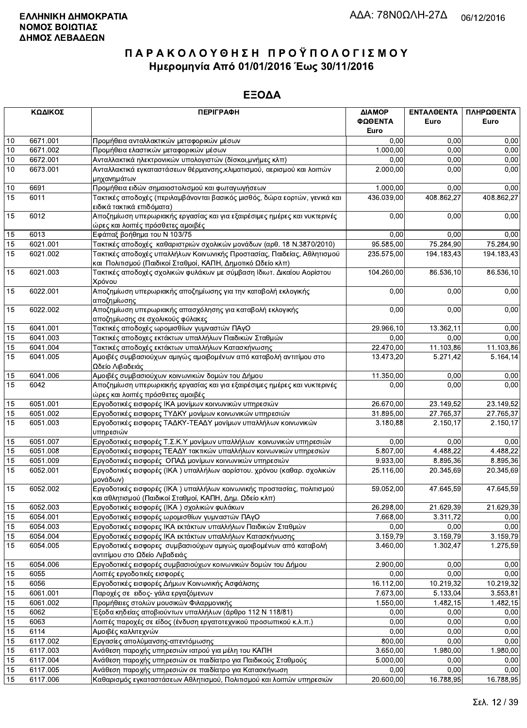**ΕΛΛΗΝΙΚΗ ΔΗΜΟΚΡΑΤΙΑ**
**ΝΟΜΟΣ ΒΟΙΩΤΙΑΣ**
**ΔΗΜΟΣ ΛΕΒΑΔΕΩΝ**

ΑΔΑ: 78Ν0ΩΛΗ-27Δ 06/12/2016

# ΠΑΡΑΚΟΛΟΥΘΗΣΗ ΠΡΟΫΠΟΛΟΓΙΣΜΟΥ
## Ημερομηνία Από 01/01/2016 Έως 30/11/2016

## ΕΞΟΔΑ

| ΚΩΔΙΚΟΣ | | ΠΕΡΙΓΡΑΦΗ | ΔΙΑΜΟΡΦΩΘΕΝΤΑ Euro | ΕΝΤΑΛΘΕΝΤΑ Euro | ΠΛΗΡΩΘΕΝΤΑ Euro |
|---|---|---|---|---|---|
| 10 | 6671.001 | Προμήθεια ανταλλακτικών μεταφορικών μέσων | 0,00 | 0,00 | 0,00 |
| 10 | 6671.002 | Προμήθεια ελαστικών μεταφορικών μέσων | 1.000,00 | 0,00 | 0,00 |
| 10 | 6672.001 | Ανταλλακτικά ηλεκτρονικών υπολογιστών (δίσκοι,μνήμες κλπ) | 0,00 | 0,00 | 0,00 |
| 10 | 6673.001 | Ανταλλακτικά εγκαταστάσεων θέρμανσης,κλιματισμού, αερισμού και λοιπών μηχανημάτων | 2.000,00 | 0,00 | 0,00 |
| 10 | 6691 | Προμήθεια ειδών σημαιοστολισμού και φωταγωγήσεων | 1.000,00 | 0,00 | 0,00 |
| 15 | 6011 | Τακτικές αποδοχές (περιλαμβάνονται βασικός μισθός, δώρα εορτών, γενικά και ειδικά τακτικά επιδόματα) | 436.039,00 | 408.862,27 | 408.862,27 |
| 15 | 6012 | Αποζημίωση υπερωριακής εργασίας και για εξαιρέσιμες ημέρες και νυκτερινές ώρες και λοιπές πρόσθετες αμοιβές | 0,00 | 0,00 | 0,00 |
| 15 | 6013 | Εφάπαξ βοήθημα του Ν 103/75 | 0,00 | 0,00 | 0,00 |
| 15 | 6021.001 | Τακτικές αποδοχές καθαριστριών σχολικών μονάδων (αρθ. 18 Ν.3870/2010) | 95.585,00 | 75.284,90 | 75.284,90 |
| 15 | 6021.002 | Τακτικές αποδοχές υπαλλήλων Κοινωνικής Προστασίας, Παιδείας, Αθλητισμού και Πολιτισμού (Παιδικοί Σταθμοί, ΚΑΠΗ, Δημοτικό Ωδείο κλπ) | 235.575,00 | 194.183,43 | 194.183,43 |
| 15 | 6021.003 | Τακτικές αποδοχές σχολικών φυλάκων με σύμβαση Ιδιωτ. Δικαίου Αορίστου Χρόνου | 104.260,00 | 86.536,10 | 86.536,10 |
| 15 | 6022.001 | Αποζημίωση υπερωριακής αποζημίωσης για την καταβολή εκλογικής αποζημίωσης | 0,00 | 0,00 | 0,00 |
| 15 | 6022.002 | Αποζημίωση υπερωριακής απασχόλησης για καταβολή εκλογικής αποζημίωσης σε σχολικούς φύλακες | 0,00 | 0,00 | 0,00 |
| 15 | 6041.001 | Τακτικές αποδοχές ωρομισθίων γυμναστών ΠΑγΟ | 29.966,10 | 13.362,11 | 0,00 |
| 15 | 6041.003 | Τακτικές αποδοχες εκτάκτων υπαλλήλων Παιδικών Σταθμών | 0,00 | 0,00 | 0,00 |
| 15 | 6041.004 | Τακτικές αποδοχές εκτάκτων υπαλλήλων Κατασκήνωσης | 22.470,00 | 11.103,86 | 11.103,86 |
| 15 | 6041.005 | Αμοιβές συμβασιούχων αμιγώς αμοιβομένων από καταβολή αντιτίμου στο Ωδείο Λιβαδειάς | 13.473,20 | 5.271,42 | 5.164,14 |
| 15 | 6041.006 | Αμοιβές συμβασιούχων κοινωνικών δομών του Δήμου | 11.350,00 | 0,00 | 0,00 |
| 15 | 6042 | Αποζημίωση υπερωριακής εργασίας και για εξαιρέσιμες ημέρες και νυκτερινές ώρες και λοιπές πρόσθετες αμοιβές | 0,00 | 0,00 | 0,00 |
| 15 | 6051.001 | Εργοδοτικές εισφορές ΙΚΑ μονίμων κοινωνικών υπηρεσιών | 26.670,00 | 23.149,52 | 23.149,52 |
| 15 | 6051.002 | Εργοδοτικές εισφορες ΤΥΔΚΥ μονίμων κοινωνικών υπηρεσιών | 31.895,00 | 27.765,37 | 27.765,37 |
| 15 | 6051.003 | Εργοδοτικές εισφορές ΤΑΔΚΥ-ΤΕΑΔΥ μονίμων υπαλλήλων κοινωνικών υπηρεσιών | 3.180,88 | 2.150,17 | 2.150,17 |
| 15 | 6051.007 | Εργοδοτικές εισφορές Τ.Σ.Κ.Υ μονίμων υπαλλήλων κοινωνικών υπηρεσιών | 0,00 | 0,00 | 0,00 |
| 15 | 6051.008 | Εργοδοτικές εισφορές ΤΕΑΔΥ τακτικών υπαλλήλων κοινωνικών υπηρεσιών | 5.807,00 | 4.488,22 | 4.488,22 |
| 15 | 6051.009 | Εργοδοτικές εισφορές ΟΠΑΔ μονίμων κοινωνικών υπηρεσιών | 9.933,00 | 8.895,36 | 8.895,36 |
| 15 | 6052.001 | Εργοδοτικές εισφορές (ΙΚΑ ) υπαλλήλων αορίστου. χρόνου (καθαρ. σχολικών μονάδων) | 25.116,00 | 20.345,69 | 20.345,69 |
| 15 | 6052.002 | Εργοδοτικές εισφορές (ΙΚΑ ) υπαλλήλων κοινωνικής προστασίας, πολιτισμού και αθλητισμού (Παιδικοί Σταθμοί, ΚΑΠΗ, Δημ. Ωδείο κλπ) | 59.052,00 | 47.645,59 | 47.645,59 |
| 15 | 6052.003 | Εργοδοτικές εισφορές (ΙΚΑ ) σχολικών φυλάκων | 26.298,00 | 21.629,39 | 21.629,39 |
| 15 | 6054.001 | Εργοδοτικές εισφορές ωρομισθίων γυμναστών ΠΑγΟ | 7.668,00 | 3.311,72 | 0,00 |
| 15 | 6054.003 | Εργοδοτικές εισφορές ΙΚΑ εκτάκτων υπαλλήλων Παιδικών Σταθμών | 0,00 | 0,00 | 0,00 |
| 15 | 6054.004 | Εργοδοτικές εισφορές ΙΚΑ εκτάκτων υπαλλήλων Κατασκήνωσης | 3.159,79 | 3.159,79 | 3.159,79 |
| 15 | 6054.005 | Εργοδοτικές εισφορές συμβασιούχων αμιγώς αμοιβομένων από καταβολή αντιτίμου στο Ωδείο Λιβαδειάς | 3.460,00 | 1.302,47 | 1.275,59 |
| 15 | 6054.006 | Εργοδοτικές εισφορές συμβασιούχων κοινωνικών δομών του Δήμου | 2.900,00 | 0,00 | 0,00 |
| 15 | 6055 | Λοιπές εργοδοτικές εισφορές | 0,00 | 0,00 | 0,00 |
| 15 | 6056 | Εργοδοτικές εισφορές Δήμων Κοινωνικής Ασφάλισης | 16.112,00 | 10.219,32 | 10.219,32 |
| 15 | 6061.001 | Παροχές σε ειδος- γάλα εργαζόμενων | 7.673,00 | 5.133,04 | 3.553,81 |
| 15 | 6061.002 | Προμήθειες στολών μουσικών Φιλαρμονικής | 1.550,00 | 1.482,15 | 1.482,15 |
| 15 | 6062 | Έξοδα κηδείας αποβιούντων υπαλλήλων (άρθρο 112 Ν 118/81) | 0,00 | 0,00 | 0,00 |
| 15 | 6063 | Λοιπές παροχές σε είδος (ένδυση εργατοτεχνικού προσωπικού κ.λ.π.) | 0,00 | 0,00 | 0,00 |
| 15 | 6114 | Αμοιβές καλλιτεχνών | 0,00 | 0,00 | 0,00 |
| 15 | 6117.002 | Εργασίες απολύμανσης-απεντόμωσης | 800,00 | 0,00 | 0,00 |
| 15 | 6117.003 | Ανάθεση παροχής υπηρεσιών ιατρού για μέλη του ΚΑΠΗ | 3.650,00 | 1.980,00 | 1.980,00 |
| 15 | 6117.004 | Ανάθεση παροχής υπηρεσιών σε παιδίατρο για Παιδικούς Σταθμούς | 5.000,00 | 0,00 | 0,00 |
| 15 | 6117.005 | Ανάθεση παροχής υπηρεσιών σε παιδίατρο για Κατασκήνωση | 0,00 | 0,00 | 0,00 |
| 15 | 6117.006 | Καθαρισμός εγκαταστάσεων Αθλητισμού, Πολιτισμού και λοιπών υπηρεσιών | 20.600,00 | 16.788,95 | 16.788,95 |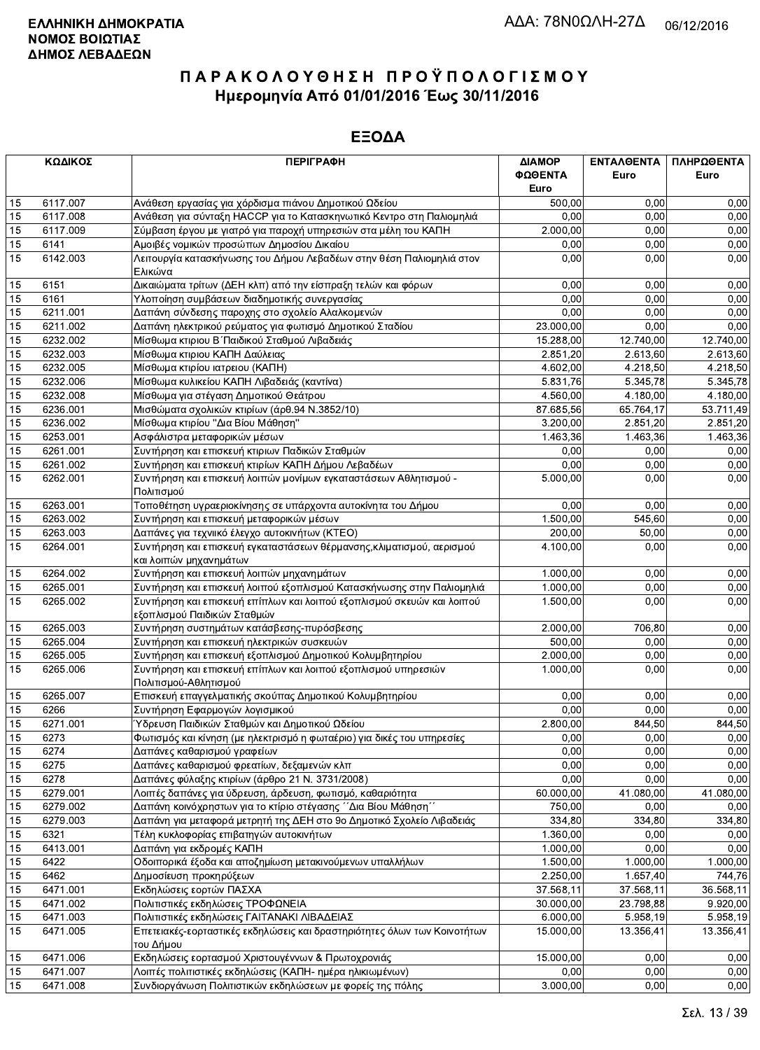**ΕΛΛΗΝΙΚΗ ΔΗΜΟΚΡΑΤΙΑ**
**ΝΟΜΟΣ ΒΟΙΩΤΙΑΣ**
**ΔΗΜΟΣ ΛΕΒΑΔΕΩΝ**

ΑΔΑ: 78Ν0ΩΛΗ-27Δ 06/12/2016

# ΠΑΡΑΚΟΛΟΥΘΗΣΗ ΠΡΟΫΠΟΛΟΓΙΣΜΟΥ
## Ημερομηνία Από 01/01/2016 Έως 30/11/2016

## ΕΞΟΔΑ

| ΚΩΔΙΚΟΣ | | ΠΕΡΙΓΡΑΦΗ | ΔΙΑΜΟΡΦΩΘΕΝΤΑ Euro | ΕΝΤΑΛΘΕΝΤΑ Euro | ΠΛΗΡΩΘΕΝΤΑ Euro |
|---|---|---|---|---|---|
| 15 | 6117.007 | Ανάθεση εργασίας για χόρδισμα πιάνου Δημοτικού Ωδείου | 500,00 | 0,00 | 0,00 |
| 15 | 6117.008 | Ανάθεση για σύνταξη HACCP για το Κατασκηνωτικό Κεντρο στη Παλιομηλιά | 0,00 | 0,00 | 0,00 |
| 15 | 6117.009 | Σύμβαση έργου με γιατρό για παροχή υπηρεσιών στα μέλη του ΚΑΠΗ | 2.000,00 | 0,00 | 0,00 |
| 15 | 6141 | Αμοιβές νομικών προσώπων Δημοσίου Δικαίου | 0,00 | 0,00 | 0,00 |
| 15 | 6142.003 | Λειτουργία κατασκήνωσης του Δήμου Λεβαδέων στην θέση Παλιομηλιά στον Ελικώνα | 0,00 | 0,00 | 0,00 |
| 15 | 6151 | Δικαιώματα τρίτων (ΔΕΗ κλπ) από την είσπραξη τελών και φόρων | 0,00 | 0,00 | 0,00 |
| 15 | 6161 | Υλοποίηση συμβάσεων διαδημοτικής συνεργασίας | 0,00 | 0,00 | 0,00 |
| 15 | 6211.001 | Δαπάνη σύνδεσης παροχης στο σχολείο Αλαλκομενών | 0,00 | 0,00 | 0,00 |
| 15 | 6211.002 | Δαπάνη ηλεκτρικού ρεύματος για φωτισμό Δημοτικού Σταδίου | 23.000,00 | 0,00 | 0,00 |
| 15 | 6232.002 | Μίσθωμα κτιριου Β΄Παιδικού Σταθμού Λιβαδειάς | 15.288,00 | 12.740,00 | 12.740,00 |
| 15 | 6232.003 | Μίσθωμα κτιριου ΚΑΠΗ Δαύλειας | 2.851,20 | 2.613,60 | 2.613,60 |
| 15 | 6232.005 | Μίσθωμα κτιρίου ιατρειου (ΚΑΠΗ) | 4.602,00 | 4.218,50 | 4.218,50 |
| 15 | 6232.006 | Μίσθωμα κυλικείου ΚΑΠΗ Λιβαδειάς (καντίνα) | 5.831,76 | 5.345,78 | 5.345,78 |
| 15 | 6232.008 | Μίσθωμα για στέγαση Δημοτικού Θεάτρου | 4.560,00 | 4.180,00 | 4.180,00 |
| 15 | 6236.001 | Μισθώματα σχολικών κτιρίων (άρθ.94 Ν.3852/10) | 87.685,56 | 65.764,17 | 53.711,49 |
| 15 | 6236.002 | Μίσθωμα κτιρίου "Δια Βίου Μάθηση" | 3.200,00 | 2.851,20 | 2.851,20 |
| 15 | 6253.001 | Ασφάλιστρα μεταφορικών μέσων | 1.463,36 | 1.463,36 | 1.463,36 |
| 15 | 6261.001 | Συντήρηση και επισκευή κτιριων Παδικών Σταθμών | 0,00 | 0,00 | 0,00 |
| 15 | 6261.002 | Συντήρηση και επισκευή κτιρίων ΚΑΠΗ Δήμου Λεβαδέων | 0,00 | 0,00 | 0,00 |
| 15 | 6262.001 | Συντήρηση και επισκευή λοιπών μονίμων εγκαταστάσεων Αθλητισμού - Πολιτισμού | 5.000,00 | 0,00 | 0,00 |
| 15 | 6263.001 | Τοποθέτηση υγραεριοκίνησης σε υπάρχοντα αυτοκίνητα του Δήμου | 0,00 | 0,00 | 0,00 |
| 15 | 6263.002 | Συντήρηση και επισκευή μεταφορικών μέσων | 1.500,00 | 545,60 | 0,00 |
| 15 | 6263.003 | Δαπάνες για τεχνικό έλεγχο αυτοκινήτων (ΚΤΕΟ) | 200,00 | 50,00 | 0,00 |
| 15 | 6264.001 | Συντήρηση και επισκευή εγκαταστάσεων θέρμανσης,κλιματισμού, αερισμού και λοιπών μηχανημάτων | 4.100,00 | 0,00 | 0,00 |
| 15 | 6264.002 | Συντήρηση και επισκευή λοιπών μηχανημάτων | 1.000,00 | 0,00 | 0,00 |
| 15 | 6265.001 | Συντήρηση και επισκευή λοιπού εξοπλισμού Κατασκήνωσης στην Παλιομηλιά | 1.000,00 | 0,00 | 0,00 |
| 15 | 6265.002 | Συντήρηση και επισκευή επίπλων και λοιπού εξοπλισμού σκευών και λοιπού εξοπλισμού Παιδικών Σταθμών | 1.500,00 | 0,00 | 0,00 |
| 15 | 6265.003 | Συντήρηση συστημάτων κατάσβεσης-πυρόσβεσης | 2.000,00 | 706,80 | 0,00 |
| 15 | 6265.004 | Συντήρηση και επισκευή ηλεκτρικών συσκευών | 500,00 | 0,00 | 0,00 |
| 15 | 6265.005 | Συντήρηση και επισκευή εξοπλισμού Δημοτικού Κολυμβητηρίου | 2.000,00 | 0,00 | 0,00 |
| 15 | 6265.006 | Συντήρηση και επισκευή επίπλων και λοιπού εξοπλισμού υπηρεσιών Πολιτισμού-Αθλητισμού | 1.000,00 | 0,00 | 0,00 |
| 15 | 6265.007 | Επισκευή επαγγελματικής σκούπας Δημοτικού Κολυμβητηρίου | 0,00 | 0,00 | 0,00 |
| 15 | 6266 | Συντήρηση Εφαρμογών λογισμικού | 0,00 | 0,00 | 0,00 |
| 15 | 6271.001 | Ύδρευση Παιδικών Σταθμών και Δημοτικού Ωδείου | 2.800,00 | 844,50 | 844,50 |
| 15 | 6273 | Φωτισμός και κίνηση (με ηλεκτρισμό η φωταέριο) για δικές του υπηρεσίες | 0,00 | 0,00 | 0,00 |
| 15 | 6274 | Δαπάνες καθαρισμού γραφείων | 0,00 | 0,00 | 0,00 |
| 15 | 6275 | Δαπάνες καθαρισμού φρεατίων, δεξαμενών κλπ | 0,00 | 0,00 | 0,00 |
| 15 | 6278 | Δαπάνες φύλαξης κτιρίων (άρθρο 21 Ν. 3731/2008) | 0,00 | 0,00 | 0,00 |
| 15 | 6279.001 | Λοιπές δαπάνες για ύδρευση, άρδευση, φωτισμό, καθαριότητα | 60.000,00 | 41.080,00 | 41.080,00 |
| 15 | 6279.002 | Δαπάνη κοινόχρηστων για το κτίριο στέγασης ΄΄Δια Βίου Μάθηση΄΄ | 750,00 | 0,00 | 0,00 |
| 15 | 6279.003 | Δαπάνη για μεταφορά μετρητή της ΔΕΗ στο 9ο Δημοτικό Σχολείο Λιβαδειάς | 334,80 | 334,80 | 334,80 |
| 15 | 6321 | Τέλη κυκλοφορίας επιβατηγών αυτοκινήτων | 1.360,00 | 0,00 | 0,00 |
| 15 | 6413.001 | Δαπάνη για εκδρομές ΚΑΠΗ | 1.000,00 | 0,00 | 0,00 |
| 15 | 6422 | Οδοιπορικά έξοδα και αποζημίωση μετακινούμενων υπαλλήλων | 1.500,00 | 1.000,00 | 1.000,00 |
| 15 | 6462 | Δημοσίευση προκηρύξεων | 2.250,00 | 1.657,40 | 744,76 |
| 15 | 6471.001 | Εκδηλώσεις εορτών ΠΑΣΧΑ | 37.568,11 | 37.568,11 | 36.568,11 |
| 15 | 6471.002 | Πολιτιστικές εκδηλώσεις ΤΡΟΦΩΝΕΙΑ | 30.000,00 | 23.798,88 | 9.920,00 |
| 15 | 6471.003 | Πολιτιστικές εκδηλώσεις ΓΑΙΤΑΝΑΚΙ ΛΙΒΑΔΕΙΑΣ | 6.000,00 | 5.958,19 | 5.958,19 |
| 15 | 6471.005 | Επετειακές-εορταστικές εκδηλώσεις και δραστηριότητες όλων των Κοινοτήτων του Δήμου | 15.000,00 | 13.356,41 | 13.356,41 |
| 15 | 6471.006 | Εκδηλώσεις εορτασμού Χριστουγέννων & Πρωτοχρονιάς | 15.000,00 | 0,00 | 0,00 |
| 15 | 6471.007 | Λοιπές πολιτιστικές εκδηλώσεις (ΚΑΠΗ- ημέρα ηλικιωμένων) | 0,00 | 0,00 | 0,00 |
| 15 | 6471.008 | Συνδιοργάνωση Πολιτιστικών εκδηλώσεων με φορείς της πόλης | 3.000,00 | 0,00 | 0,00 |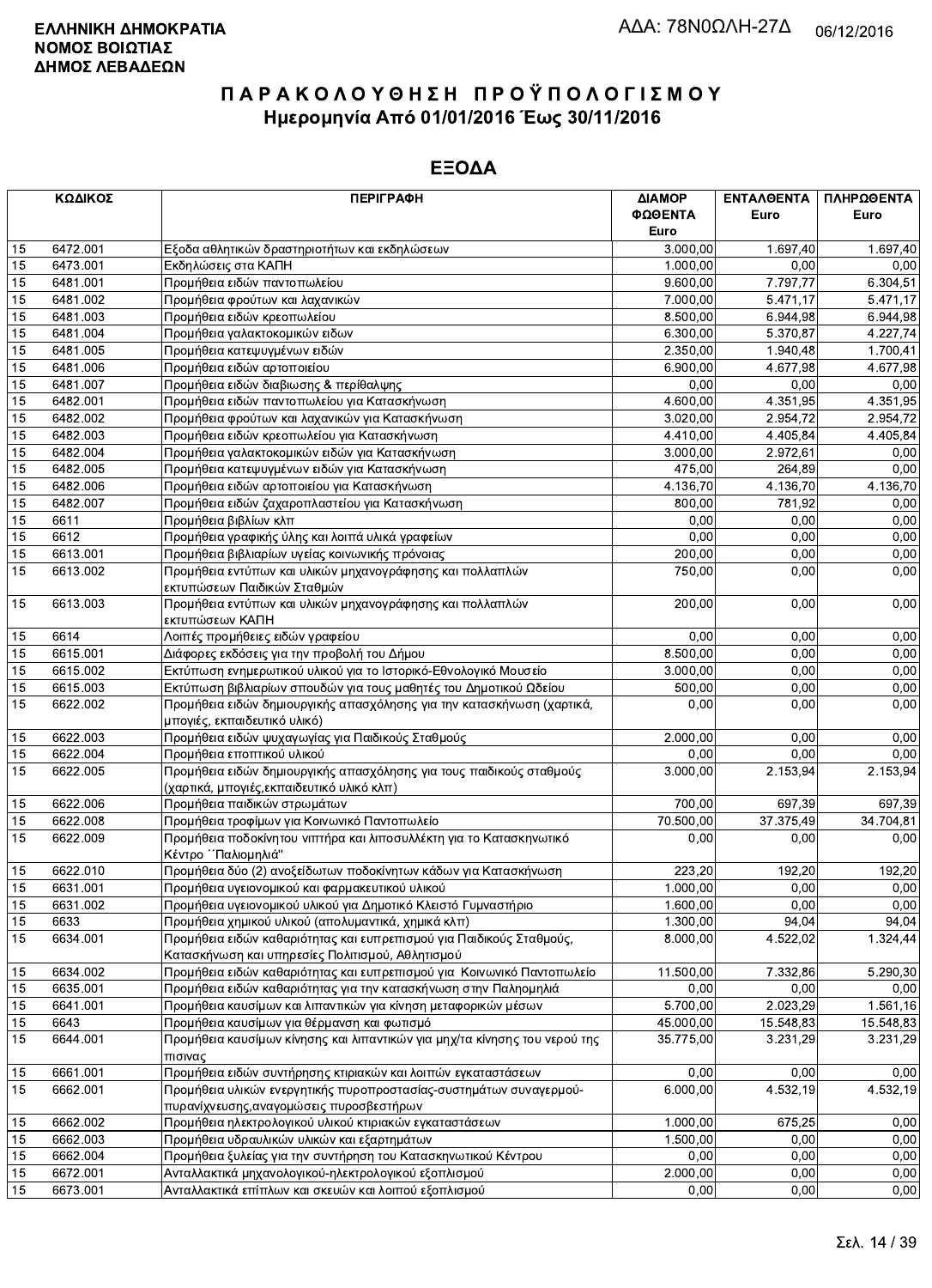**ΕΛΛΗΝΙΚΗ ΔΗΜΟΚΡΑΤΙΑ**
**ΝΟΜΟΣ ΒΟΙΩΤΙΑΣ**
**ΔΗΜΟΣ ΛΕΒΑΔΕΩΝ**

ΑΔΑ: 78Ν0ΩΛΗ-27Δ 06/12/2016

# ΠΑΡΑΚΟΛΟΥΘΗΣΗ ΠΡΟΫΠΟΛΟΓΙΣΜΟΥ
## Ημερομηνία Από 01/01/2016 Έως 30/11/2016

## ΕΞΟΔΑ

| ΚΩΔΙΚΟΣ | | ΠΕΡΙΓΡΑΦΗ | ΔΙΑΜΟΡΦΩΘΕΝΤΑ Euro | ΕΝΤΑΛΘΕΝΤΑ Euro | ΠΛΗΡΩΘΕΝΤΑ Euro |
|---|---|---|---|---|---|
| 15 | 6472.001 | Εξοδα αθλητικών δραστηριοτήτων και εκδηλώσεων | 3.000,00 | 1.697,40 | 1.697,40 |
| 15 | 6473.001 | Εκδηλώσεις στα ΚΑΠΗ | 1.000,00 | 0,00 | 0,00 |
| 15 | 6481.001 | Προμήθεια ειδών παντοπωλείου | 9.600,00 | 7.797,77 | 6.304,51 |
| 15 | 6481.002 | Προμήθεια φρούτων και λαχανικών | 7.000,00 | 5.471,17 | 5.471,17 |
| 15 | 6481.003 | Προμήθεια ειδών κρεοπωλείου | 8.500,00 | 6.944,98 | 6.944,98 |
| 15 | 6481.004 | Προμήθεια γαλακτοκομικών ειδων | 6.300,00 | 5.370,87 | 4.227,74 |
| 15 | 6481.005 | Προμήθεια κατεψυγμένων ειδών | 2.350,00 | 1.940,48 | 1.700,41 |
| 15 | 6481.006 | Προμήθεια ειδών αρτοποιείου | 6.900,00 | 4.677,98 | 4.677,98 |
| 15 | 6481.007 | Προμήθεια ειδών διαβιωσης & περίθαλψης | 0,00 | 0,00 | 0,00 |
| 15 | 6482.001 | Προμήθεια ειδών παντοπωλείου για Κατασκήνωση | 4.600,00 | 4.351,95 | 4.351,95 |
| 15 | 6482.002 | Προμήθεια φρούτων και λαχανικών για Κατασκήνωση | 3.020,00 | 2.954,72 | 2.954,72 |
| 15 | 6482.003 | Προμήθεια ειδών κρεοπωλείου για Κατασκήνωση | 4.410,00 | 4.405,84 | 4.405,84 |
| 15 | 6482.004 | Προμήθεια γαλακτοκομικών ειδών για Κατασκήνωση | 3.000,00 | 2.972,61 | 0,00 |
| 15 | 6482.005 | Προμήθεια κατεψυγμένων ειδών για Κατασκήνωση | 475,00 | 264,89 | 0,00 |
| 15 | 6482.006 | Προμήθεια ειδών αρτοποιείου για Κατασκήνωση | 4.136,70 | 4.136,70 | 4.136,70 |
| 15 | 6482.007 | Προμήθεια ειδών ζαχαροπλαστείου για Κατασκήνωση | 800,00 | 781,92 | 0,00 |
| 15 | 6611 | Προμήθεια βιβλίων κλπ | 0,00 | 0,00 | 0,00 |
| 15 | 6612 | Προμήθεια γραφικής ύλης και λοιπά υλικά γραφείων | 0,00 | 0,00 | 0,00 |
| 15 | 6613.001 | Προμήθεια βιβλιαρίων υγείας κοινωνικής πρόνοιας | 200,00 | 0,00 | 0,00 |
| 15 | 6613.002 | Προμήθεια εντύπων και υλικών μηχανογράφησης και πολλαπλών εκτυπώσεων Παιδικών Σταθμών | 750,00 | 0,00 | 0,00 |
| 15 | 6613.003 | Προμήθεια εντύπων και υλικών μηχανογράφησης και πολλαπλών εκτυπώσεων ΚΑΠΗ | 200,00 | 0,00 | 0,00 |
| 15 | 6614 | Λοιπές προμήθειες ειδών γραφείου | 0,00 | 0,00 | 0,00 |
| 15 | 6615.001 | Διάφορες εκδόσεις για την προβολή του Δήμου | 8.500,00 | 0,00 | 0,00 |
| 15 | 6615.002 | Εκτύπωση ενημερωτικού υλικού για το Ιστορικό-Εθνολογικό Μουσείο | 3.000,00 | 0,00 | 0,00 |
| 15 | 6615.003 | Εκτύπωση βιβλιαρίων σπουδών για τους μαθητές του Δημοτικού Ωδείου | 500,00 | 0,00 | 0,00 |
| 15 | 6622.002 | Προμήθεια ειδών δημιουργικής απασχόλησης για την κατασκήνωση (χαρτικά, μπογιές, εκπαιδευτικό υλικό) | 0,00 | 0,00 | 0,00 |
| 15 | 6622.003 | Προμήθεια ειδών ψυχαγωγίας για Παιδικούς Σταθμούς | 2.000,00 | 0,00 | 0,00 |
| 15 | 6622.004 | Προμήθεια εποπτικού υλικού | 0,00 | 0,00 | 0,00 |
| 15 | 6622.005 | Προμήθεια ειδών δημιουργικής απασχόλησης για τους παιδικούς σταθμούς (χαρτικά, μπογιές,εκπαιδευτικό υλικό κλπ) | 3.000,00 | 2.153,94 | 2.153,94 |
| 15 | 6622.006 | Προμήθεια παιδικών στρωμάτων | 700,00 | 697,39 | 697,39 |
| 15 | 6622.008 | Προμήθεια τροφίμων για Κοινωνικό Παντοπωλείο | 70.500,00 | 37.375,49 | 34.704,81 |
| 15 | 6622.009 | Προμήθεια ποδοκίνητου νιπτήρα και λιποσυλλέκτη για το Κατασκηνωτικό Κέντρο ΄΄Παλιομηλιά'' | 0,00 | 0,00 | 0,00 |
| 15 | 6622.010 | Προμήθεια δύο (2) ανοξείδωτων ποδοκίνητων κάδων για Κατασκήνωση | 223,20 | 192,20 | 192,20 |
| 15 | 6631.001 | Προμήθεια υγειονομικού και φαρμακευτικού υλικού | 1.000,00 | 0,00 | 0,00 |
| 15 | 6631.002 | Προμήθεια υγειονομικού υλικού για Δημοτικό Κλειστό Γυμναστήριο | 1.600,00 | 0,00 | 0,00 |
| 15 | 6633 | Προμήθεια χημικού υλικού (απολυμαντικά, χημικά κλπ) | 1.300,00 | 94,04 | 94,04 |
| 15 | 6634.001 | Προμήθεια ειδών καθαριότητας και ευπρεπισμού για Παιδικούς Σταθμούς, Κατασκήνωση και υπηρεσίες Πολιτισμού, Αθλητισμού | 8.000,00 | 4.522,02 | 1.324,44 |
| 15 | 6634.002 | Προμήθεια ειδών καθαριότητας και ευπρεπισμού για Κοινωνικό Παντοπωλείο | 11.500,00 | 7.332,86 | 5.290,30 |
| 15 | 6635.001 | Προμήθεια ειδών καθαριότητας για την κατασκήνωση στην Παληομηλιά | 0,00 | 0,00 | 0,00 |
| 15 | 6641.001 | Προμήθεια καυσίμων και λιπαντικών για κίνηση μεταφορικών μέσων | 5.700,00 | 2.023,29 | 1.561,16 |
| 15 | 6643 | Προμήθεια καυσίμων για θέρμανση και φωτισμό | 45.000,00 | 15.548,83 | 15.548,83 |
| 15 | 6644.001 | Προμήθεια καυσίμων κίνησης και λιπαντικών για μηχ/τα κίνησης του νερού της πισινας | 35.775,00 | 3.231,29 | 3.231,29 |
| 15 | 6661.001 | Προμήθεια ειδών συντήρησης κτιριακών και λοιπών εγκαταστάσεων | 0,00 | 0,00 | 0,00 |
| 15 | 6662.001 | Προμήθεια υλικών ενεργητικής πυροπροστασίας-συστημάτων συναγερμού-πυρανίχνευσης,αναγομώσεις πυροσβεστήρων | 6.000,00 | 4.532,19 | 4.532,19 |
| 15 | 6662.002 | Προμήθεια ηλεκτρολογικού υλικού κτιριακών εγκαταστάσεων | 1.000,00 | 675,25 | 0,00 |
| 15 | 6662.003 | Προμήθεια υδραυλικών υλικών και εξαρτημάτων | 1.500,00 | 0,00 | 0,00 |
| 15 | 6662.004 | Προμήθεια ξυλείας για την συντήρηση του Κατασκηνωτικού Κέντρου | 0,00 | 0,00 | 0,00 |
| 15 | 6672.001 | Ανταλλακτικά μηχανολογικού-ηλεκτρολογικού εξοπλισμού | 2.000,00 | 0,00 | 0,00 |
| 15 | 6673.001 | Ανταλλακτικά επίπλων και σκευών και λοιπού εξοπλισμού | 0,00 | 0,00 | 0,00 |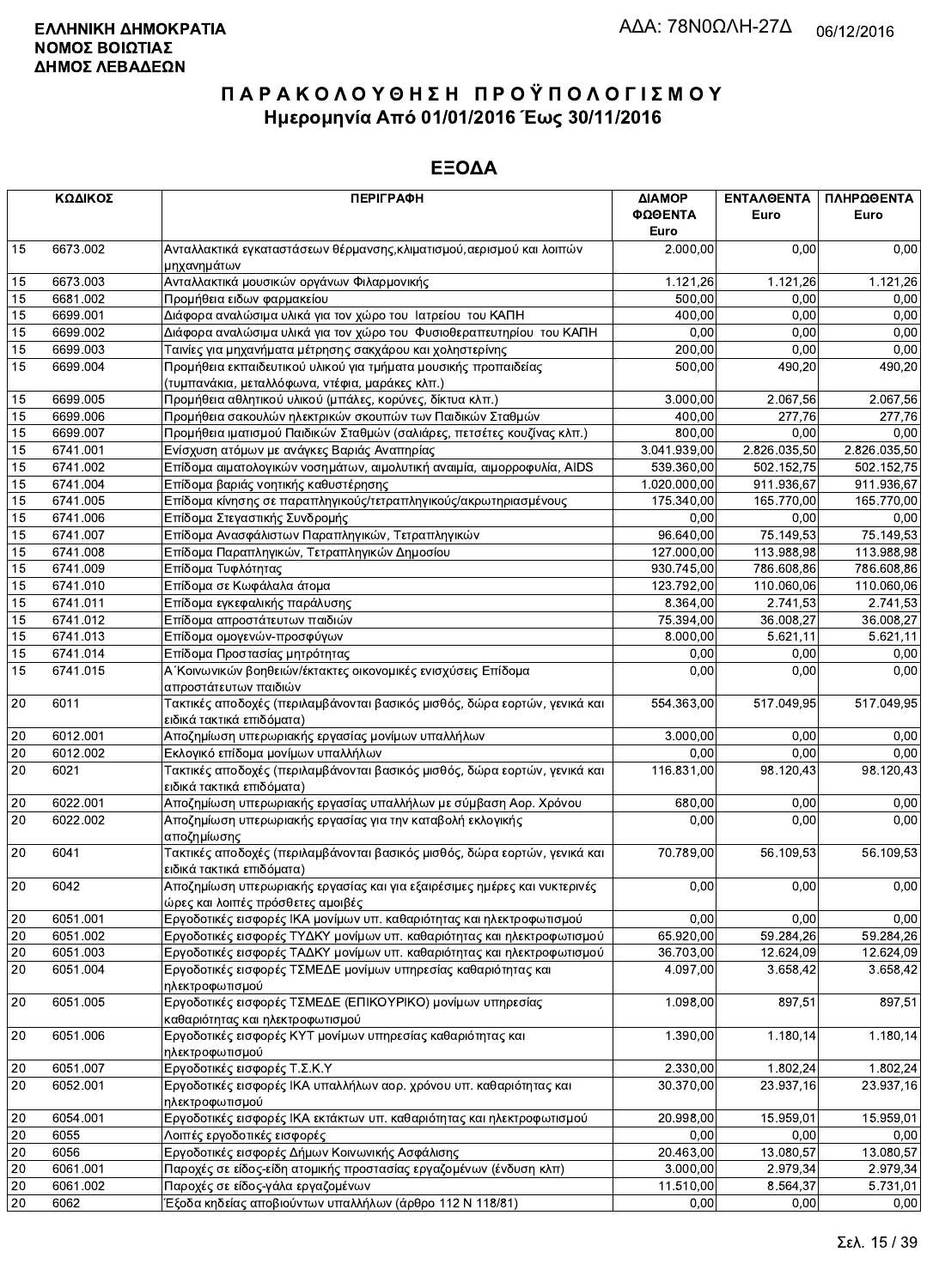**ΕΛΛΗΝΙΚΗ ΔΗΜΟΚΡΑΤΙΑ**
**ΝΟΜΟΣ ΒΟΙΩΤΙΑΣ**
**ΔΗΜΟΣ ΛΕΒΑΔΕΩΝ**

ΑΔΑ: 78Ν0ΩΛΗ-27Δ 06/12/2016

# ΠΑΡΑΚΟΛΟΥΘΗΣΗ ΠΡΟΫΠΟΛΟΓΙΣΜΟΥ
## Ημερομηνία Από 01/01/2016 Έως 30/11/2016

## ΕΞΟΔΑ

| ΚΩΔΙΚΟΣ | | ΠΕΡΙΓΡΑΦΗ | ΔΙΑΜΟΡΦΩΘΕΝΤΑ Euro | ΕΝΤΑΛΘΕΝΤΑ Euro | ΠΛΗΡΩΘΕΝΤΑ Euro |
|---|---|---|---|---|---|
| 15 | 6673.002 | Ανταλλακτικά εγκαταστάσεων θέρμανσης,κλιματισμού,αερισμού και λοιπών μηχανημάτων | 2.000,00 | 0,00 | 0,00 |
| 15 | 6673.003 | Ανταλλακτικά μουσικών οργάνων Φιλαρμονικής | 1.121,26 | 1.121,26 | 1.121,26 |
| 15 | 6681.002 | Προμήθεια ειδων φαρμακείου | 500,00 | 0,00 | 0,00 |
| 15 | 6699.001 | Διάφορα αναλώσιμα υλικά για τον χώρο του Ιατρείου του ΚΑΠΗ | 400,00 | 0,00 | 0,00 |
| 15 | 6699.002 | Διάφορα αναλώσιμα υλικά για τον χώρο του Φυσιοθεραπευτηρίου του ΚΑΠΗ | 0,00 | 0,00 | 0,00 |
| 15 | 6699.003 | Ταινίες για μηχανήματα μέτρησης σακχάρου και χοληστερίνης | 200,00 | 0,00 | 0,00 |
| 15 | 6699.004 | Προμήθεια εκπαιδευτικού υλικού για τμήματα μουσικής προπαιδείας (τυμπανάκια, μεταλλόφωνα, ντέφια, μαράκες κλπ.) | 500,00 | 490,20 | 490,20 |
| 15 | 6699.005 | Προμήθεια αθλητικού υλικού (μπάλες, κορύνες, δίκτυα κλπ.) | 3.000,00 | 2.067,56 | 2.067,56 |
| 15 | 6699.006 | Προμήθεια σακουλών ηλεκτρικών σκουπών των Παιδικών Σταθμών | 400,00 | 277,76 | 277,76 |
| 15 | 6699.007 | Προμήθεια ιματισμού Παιδικών Σταθμών (σαλιάρες, πετσέτες κουζίνας κλπ.) | 800,00 | 0,00 | 0,00 |
| 15 | 6741.001 | Ενίσχυση ατόμων με ανάγκες Βαριάς Αναπηρίας | 3.041.939,00 | 2.826.035,50 | 2.826.035,50 |
| 15 | 6741.002 | Επίδομα αιματολογικών νοσημάτων, αιμολυτική αναιμία, αιμορροφυλία, AIDS | 539.360,00 | 502.152,75 | 502.152,75 |
| 15 | 6741.004 | Επίδομα βαριάς νοητικής καθυστέρησης | 1.020.000,00 | 911.936,67 | 911.936,67 |
| 15 | 6741.005 | Επίδομα κίνησης σε παραπληγικούς/τετραπληγικούς/ακρωτηριασμένους | 175.340,00 | 165.770,00 | 165.770,00 |
| 15 | 6741.006 | Επίδομα Στεγαστικής Συνδρομής | 0,00 | 0,00 | 0,00 |
| 15 | 6741.007 | Επίδομα Ανασφάλιστων Παραπληγικών, Τετραπληγικών | 96.640,00 | 75.149,53 | 75.149,53 |
| 15 | 6741.008 | Επίδομα Παραπληγικών, Τετραπληγικών Δημοσίου | 127.000,00 | 113.988,98 | 113.988,98 |
| 15 | 6741.009 | Επίδομα Τυφλότητας | 930.745,00 | 786.608,86 | 786.608,86 |
| 15 | 6741.010 | Επίδομα σε Κωφάλαλα άτομα | 123.792,00 | 110.060,06 | 110.060,06 |
| 15 | 6741.011 | Επίδομα εγκεφαλικής παράλυσης | 8.364,00 | 2.741,53 | 2.741,53 |
| 15 | 6741.012 | Επίδομα απροστάτευτων παιδιών | 75.394,00 | 36.008,27 | 36.008,27 |
| 15 | 6741.013 | Επίδομα ομογενών-προσφύγων | 8.000,00 | 5.621,11 | 5.621,11 |
| 15 | 6741.014 | Επίδομα Προστασίας μητρότητας | 0,00 | 0,00 | 0,00 |
| 15 | 6741.015 | Α΄Κοινωνικών βοηθειών/έκτακτες οικονομικές ενισχύσεις Επίδομα απροστάτευτων παιδιών | 0,00 | 0,00 | 0,00 |
| 20 | 6011 | Τακτικές αποδοχές (περιλαμβάνονται βασικός μισθός, δώρα εορτών, γενικά και ειδικά τακτικά επιδόματα) | 554.363,00 | 517.049,95 | 517.049,95 |
| 20 | 6012.001 | Αποζημίωση υπερωριακής εργασίας μονίμων υπαλλήλων | 3.000,00 | 0,00 | 0,00 |
| 20 | 6012.002 | Εκλογικό επίδομα μονίμων υπαλλήλων | 0,00 | 0,00 | 0,00 |
| 20 | 6021 | Τακτικές αποδοχές (περιλαμβάνονται βασικός μισθός, δώρα εορτών, γενικά και ειδικά τακτικά επιδόματα) | 116.831,00 | 98.120,43 | 98.120,43 |
| 20 | 6022.001 | Αποζημίωση υπερωριακής εργασίας υπαλλήλων με σύμβαση Αορ. Χρόνου | 680,00 | 0,00 | 0,00 |
| 20 | 6022.002 | Αποζημίωση υπερωριακής εργασίας για την καταβολή εκλογικής αποζημίωσης | 0,00 | 0,00 | 0,00 |
| 20 | 6041 | Τακτικές αποδοχές (περιλαμβάνονται βασικός μισθός, δώρα εορτών, γενικά και ειδικά τακτικά επιδόματα) | 70.789,00 | 56.109,53 | 56.109,53 |
| 20 | 6042 | Αποζημίωση υπερωριακής εργασίας και για εξαιρέσιμες ημέρες και νυκτερινές ώρες και λοιπές πρόσθετες αμοιβές | 0,00 | 0,00 | 0,00 |
| 20 | 6051.001 | Εργοδοτικές εισφορές ΙΚΑ μονίμων υπ. καθαριότητας και ηλεκτροφωτισμού | 0,00 | 0,00 | 0,00 |
| 20 | 6051.002 | Εργοδοτικές εισφορές ΤΥΔΚΥ μονίμων υπ. καθαριότητας και ηλεκτροφωτισμού | 65.920,00 | 59.284,26 | 59.284,26 |
| 20 | 6051.003 | Εργοδοτικές εισφορές ΤΑΔΚΥ μονίμων υπ. καθαριότητας και ηλεκτροφωτισμού | 36.703,00 | 12.624,09 | 12.624,09 |
| 20 | 6051.004 | Εργοδοτικές εισφορές ΤΣΜΕΔΕ μονίμων υπηρεσίας καθαριότητας και ηλεκτροφωτισμού | 4.097,00 | 3.658,42 | 3.658,42 |
| 20 | 6051.005 | Εργοδοτικές εισφορές ΤΣΜΕΔΕ (ΕΠΙΚΟΥΡΙΚΟ) μονίμων υπηρεσίας καθαριότητας και ηλεκτροφωτισμού | 1.098,00 | 897,51 | 897,51 |
| 20 | 6051.006 | Εργοδοτικές εισφορές ΚΥΤ μονίμων υπηρεσίας καθαριότητας και ηλεκτροφωτισμού | 1.390,00 | 1.180,14 | 1.180,14 |
| 20 | 6051.007 | Εργοδοτικές εισφορές Τ.Σ.Κ.Υ | 2.330,00 | 1.802,24 | 1.802,24 |
| 20 | 6052.001 | Εργοδοτικές εισφορές ΙΚΑ υπαλλήλων αορ. χρόνου υπ. καθαριότητας και ηλεκτροφωτισμού | 30.370,00 | 23.937,16 | 23.937,16 |
| 20 | 6054.001 | Εργοδοτικές εισφορές ΙΚΑ εκτάκτων υπ. καθαριότητας και ηλεκτροφωτισμού | 20.998,00 | 15.959,01 | 15.959,01 |
| 20 | 6055 | Λοιπές εργοδοτικές εισφορές | 0,00 | 0,00 | 0,00 |
| 20 | 6056 | Εργοδοτικές εισφορές Δήμων Κοινωνικής Ασφάλισης | 20.463,00 | 13.080,57 | 13.080,57 |
| 20 | 6061.001 | Παροχές σε είδος-είδη ατομικής προστασίας εργαζομένων (ένδυση κλπ) | 3.000,00 | 2.979,34 | 2.979,34 |
| 20 | 6061.002 | Παροχές σε είδος-γάλα εργαζομένων | 11.510,00 | 8.564,37 | 5.731,01 |
| 20 | 6062 | Έξοδα κηδείας αποβιούντων υπαλλήλων (άρθρο 112 Ν 118/81) | 0,00 | 0,00 | 0,00 |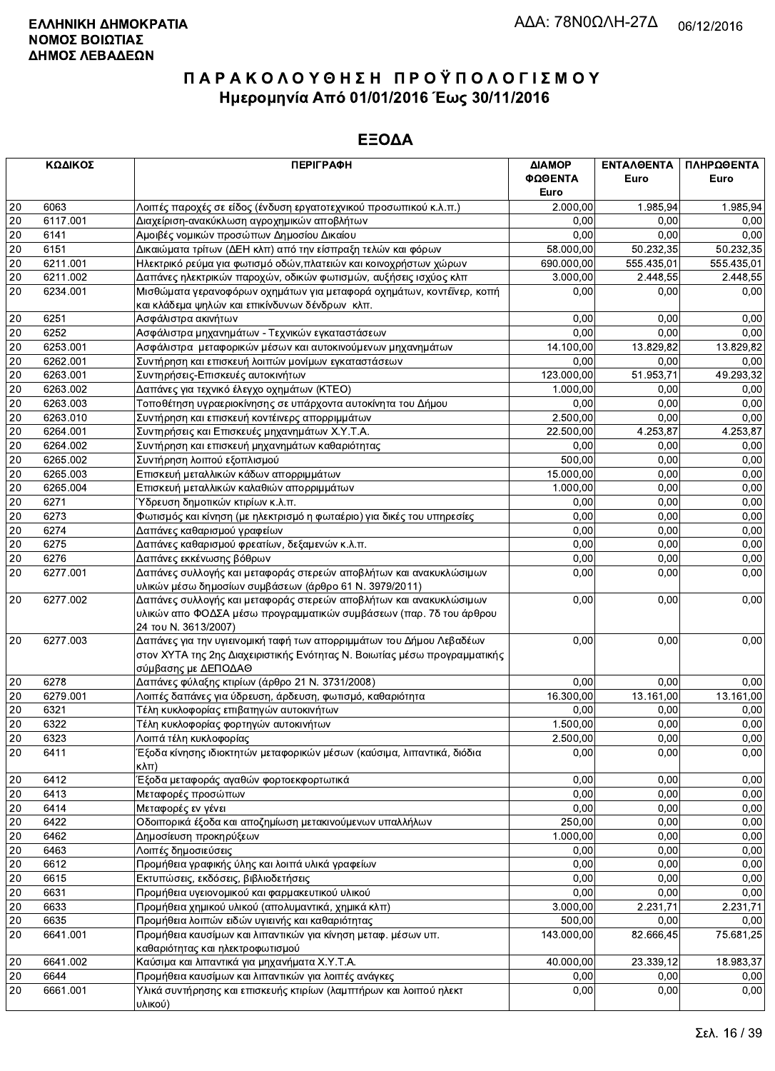**ΕΛΛΗΝΙΚΗ ΔΗΜΟΚΡΑΤΙΑ**
**ΝΟΜΟΣ ΒΟΙΩΤΙΑΣ**
**ΔΗΜΟΣ ΛΕΒΑΔΕΩΝ**

ΑΔΑ: 78Ν0ΩΛΗ-27Δ 06/12/2016

# ΠΑΡΑΚΟΛΟΥΘΗΣΗ ΠΡΟΫΠΟΛΟΓΙΣΜΟΥ
## Ημερομηνία Από 01/01/2016 Έως 30/11/2016

## ΕΞΟΔΑ

| ΚΩΔΙΚΟΣ | | ΠΕΡΙΓΡΑΦΗ | ΔΙΑΜΟΡΦΩΘΕΝΤΑ Euro | ΕΝΤΑΛΘΕΝΤΑ Euro | ΠΛΗΡΩΘΕΝΤΑ Euro |
|---|---|---|---|---|---|
| 20 | 6063 | Λοιπές παροχές σε είδος (ένδυση εργατοτεχνικού προσωπικού κ.λ.π.) | 2.000,00 | 1.985,94 | 1.985,94 |
| 20 | 6117.001 | Διαχείριση-ανακύκλωση αγροχημικών αποβλήτων | 0,00 | 0,00 | 0,00 |
| 20 | 6141 | Αμοιβές νομικών προσώπων Δημοσίου Δικαίου | 0,00 | 0,00 | 0,00 |
| 20 | 6151 | Δικαιώματα τρίτων (ΔΕΗ κλπ) από την είσπραξη τελών και φόρων | 58.000,00 | 50.232,35 | 50.232,35 |
| 20 | 6211.001 | Ηλεκτρικό ρεύμα για φωτισμό οδών,πλατειών και κοινοχρήστων χώρων | 690.000,00 | 555.435,01 | 555.435,01 |
| 20 | 6211.002 | Δαπάνες ηλεκτρικών παροχών, οδικών φωτισμών, αυξήσεις ισχύος κλπ | 3.000,00 | 2.448,55 | 2.448,55 |
| 20 | 6234.001 | Μισθώματα γερανοφόρων οχημάτων για μεταφορά οχημάτων, κοντέινερ, κοπή και κλάδεμα ψηλών και επικίνδυνων δένδρων κλπ. | 0,00 | 0,00 | 0,00 |
| 20 | 6251 | Ασφάλιστρα ακινήτων | 0,00 | 0,00 | 0,00 |
| 20 | 6252 | Ασφάλιστρα μηχανημάτων - Τεχνικών εγκαταστάσεων | 0,00 | 0,00 | 0,00 |
| 20 | 6253.001 | Ασφάλιστρα μεταφορικών μέσων και αυτοκινούμενων μηχανημάτων | 14.100,00 | 13.829,82 | 13.829,82 |
| 20 | 6262.001 | Συντήρηση και επισκευή λοιπών μονίμων εγκαταστάσεων | 0,00 | 0,00 | 0,00 |
| 20 | 6263.001 | Συντηρήσεις-Επισκευές αυτοκινήτων | 123.000,00 | 51.953,71 | 49.293,32 |
| 20 | 6263.002 | Δαπάνες για τεχνικό έλεγχο οχημάτων (ΚΤΕΟ) | 1.000,00 | 0,00 | 0,00 |
| 20 | 6263.003 | Τοποθέτηση υγραεριοκίνησης σε υπάρχοντα αυτοκίνητα του Δήμου | 0,00 | 0,00 | 0,00 |
| 20 | 6263.010 | Συντήρηση και επισκευή κοντέινερς απορριμμάτων | 2.500,00 | 0,00 | 0,00 |
| 20 | 6264.001 | Συντηρήσεις και Επισκευές μηχανημάτων Χ.Υ.Τ.Α. | 22.500,00 | 4.253,87 | 4.253,87 |
| 20 | 6264.002 | Συντήρηση και επισκευή μηχανημάτων καθαριότητας | 0,00 | 0,00 | 0,00 |
| 20 | 6265.002 | Συντήρηση λοιπού εξοπλισμού | 500,00 | 0,00 | 0,00 |
| 20 | 6265.003 | Επισκευή μεταλλικών κάδων απορριμμάτων | 15.000,00 | 0,00 | 0,00 |
| 20 | 6265.004 | Επισκευή μεταλλικών καλαθιών απορριμμάτων | 1.000,00 | 0,00 | 0,00 |
| 20 | 6271 | Ύδρευση δημοτικών κτιρίων κ.λ.π. | 0,00 | 0,00 | 0,00 |
| 20 | 6273 | Φωτισμός και κίνηση (με ηλεκτρισμό ή φωταέριο) για δικές του υπηρεσίες | 0,00 | 0,00 | 0,00 |
| 20 | 6274 | Δαπάνες καθαρισμού γραφείων | 0,00 | 0,00 | 0,00 |
| 20 | 6275 | Δαπάνες καθαρισμού φρεατίων, δεξαμενών κ.λ.π. | 0,00 | 0,00 | 0,00 |
| 20 | 6276 | Δαπάνες εκκένωσης βόθρων | 0,00 | 0,00 | 0,00 |
| 20 | 6277.001 | Δαπάνες συλλογής και μεταφοράς στερεών αποβλήτων και ανακυκλώσιμων υλικών μέσω δημοσίων συμβάσεων (άρθρο 61 Ν. 3979/2011) | 0,00 | 0,00 | 0,00 |
| 20 | 6277.002 | Δαπάνες συλλογής και μεταφοράς στερεών αποβλήτων και ανακυκλώσιμων υλικών απο ΦΟΔΣΑ μέσω προγραμματικών συμβάσεων (παρ. 7δ του άρθρου 24 του Ν. 3613/2007) | 0,00 | 0,00 | 0,00 |
| 20 | 6277.003 | Δαπάνες για την υγιεινομική ταφή των απορριμμάτων του Δήμου Λεβαδέων στον ΧΥΤΑ της 2ης Διαχειριστικής Ενότητας Ν. Βοιωτίας μέσω προγραμματικής σύμβασης με ΔΕΠΟΔΑΘ | 0,00 | 0,00 | 0,00 |
| 20 | 6278 | Δαπάνες φύλαξης κτιρίων (άρθρο 21 Ν. 3731/2008) | 0,00 | 0,00 | 0,00 |
| 20 | 6279.001 | Λοιπές δαπάνες για ύδρευση, άρδευση, φωτισμό, καθαριότητα | 16.300,00 | 13.161,00 | 13.161,00 |
| 20 | 6321 | Τέλη κυκλοφορίας επιβατηγών αυτοκινήτων | 0,00 | 0,00 | 0,00 |
| 20 | 6322 | Τέλη κυκλοφορίας φορτηγών αυτοκινήτων | 1.500,00 | 0,00 | 0,00 |
| 20 | 6323 | Λοιπά τέλη κυκλοφορίας | 2.500,00 | 0,00 | 0,00 |
| 20 | 6411 | Έξοδα κίνησης ιδιοκτητών μεταφορικών μέσων (καύσιμα, λιπαντικά, διόδια κλπ) | 0,00 | 0,00 | 0,00 |
| 20 | 6412 | Έξοδα μεταφοράς αγαθών φορτοεκφορτωτικά | 0,00 | 0,00 | 0,00 |
| 20 | 6413 | Μεταφορές προσώπων | 0,00 | 0,00 | 0,00 |
| 20 | 6414 | Μεταφορές εν γένει | 0,00 | 0,00 | 0,00 |
| 20 | 6422 | Οδοιπορικά έξοδα και αποζημίωση μετακινούμενων υπαλλήλων | 250,00 | 0,00 | 0,00 |
| 20 | 6462 | Δημοσίευση προκηρύξεων | 1.000,00 | 0,00 | 0,00 |
| 20 | 6463 | Λοιπές δημοσιεύσεις | 0,00 | 0,00 | 0,00 |
| 20 | 6612 | Προμήθεια γραφικής ύλης και λοιπά υλικά γραφείων | 0,00 | 0,00 | 0,00 |
| 20 | 6615 | Εκτυπώσεις, εκδόσεις, βιβλιοδετήσεις | 0,00 | 0,00 | 0,00 |
| 20 | 6631 | Προμήθεια υγειονομικού και φαρμακευτικού υλικού | 0,00 | 0,00 | 0,00 |
| 20 | 6633 | Προμήθεια χημικού υλικού (απολυμαντικά, χημικά κλπ) | 3.000,00 | 2.231,71 | 2.231,71 |
| 20 | 6635 | Προμήθεια λοιπών ειδών υγιεινής και καθαριότητας | 500,00 | 0,00 | 0,00 |
| 20 | 6641.001 | Προμήθεια καυσίμων και λιπαντικών για κίνηση μεταφ. μέσων υπ. καθαριότητας και ηλεκτροφωτισμού | 143.000,00 | 82.666,45 | 75.681,25 |
| 20 | 6641.002 | Καύσιμα και λιπαντικά για μηχανήματα Χ.Υ.Τ.Α. | 40.000,00 | 23.339,12 | 18.983,37 |
| 20 | 6644 | Προμήθεια καυσίμων και λιπαντικών για λοιπές ανάγκες | 0,00 | 0,00 | 0,00 |
| 20 | 6661.001 | Υλικά συντήρησης και επισκευής κτιρίων (λαμπτήρων και λοιπού ηλεκτ υλικού) | 0,00 | 0,00 | 0,00 |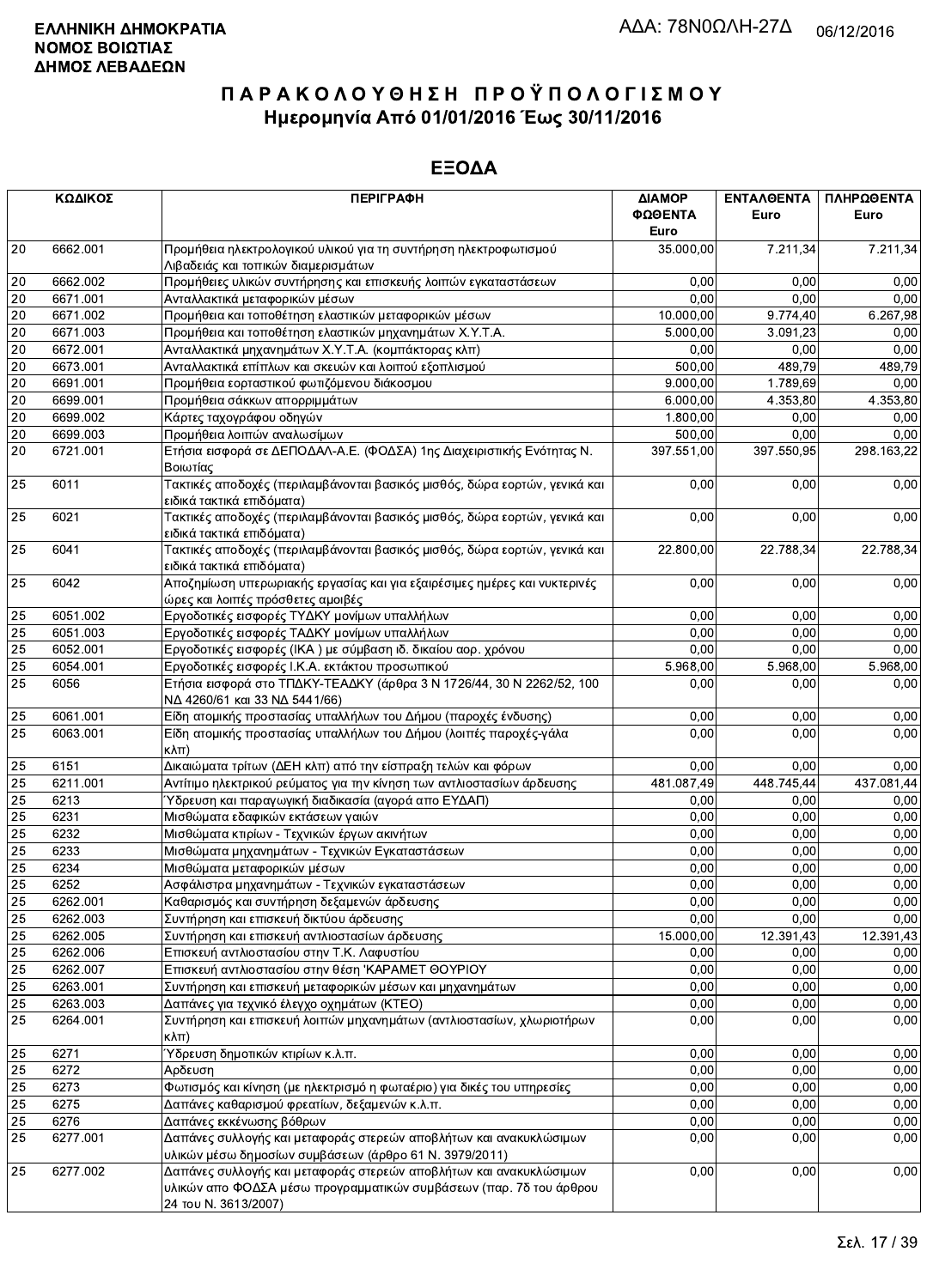**ΕΛΛΗΝΙΚΗ ΔΗΜΟΚΡΑΤΙΑ**
**ΝΟΜΟΣ ΒΟΙΩΤΙΑΣ**
**ΔΗΜΟΣ ΛΕΒΑΔΕΩΝ**

ΑΔΑ: 78Ν0ΩΛΗ-27Δ 06/12/2016

# ΠΑΡΑΚΟΛΟΥΘΗΣΗ ΠΡΟΫΠΟΛΟΓΙΣΜΟΥ
## Ημερομηνία Από 01/01/2016 Έως 30/11/2016

## ΕΞΟΔΑ

| ΚΩΔΙΚΟΣ | | ΠΕΡΙΓΡΑΦΗ | ΔΙΑΜΟΡΦΩΘΕΝΤΑ Euro | ΕΝΤΑΛΘΕΝΤΑ Euro | ΠΛΗΡΩΘΕΝΤΑ Euro |
|---|---|---|---|---|---|
| 20 | 6662.001 | Προμήθεια ηλεκτρολογικού υλικού για τη συντήρηση ηλεκτροφωτισμού Λιβαδειάς και τοπικών διαμερισμάτων | 35.000,00 | 7.211,34 | 7.211,34 |
| 20 | 6662.002 | Προμήθειες υλικών συντήρησης και επισκευής λοιπών εγκαταστάσεων | 0,00 | 0,00 | 0,00 |
| 20 | 6671.001 | Ανταλλακτικά μεταφορικών μέσων | 0,00 | 0,00 | 0,00 |
| 20 | 6671.002 | Προμήθεια και τοποθέτηση ελαστικών μεταφορικών μέσων | 10.000,00 | 9.774,40 | 6.267,98 |
| 20 | 6671.003 | Προμήθεια και τοποθέτηση ελαστικών μηχανημάτων Χ.Υ.Τ.Α. | 5.000,00 | 3.091,23 | 0,00 |
| 20 | 6672.001 | Ανταλλακτικά μηχανημάτων Χ.Υ.Τ.Α. (κομπάκτορας κλπ) | 0,00 | 0,00 | 0,00 |
| 20 | 6673.001 | Ανταλλακτικά επίπλων και σκευών και λοιπού εξοπλισμού | 500,00 | 489,79 | 489,79 |
| 20 | 6691.001 | Προμήθεια εορταστικού φωτιζόμενου διάκοσμου | 9.000,00 | 1.789,69 | 0,00 |
| 20 | 6699.001 | Προμήθεια σάκκων απορριμμάτων | 6.000,00 | 4.353,80 | 4.353,80 |
| 20 | 6699.002 | Κάρτες ταχογράφου οδηγών | 1.800,00 | 0,00 | 0,00 |
| 20 | 6699.003 | Προμήθεια λοιπών αναλωσίμων | 500,00 | 0,00 | 0,00 |
| 20 | 6721.001 | Ετήσια εισφορά σε ΔΕΠΟΔΑΛ-Α.Ε. (ΦΟΔΣΑ) 1ης Διαχειριστικής Ενότητας Ν. Βοιωτίας | 397.551,00 | 397.550,95 | 298.163,22 |
| 25 | 6011 | Τακτικές αποδοχές (περιλαμβάνονται βασικός μισθός, δώρα εορτών, γενικά και ειδικά τακτικά επιδόματα) | 0,00 | 0,00 | 0,00 |
| 25 | 6021 | Τακτικές αποδοχές (περιλαμβάνονται βασικός μισθός, δώρα εορτών, γενικά και ειδικά τακτικά επιδόματα) | 0,00 | 0,00 | 0,00 |
| 25 | 6041 | Τακτικές αποδοχές (περιλαμβάνονται βασικός μισθός, δώρα εορτών, γενικά και ειδικά τακτικά επιδόματα) | 22.800,00 | 22.788,34 | 22.788,34 |
| 25 | 6042 | Αποζημίωση υπερωριακής εργασίας και για εξαιρέσιμες ημέρες και νυκτερινές ώρες και λοιπές πρόσθετες αμοιβές | 0,00 | 0,00 | 0,00 |
| 25 | 6051.002 | Εργοδοτικές εισφορές ΤΥΔΚΥ μονίμων υπαλλήλων | 0,00 | 0,00 | 0,00 |
| 25 | 6051.003 | Εργοδοτικές εισφορές ΤΑΔΚΥ μονίμων υπαλλήλων | 0,00 | 0,00 | 0,00 |
| 25 | 6052.001 | Εργοδοτικές εισφορές (ΙΚΑ ) με σύμβαση ιδ. δικαίου αορ. χρόνου | 0,00 | 0,00 | 0,00 |
| 25 | 6054.001 | Εργοδοτικές εισφορές Ι.Κ.Α. εκτάκτου προσωπικού | 5.968,00 | 5.968,00 | 5.968,00 |
| 25 | 6056 | Ετήσια εισφορά στο ΤΠΔΚΥ-ΤΕΑΔΚΥ (άρθρα 3 Ν 1726/44, 30 Ν 2262/52, 100 ΝΔ 4260/61 και 33 ΝΔ 5441/66) | 0,00 | 0,00 | 0,00 |
| 25 | 6061.001 | Είδη ατομικής προστασίας υπαλλήλων του Δήμου (παροχές ένδυσης) | 0,00 | 0,00 | 0,00 |
| 25 | 6063.001 | Είδη ατομικής προστασίας υπαλλήλων του Δήμου (λοιπές παροχές-γάλα κλπ) | 0,00 | 0,00 | 0,00 |
| 25 | 6151 | Δικαιώματα τρίτων (ΔΕΗ κλπ) από την είσπραξη τελών και φόρων | 0,00 | 0,00 | 0,00 |
| 25 | 6211.001 | Αντίτιμο ηλεκτρικού ρεύματος για την κίνηση των αντλιοστασίων άρδευσης | 481.087,49 | 448.745,44 | 437.081,44 |
| 25 | 6213 | Ύδρευση και παραγωγική διαδικασία (αγορά απο ΕΥΔΑΠ) | 0,00 | 0,00 | 0,00 |
| 25 | 6231 | Μισθώματα εδαφικών εκτάσεων γαιών | 0,00 | 0,00 | 0,00 |
| 25 | 6232 | Μισθώματα κτιρίων - Τεχνικών έργων ακινήτων | 0,00 | 0,00 | 0,00 |
| 25 | 6233 | Μισθώματα μηχανημάτων - Τεχνικών Εγκαταστάσεων | 0,00 | 0,00 | 0,00 |
| 25 | 6234 | Μισθώματα μεταφορικών μέσων | 0,00 | 0,00 | 0,00 |
| 25 | 6252 | Ασφάλιστρα μηχανημάτων - Τεχνικών εγκαταστάσεων | 0,00 | 0,00 | 0,00 |
| 25 | 6262.001 | Καθαρισμός και συντήρηση δεξαμενών άρδευσης | 0,00 | 0,00 | 0,00 |
| 25 | 6262.003 | Συντήρηση και επισκευή δικτύου άρδευσης | 0,00 | 0,00 | 0,00 |
| 25 | 6262.005 | Συντήρηση και επισκευή αντλιοστασίων άρδευσης | 15.000,00 | 12.391,43 | 12.391,43 |
| 25 | 6262.006 | Επισκευή αντλιοστασίου στην Τ.Κ. Λαφυστίου | 0,00 | 0,00 | 0,00 |
| 25 | 6262.007 | Επισκευή αντλιοστασίου στην θέση 'ΚΑΡΑΜΕΤ ΘΟΥΡΙΟΥ | 0,00 | 0,00 | 0,00 |
| 25 | 6263.001 | Συντήρηση και επισκευή μεταφορικών μέσων και μηχανημάτων | 0,00 | 0,00 | 0,00 |
| 25 | 6263.003 | Δαπάνες για τεχνικό έλεγχο οχημάτων (ΚΤΕΟ) | 0,00 | 0,00 | 0,00 |
| 25 | 6264.001 | Συντήρηση και επισκευή λοιπών μηχανημάτων (αντλιοστασίων, χλωριοτήρων κλπ) | 0,00 | 0,00 | 0,00 |
| 25 | 6271 | Ύδρευση δημοτικών κτιρίων κ.λ.π. | 0,00 | 0,00 | 0,00 |
| 25 | 6272 | Αρδευση | 0,00 | 0,00 | 0,00 |
| 25 | 6273 | Φωτισμός και κίνηση (με ηλεκτρισμό η φωταέριο) για δικές του υπηρεσίες | 0,00 | 0,00 | 0,00 |
| 25 | 6275 | Δαπάνες καθαρισμού φρεατίων, δεξαμενών κ.λ.π. | 0,00 | 0,00 | 0,00 |
| 25 | 6276 | Δαπάνες εκκένωσης βόθρων | 0,00 | 0,00 | 0,00 |
| 25 | 6277.001 | Δαπάνες συλλογής και μεταφοράς στερεών αποβλήτων και ανακυκλώσιμων υλικών μέσω δημοσίων συμβάσεων (άρθρο 61 Ν. 3979/2011) | 0,00 | 0,00 | 0,00 |
| 25 | 6277.002 | Δαπάνες συλλογής και μεταφοράς στερεών αποβλήτων και ανακυκλώσιμων υλικών απο ΦΟΔΣΑ μέσω προγραμματικών συμβάσεων (παρ. 7δ του άρθρου 24 του Ν. 3613/2007) | 0,00 | 0,00 | 0,00 |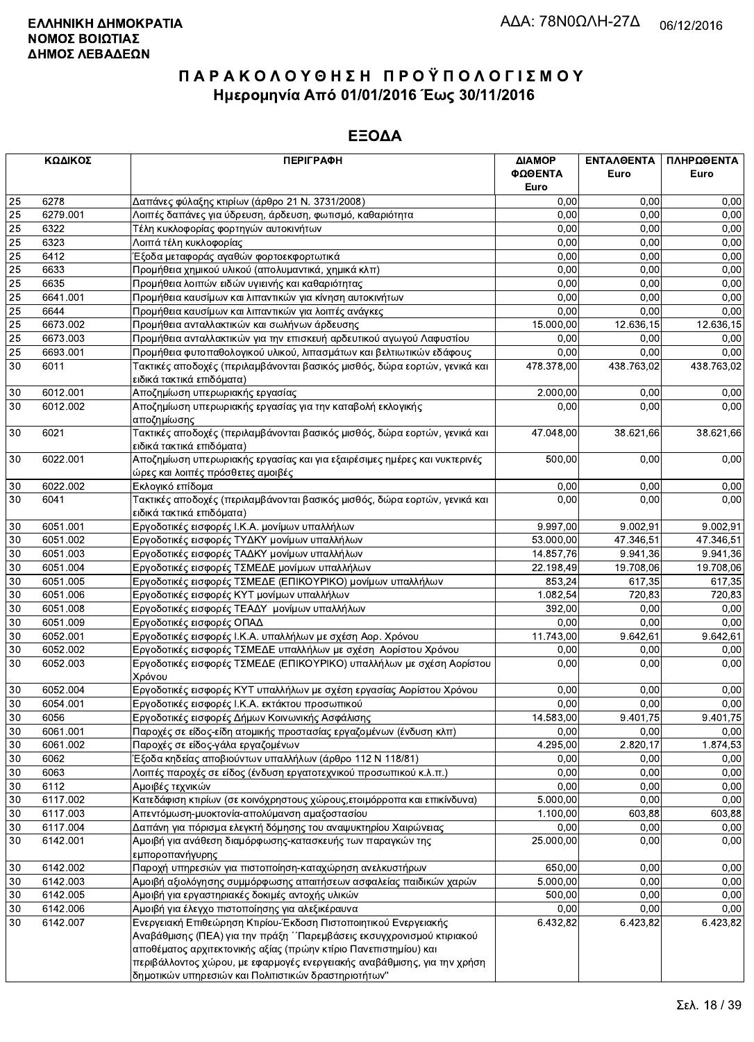**ΕΛΛΗΝΙΚΗ ΔΗΜΟΚΡΑΤΙΑ**
**ΝΟΜΟΣ ΒΟΙΩΤΙΑΣ**
**ΔΗΜΟΣ ΛΕΒΑΔΕΩΝ**

ΑΔΑ: 78Ν0ΩΛΗ-27Δ 06/12/2016

# ΠΑΡΑΚΟΛΟΥΘΗΣΗ ΠΡΟΫΠΟΛΟΓΙΣΜΟΥ
## Ημερομηνία Από 01/01/2016 Έως 30/11/2016

## ΕΞΟΔΑ

| ΚΩΔΙΚΟΣ | | ΠΕΡΙΓΡΑΦΗ | ΔΙΑΜΟΡ ΦΩΘΕΝΤΑ Euro | ΕΝΤΑΛΘΕΝΤΑ Euro | ΠΛΗΡΩΘΕΝΤΑ Euro |
|---|---|---|---|---|---|
| 25 | 6278 | Δαπάνες φύλαξης κτιρίων (άρθρο 21 Ν. 3731/2008) | 0,00 | 0,00 | 0,00 |
| 25 | 6279.001 | Λοιπές δαπάνες για ύδρευση, άρδευση, φωτισμό, καθαριότητα | 0,00 | 0,00 | 0,00 |
| 25 | 6322 | Τέλη κυκλοφορίας φορτηγών αυτοκινήτων | 0,00 | 0,00 | 0,00 |
| 25 | 6323 | Λοιπά τέλη κυκλοφορίας | 0,00 | 0,00 | 0,00 |
| 25 | 6412 | Έξοδα μεταφοράς αγαθών φορτοεκφορτωτικά | 0,00 | 0,00 | 0,00 |
| 25 | 6633 | Προμήθεια χημικού υλικού (απολυμαντικά, χημικά κλπ) | 0,00 | 0,00 | 0,00 |
| 25 | 6635 | Προμήθεια λοιπών ειδών υγιεινής και καθαριότητας | 0,00 | 0,00 | 0,00 |
| 25 | 6641.001 | Προμήθεια καυσίμων και λιπαντικών για κίνηση αυτοκινήτων | 0,00 | 0,00 | 0,00 |
| 25 | 6644 | Προμήθεια καυσίμων και λιπαντικών για λοιπές ανάγκες | 0,00 | 0,00 | 0,00 |
| 25 | 6673.002 | Προμήθεια ανταλλακτικών και σωλήνων άρδευσης | 15.000,00 | 12.636,15 | 12.636,15 |
| 25 | 6673.003 | Προμήθεια ανταλλακτικών για την επισκευή αρδευτικού αγωγού Λαφυστίου | 0,00 | 0,00 | 0,00 |
| 25 | 6693.001 | Προμήθεια φυτοπαθολογικού υλικού, λιπασμάτων και βελτιωτικών εδάφους | 0,00 | 0,00 | 0,00 |
| 30 | 6011 | Τακτικές αποδοχές (περιλαμβάνονται βασικός μισθός, δώρα εορτών, γενικά και ειδικά τακτικά επιδόματα) | 478.378,00 | 438.763,02 | 438.763,02 |
| 30 | 6012.001 | Αποζημίωση υπερωριακής εργασίας | 2.000,00 | 0,00 | 0,00 |
| 30 | 6012.002 | Αποζημίωση υπερωριακής εργασίας για την καταβολή εκλογικής αποζημίωσης | 0,00 | 0,00 | 0,00 |
| 30 | 6021 | Τακτικές αποδοχές (περιλαμβάνονται βασικός μισθός, δώρα εορτών, γενικά και ειδικά τακτικά επιδόματα) | 47.048,00 | 38.621,66 | 38.621,66 |
| 30 | 6022.001 | Αποζημίωση υπερωριακής εργασίας και για εξαιρέσιμες ημέρες και νυκτερινές ώρες και λοιπές πρόσθετες αμοιβές | 500,00 | 0,00 | 0,00 |
| 30 | 6022.002 | Εκλογικό επίδομα | 0,00 | 0,00 | 0,00 |
| 30 | 6041 | Τακτικές αποδοχές (περιλαμβάνονται βασικός μισθός, δώρα εορτών, γενικά και ειδικά τακτικά επιδόματα) | 0,00 | 0,00 | 0,00 |
| 30 | 6051.001 | Εργοδοτικές εισφορές Ι.Κ.Α. μονίμων υπαλλήλων | 9.997,00 | 9.002,91 | 9.002,91 |
| 30 | 6051.002 | Εργοδοτικές εισφορές ΤΥΔΚΥ μονίμων υπαλλήλων | 53.000,00 | 47.346,51 | 47.346,51 |
| 30 | 6051.003 | Εργοδοτικές εισφορές ΤΑΔΚΥ μονίμων υπαλλήλων | 14.857,76 | 9.941,36 | 9.941,36 |
| 30 | 6051.004 | Εργοδοτικές εισφορές ΤΣΜΕΔΕ μονίμων υπαλλήλων | 22.198,49 | 19.708,06 | 19.708,06 |
| 30 | 6051.005 | Εργοδοτικές εισφορές ΤΣΜΕΔΕ (ΕΠΙΚΟΥΡΙΚΟ) μονίμων υπαλλήλων | 853,24 | 617,35 | 617,35 |
| 30 | 6051.006 | Εργοδοτικές εισφορές ΚΥΤ μονίμων υπαλλήλων | 1.082,54 | 720,83 | 720,83 |
| 30 | 6051.008 | Εργοδοτικές εισφορές ΤΕΑΔΥ μονίμων υπαλλήλων | 392,00 | 0,00 | 0,00 |
| 30 | 6051.009 | Εργοδοτικές εισφορές ΟΠΑΔ | 0,00 | 0,00 | 0,00 |
| 30 | 6052.001 | Εργοδοτικές εισφορές Ι.Κ.Α. υπαλλήλων με σχέση Αορ. Χρόνου | 11.743,00 | 9.642,61 | 9.642,61 |
| 30 | 6052.002 | Εργοδοτικές εισφορές ΤΣΜΕΔΕ υπαλλήλων με σχέση Αορίστου Χρόνου | 0,00 | 0,00 | 0,00 |
| 30 | 6052.003 | Εργοδοτικές εισφορές ΤΣΜΕΔΕ (ΕΠΙΚΟΥΡΙΚΟ) υπαλλήλων με σχέση Αορίστου Χρόνου | 0,00 | 0,00 | 0,00 |
| 30 | 6052.004 | Εργοδοτικές εισφορές ΚΥΤ υπαλλήλων με σχέση εργασίας Αορίστου Χρόνου | 0,00 | 0,00 | 0,00 |
| 30 | 6054.001 | Εργοδοτικές εισφορές Ι.Κ.Α. εκτάκτου προσωπικού | 0,00 | 0,00 | 0,00 |
| 30 | 6056 | Εργοδοτικές εισφορές Δήμων Κοινωνικής Ασφάλισης | 14.583,00 | 9.401,75 | 9.401,75 |
| 30 | 6061.001 | Παροχές σε είδος-είδη ατομικής προστασίας εργαζομένων (ένδυση κλπ) | 0,00 | 0,00 | 0,00 |
| 30 | 6061.002 | Παροχές σε είδος-γάλα εργαζομένων | 4.295,00 | 2.820,17 | 1.874,53 |
| 30 | 6062 | Έξοδα κηδείας αποβιούντων υπαλλήλων (άρθρο 112 Ν 118/81) | 0,00 | 0,00 | 0,00 |
| 30 | 6063 | Λοιπές παροχές σε είδος (ένδυση εργατοτεχνικού προσωπικού κ.λ.π.) | 0,00 | 0,00 | 0,00 |
| 30 | 6112 | Αμοιβές τεχνικών | 0,00 | 0,00 | 0,00 |
| 30 | 6117.002 | Κατεδάφιση κτιρίων (σε κοινόχρηστους χώρους,ετοιμόρροπα και επικίνδυνα) | 5.000,00 | 0,00 | 0,00 |
| 30 | 6117.003 | Απεντόμωση-μυοκτονία-απολύμανση αμαξοστασίου | 1.100,00 | 603,88 | 603,88 |
| 30 | 6117.004 | Δαπάνη για πόρισμα ελεγκτή δόμησης του αναψυκτηρίου Χαιρώνειας | 0,00 | 0,00 | 0,00 |
| 30 | 6142.001 | Αμοιβή για ανάθεση διαμόρφωσης-κατασκευής των παραγκών της εμποροπανήγυρης | 25.000,00 | 0,00 | 0,00 |
| 30 | 6142.002 | Παροχή υπηρεσιών για πιστοποίηση-καταχώρηση ανελκυστήρων | 650,00 | 0,00 | 0,00 |
| 30 | 6142.003 | Αμοιβή αξιολόγησης συμμόρφωσης απαιτήσεων ασφαλείας παιδικών χαρών | 5.000,00 | 0,00 | 0,00 |
| 30 | 6142.005 | Αμοιβή για εργαστηριακές δοκιμές αντοχής υλικών | 500,00 | 0,00 | 0,00 |
| 30 | 6142.006 | Αμοιβή για έλεγχο πιστοποίησης για αλεξικέραυνα | 0,00 | 0,00 | 0,00 |
| 30 | 6142.007 | Ενεργειακή Επιθεώρηση Κτιρίου-Έκδοση Πιστοποιητικού Ενεργειακής Αναβάθμισης (ΠΕΑ) για την πράξη ΄΄Παρεμβάσεις εκσυγχρονισμού κτιριακού αποθέματος αρχιτεκτονικής αξίας (πρώην κτίριο Πανεπιστημίου) και περιβάλλοντος χώρου, με εφαρμογές ενεργειακής αναβάθμισης, για την χρήση δημοτικών υπηρεσιών και Πολιτιστικών δραστηριοτήτων'' | 6.432,82 | 6.423,82 | 6.423,82 |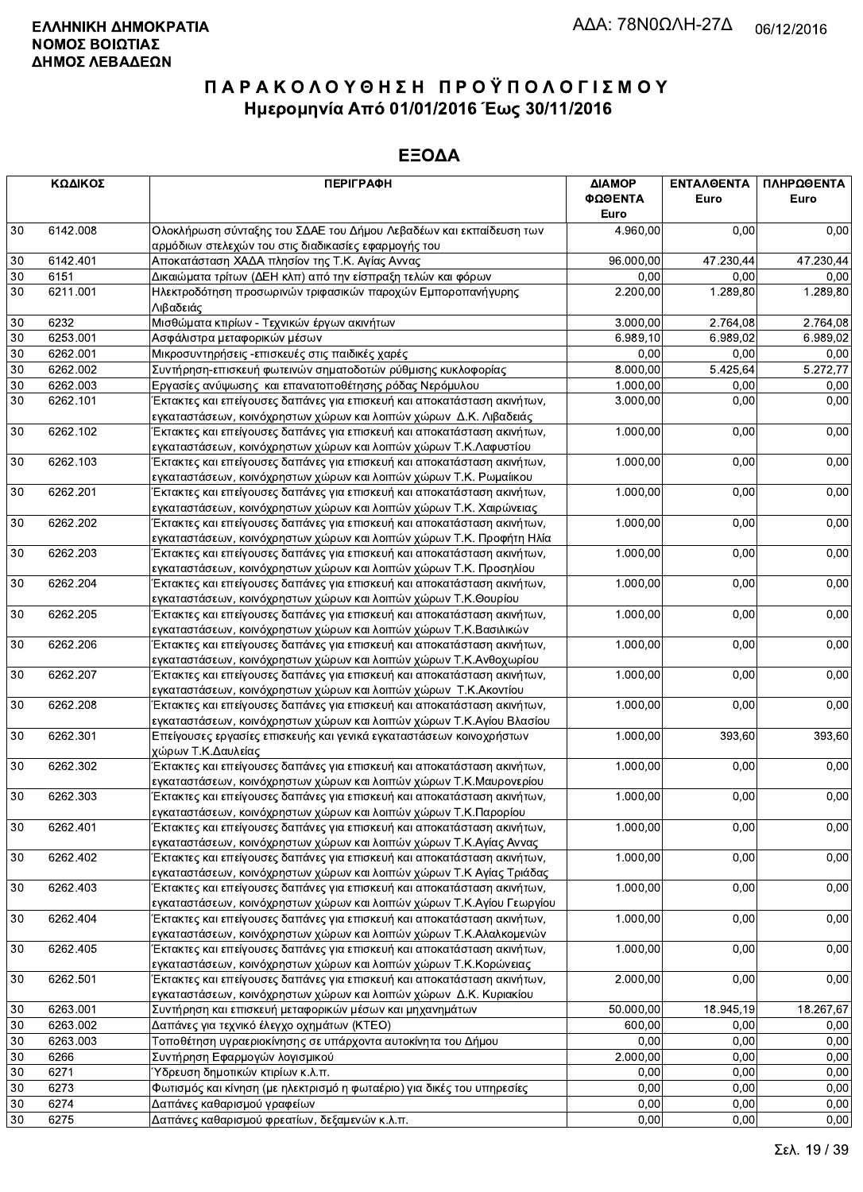**ΕΛΛΗΝΙΚΗ ΔΗΜΟΚΡΑΤΙΑ**
**ΝΟΜΟΣ ΒΟΙΩΤΙΑΣ**
**ΔΗΜΟΣ ΛΕΒΑΔΕΩΝ**

ΑΔΑ: 78Ν0ΩΛΗ-27Δ 06/12/2016

# ΠΑΡΑΚΟΛΟΥΘΗΣΗ ΠΡΟΫΠΟΛΟΓΙΣΜΟΥ
## Ημερομηνία Από 01/01/2016 Έως 30/11/2016

## ΕΞΟΔΑ

| ΚΩΔΙΚΟΣ | | ΠΕΡΙΓΡΑΦΗ | ΔΙΑΜΟΡ ΦΩΘΕΝΤΑ Euro | ΕΝΤΑΛΘΕΝΤΑ Euro | ΠΛΗΡΩΘΕΝΤΑ Euro |
|---|---|---|---|---|---|
| 30 | 6142.008 | Ολοκλήρωση σύνταξης του ΣΔΑΕ του Δήμου Λεβαδέων και εκπαίδευση των αρμόδιων στελεχών του στις διαδικασίες εφαρμογής του | 4.960,00 | 0,00 | 0,00 |
| 30 | 6142.401 | Αποκατάσταση ΧΑΔΑ πλησίον της Τ.Κ. Αγίας Αννας | 96.000,00 | 47.230,44 | 47.230,44 |
| 30 | 6151 | Δικαιώματα τρίτων (ΔΕΗ κλπ) από την είσπραξη τελών και φόρων | 0,00 | 0,00 | 0,00 |
| 30 | 6211.001 | Ηλεκτροδότηση προσωρινών τριφασικών παροχών Εμποροπανήγυρης Λιβαδειάς | 2.200,00 | 1.289,80 | 1.289,80 |
| 30 | 6232 | Μισθώματα κτιρίων - Τεχνικών έργων ακινήτων | 3.000,00 | 2.764,08 | 2.764,08 |
| 30 | 6253.001 | Ασφάλιστρα μεταφορικών μέσων | 6.989,10 | 6.989,02 | 6.989,02 |
| 30 | 6262.001 | Μικροσυντηρήσεις -επισκευές στις παιδικές χαρές | 0,00 | 0,00 | 0,00 |
| 30 | 6262.002 | Συντήρηση-επισκευή φωτεινών σηματοδοτών ρύθμισης κυκλοφορίας | 8.000,00 | 5.425,64 | 5.272,77 |
| 30 | 6262.003 | Εργασίες ανύψωσης και επανατοποθέτησης ρόδας Νερόμυλου | 1.000,00 | 0,00 | 0,00 |
| 30 | 6262.101 | Έκτακτες και επείγουσες δαπάνες για επισκευή και αποκατάσταση ακινήτων, εγκαταστάσεων, κοινόχρηστων χώρων και λοιπών χώρων Δ.Κ. Λιβαδειάς | 3.000,00 | 0,00 | 0,00 |
| 30 | 6262.102 | Έκτακτες και επείγουσες δαπάνες για επισκευή και αποκατάσταση ακινήτων, εγκαταστάσεων, κοινόχρηστων χώρων και λοιπών χώρων Τ.Κ.Λαφυστίου | 1.000,00 | 0,00 | 0,00 |
| 30 | 6262.103 | Έκτακτες και επείγουσες δαπάνες για επισκευή και αποκατάσταση ακινήτων, εγκαταστάσεων, κοινόχρηστων χώρων και λοιπών χώρων Τ.Κ. Ρωμαίικου | 1.000,00 | 0,00 | 0,00 |
| 30 | 6262.201 | Έκτακτες και επείγουσες δαπάνες για επισκευή και αποκατάσταση ακινήτων, εγκαταστάσεων, κοινόχρηστων χώρων και λοιπών χώρων Τ.Κ. Χαιρώνειας | 1.000,00 | 0,00 | 0,00 |
| 30 | 6262.202 | Έκτακτες και επείγουσες δαπάνες για επισκευή και αποκατάσταση ακινήτων, εγκαταστάσεων, κοινόχρηστων χώρων και λοιπών χώρων Τ.Κ. Προφήτη Ηλία | 1.000,00 | 0,00 | 0,00 |
| 30 | 6262.203 | Έκτακτες και επείγουσες δαπάνες για επισκευή και αποκατάσταση ακινήτων, εγκαταστάσεων, κοινόχρηστων χώρων και λοιπών χώρων Τ.Κ. Προσηλίου | 1.000,00 | 0,00 | 0,00 |
| 30 | 6262.204 | Έκτακτες και επείγουσες δαπάνες για επισκευή και αποκατάσταση ακινήτων, εγκαταστάσεων, κοινόχρηστων χώρων και λοιπών χώρων Τ.Κ.Θουρίου | 1.000,00 | 0,00 | 0,00 |
| 30 | 6262.205 | Έκτακτες και επείγουσες δαπάνες για επισκευή και αποκατάσταση ακινήτων, εγκαταστάσεων, κοινόχρηστων χώρων και λοιπών χώρων Τ.Κ.Βασιλικών | 1.000,00 | 0,00 | 0,00 |
| 30 | 6262.206 | Έκτακτες και επείγουσες δαπάνες για επισκευή και αποκατάσταση ακινήτων, εγκαταστάσεων, κοινόχρηστων χώρων και λοιπών χώρων Τ.Κ.Ανθοχωρίου | 1.000,00 | 0,00 | 0,00 |
| 30 | 6262.207 | Έκτακτες και επείγουσες δαπάνες για επισκευή και αποκατάσταση ακινήτων, εγκαταστάσεων, κοινόχρηστων χώρων και λοιπών χώρων Τ.Κ.Ακοντίου | 1.000,00 | 0,00 | 0,00 |
| 30 | 6262.208 | Έκτακτες και επείγουσες δαπάνες για επισκευή και αποκατάσταση ακινήτων, εγκαταστάσεων, κοινόχρηστων χώρων και λοιπών χώρων Τ.Κ.Αγίου Βλασίου | 1.000,00 | 0,00 | 0,00 |
| 30 | 6262.301 | Επείγουσες εργασίες επισκευής και γενικά εγκαταστάσεων κοινοχρήστων χώρων Τ.Κ.Δαυλείας | 1.000,00 | 393,60 | 393,60 |
| 30 | 6262.302 | Έκτακτες και επείγουσες δαπάνες για επισκευή και αποκατάσταση ακινήτων, εγκαταστάσεων, κοινόχρηστων χώρων και λοιπών χώρων Τ.Κ.Μαυρονερίου | 1.000,00 | 0,00 | 0,00 |
| 30 | 6262.303 | Έκτακτες και επείγουσες δαπάνες για επισκευή και αποκατάσταση ακινήτων, εγκαταστάσεων, κοινόχρηστων χώρων και λοιπών χώρων Τ.Κ.Παρορίου | 1.000,00 | 0,00 | 0,00 |
| 30 | 6262.401 | Έκτακτες και επείγουσες δαπάνες για επισκευή και αποκατάσταση ακινήτων, εγκαταστάσεων, κοινόχρηστων χώρων και λοιπών χώρων Τ.Κ.Αγίας Αννας | 1.000,00 | 0,00 | 0,00 |
| 30 | 6262.402 | Έκτακτες και επείγουσες δαπάνες για επισκευή και αποκατάσταση ακινήτων, εγκαταστάσεων, κοινόχρηστων χώρων και λοιπών χώρων Τ.Κ Αγίας Τριάδας | 1.000,00 | 0,00 | 0,00 |
| 30 | 6262.403 | Έκτακτες και επείγουσες δαπάνες για επισκευή και αποκατάσταση ακινήτων, εγκαταστάσεων, κοινόχρηστων χώρων και λοιπών χώρων Τ.Κ.Αγίου Γεωργίου | 1.000,00 | 0,00 | 0,00 |
| 30 | 6262.404 | Έκτακτες και επείγουσες δαπάνες για επισκευή και αποκατάσταση ακινήτων, εγκαταστάσεων, κοινόχρηστων χώρων και λοιπών χώρων Τ.Κ.Αλαλκομενών | 1.000,00 | 0,00 | 0,00 |
| 30 | 6262.405 | Έκτακτες και επείγουσες δαπάνες για επισκευή και αποκατάσταση ακινήτων, εγκαταστάσεων, κοινόχρηστων χώρων και λοιπών χώρων Τ.Κ.Κορώνειας | 1.000,00 | 0,00 | 0,00 |
| 30 | 6262.501 | Έκτακτες και επείγουσες δαπάνες για επισκευή και αποκατάσταση ακινήτων, εγκαταστάσεων, κοινόχρηστων χώρων και λοιπών χώρων Δ.Κ. Κυριακίου | 2.000,00 | 0,00 | 0,00 |
| 30 | 6263.001 | Συντήρηση και επισκευή μεταφορικών μέσων και μηχανημάτων | 50.000,00 | 18.945,19 | 18.267,67 |
| 30 | 6263.002 | Δαπάνες για τεχνικό έλεγχο οχημάτων (ΚΤΕΟ) | 600,00 | 0,00 | 0,00 |
| 30 | 6263.003 | Τοποθέτηση υγραεριοκίνησης σε υπάρχοντα αυτοκίνητα του Δήμου | 0,00 | 0,00 | 0,00 |
| 30 | 6266 | Συντήρηση Εφαρμογών λογισμικού | 2.000,00 | 0,00 | 0,00 |
| 30 | 6271 | Ύδρευση δημοτικών κτιρίων κ.λ.π. | 0,00 | 0,00 | 0,00 |
| 30 | 6273 | Φωτισμός και κίνηση (με ηλεκτρισμό η φωταέριο) για δικές του υπηρεσίες | 0,00 | 0,00 | 0,00 |
| 30 | 6274 | Δαπάνες καθαρισμού γραφείων | 0,00 | 0,00 | 0,00 |
| 30 | 6275 | Δαπάνες καθαρισμού φρεατίων, δεξαμενών κ.λ.π. | 0,00 | 0,00 | 0,00 |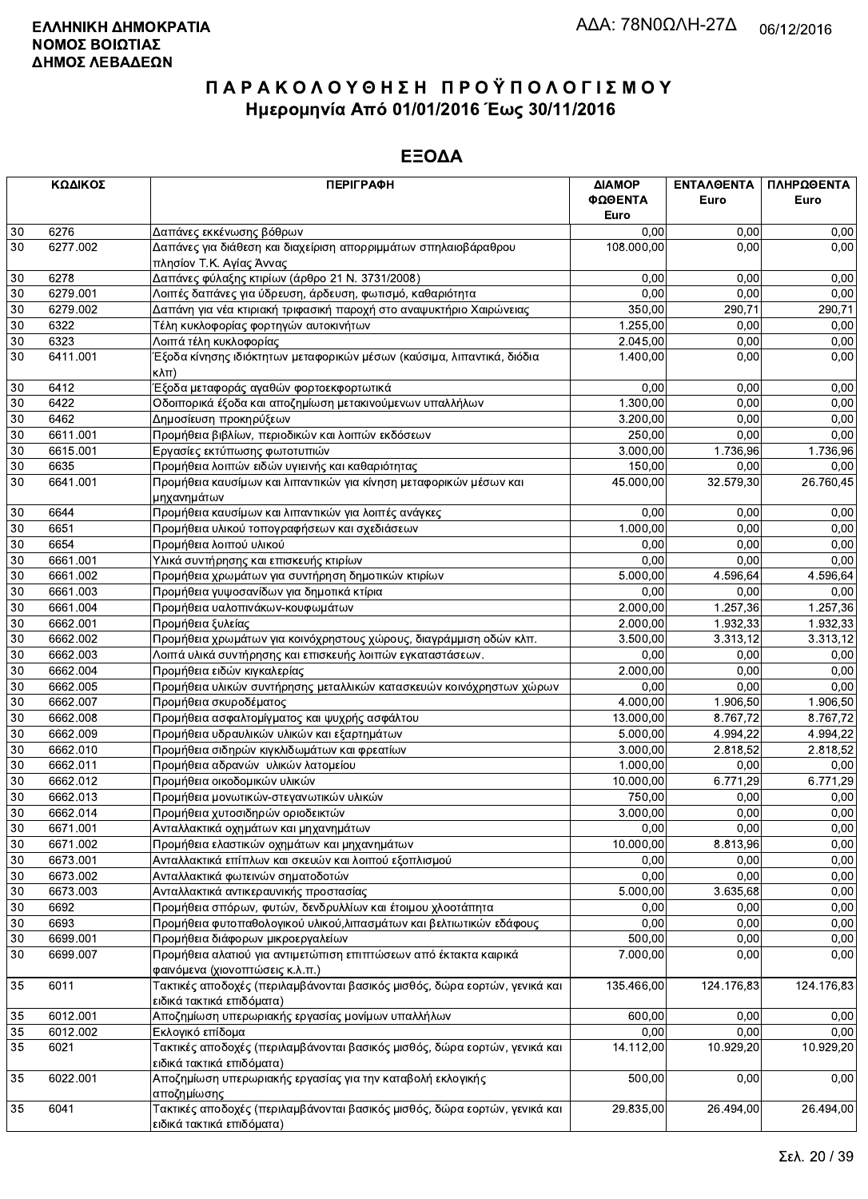**ΕΛΛΗΝΙΚΗ ΔΗΜΟΚΡΑΤΙΑ**
**ΝΟΜΟΣ ΒΟΙΩΤΙΑΣ**
**ΔΗΜΟΣ ΛΕΒΑΔΕΩΝ**

ΑΔΑ: 78Ν0ΩΛΗ-27Δ 06/12/2016

# ΠΑΡΑΚΟΛΟΥΘΗΣΗ ΠΡΟΫΠΟΛΟΓΙΣΜΟΥ
## Ημερομηνία Από 01/01/2016 Έως 30/11/2016

## ΕΞΟΔΑ

| ΚΩΔΙΚΟΣ | | ΠΕΡΙΓΡΑΦΗ | ΔΙΑΜΟΡ ΦΩΘΕΝΤΑ Euro | ΕΝΤΑΛΘΕΝΤΑ Euro | ΠΛΗΡΩΘΕΝΤΑ Euro |
|---|---|---|---|---|---|
| 30 | 6276 | Δαπάνες εκκένωσης βόθρων | 0,00 | 0,00 | 0,00 |
| 30 | 6277.002 | Δαπάνες για διάθεση και διαχείριση απορριμμάτων σπηλαιοβάραθρου πλησίον Τ.Κ. Αγίας Άννας | 108.000,00 | 0,00 | 0,00 |
| 30 | 6278 | Δαπάνες φύλαξης κτιρίων (άρθρο 21 Ν. 3731/2008) | 0,00 | 0,00 | 0,00 |
| 30 | 6279.001 | Λοιπές δαπάνες για ύδρευση, άρδευση, φωτισμό, καθαριότητα | 0,00 | 0,00 | 0,00 |
| 30 | 6279.002 | Δαπάνη για νέα κτιριακή τριφασική παροχή στο αναψυκτήριο Χαιρώνειας | 350,00 | 290,71 | 290,71 |
| 30 | 6322 | Τέλη κυκλοφορίας φορτηγών αυτοκινήτων | 1.255,00 | 0,00 | 0,00 |
| 30 | 6323 | Λοιπά τέλη κυκλοφορίας | 2.045,00 | 0,00 | 0,00 |
| 30 | 6411.001 | Έξοδα κίνησης ιδιόκτητων μεταφορικών μέσων (καύσιμα, λιπαντικά, διόδια κλπ) | 1.400,00 | 0,00 | 0,00 |
| 30 | 6412 | Έξοδα μεταφοράς αγαθών φορτοεκφορτωτικά | 0,00 | 0,00 | 0,00 |
| 30 | 6422 | Οδοιπορικά έξοδα και αποζημίωση μετακινούμενων υπαλλήλων | 1.300,00 | 0,00 | 0,00 |
| 30 | 6462 | Δημοσίευση προκηρύξεων | 3.200,00 | 0,00 | 0,00 |
| 30 | 6611.001 | Προμήθεια βιβλίων, περιοδικών και λοιπών εκδόσεων | 250,00 | 0,00 | 0,00 |
| 30 | 6615.001 | Εργασίες εκτύπωσης φωτοτυπιών | 3.000,00 | 1.736,96 | 1.736,96 |
| 30 | 6635 | Προμήθεια λοιπών ειδών υγιεινής και καθαριότητας | 150,00 | 0,00 | 0,00 |
| 30 | 6641.001 | Προμήθεια καυσίμων και λιπαντικών για κίνηση μεταφορικών μέσων και μηχανημάτων | 45.000,00 | 32.579,30 | 26.760,45 |
| 30 | 6644 | Προμήθεια καυσίμων και λιπαντικών για λοιπές ανάγκες | 0,00 | 0,00 | 0,00 |
| 30 | 6651 | Προμήθεια υλικού τοπογραφήσεων και σχεδιάσεων | 1.000,00 | 0,00 | 0,00 |
| 30 | 6654 | Προμήθεια λοιπού υλικού | 0,00 | 0,00 | 0,00 |
| 30 | 6661.001 | Υλικά συντήρησης και επισκευής κτιρίων | 0,00 | 0,00 | 0,00 |
| 30 | 6661.002 | Προμήθεια χρωμάτων για συντήρηση δημοτικών κτιρίων | 5.000,00 | 4.596,64 | 4.596,64 |
| 30 | 6661.003 | Προμήθεια γυψοσανίδων για δημοτικά κτίρια | 0,00 | 0,00 | 0,00 |
| 30 | 6661.004 | Προμήθεια υαλοπινάκων-κουφωμάτων | 2.000,00 | 1.257,36 | 1.257,36 |
| 30 | 6662.001 | Προμήθεια ξυλείας | 2.000,00 | 1.932,33 | 1.932,33 |
| 30 | 6662.002 | Προμήθεια χρωμάτων για κοινόχρηστους χώρους, διαγράμμιση οδών κλπ. | 3.500,00 | 3.313,12 | 3.313,12 |
| 30 | 6662.003 | Λοιπά υλικά συντήρησης και επισκευής λοιπών εγκαταστάσεων. | 0,00 | 0,00 | 0,00 |
| 30 | 6662.004 | Προμήθεια ειδών κιγκαλερίας | 2.000,00 | 0,00 | 0,00 |
| 30 | 6662.005 | Προμήθεια υλικών συντήρησης μεταλλικών κατασκευών κοινόχρηστων χώρων | 0,00 | 0,00 | 0,00 |
| 30 | 6662.007 | Προμήθεια σκυροδέματος | 4.000,00 | 1.906,50 | 1.906,50 |
| 30 | 6662.008 | Προμήθεια ασφαλτομίγματος και ψυχρής ασφάλτου | 13.000,00 | 8.767,72 | 8.767,72 |
| 30 | 6662.009 | Προμήθεια υδραυλικών υλικών και εξαρτημάτων | 5.000,00 | 4.994,22 | 4.994,22 |
| 30 | 6662.010 | Προμήθεια σιδηρών κιγκλιδωμάτων και φρεατίων | 3.000,00 | 2.818,52 | 2.818,52 |
| 30 | 6662.011 | Προμήθεια αδρανών υλικών λατομείου | 1.000,00 | 0,00 | 0,00 |
| 30 | 6662.012 | Προμήθεια οικοδομικών υλικών | 10.000,00 | 6.771,29 | 6.771,29 |
| 30 | 6662.013 | Προμήθεια μονωτικών-στεγανωτικών υλικών | 750,00 | 0,00 | 0,00 |
| 30 | 6662.014 | Προμήθεια χυτοσιδηρών οριοδεικτών | 3.000,00 | 0,00 | 0,00 |
| 30 | 6671.001 | Ανταλλακτικά οχημάτων και μηχανημάτων | 0,00 | 0,00 | 0,00 |
| 30 | 6671.002 | Προμήθεια ελαστικών οχημάτων και μηχανημάτων | 10.000,00 | 8.813,96 | 0,00 |
| 30 | 6673.001 | Ανταλλακτικά επίπλων και σκευών και λοιπού εξοπλισμού | 0,00 | 0,00 | 0,00 |
| 30 | 6673.002 | Ανταλλακτικά φωτεινών σηματοδοτών | 0,00 | 0,00 | 0,00 |
| 30 | 6673.003 | Ανταλλακτικά αντικεραυνικής προστασίας | 5.000,00 | 3.635,68 | 0,00 |
| 30 | 6692 | Προμήθεια σπόρων, φυτών, δενδρυλλίων και έτοιμου χλοοτάπητα | 0,00 | 0,00 | 0,00 |
| 30 | 6693 | Προμήθεια φυτοπαθολογικού υλικού,λιπασμάτων και βελτιωτικών εδάφους | 0,00 | 0,00 | 0,00 |
| 30 | 6699.001 | Προμήθεια διάφορων μικροεργαλείων | 500,00 | 0,00 | 0,00 |
| 30 | 6699.007 | Προμήθεια αλατιού για αντιμετώπιση επιπτώσεων από έκτακτα καιρικά φαινόμενα (χιονοπτώσεις κ.λ.π.) | 7.000,00 | 0,00 | 0,00 |
| 35 | 6011 | Τακτικές αποδοχές (περιλαμβάνονται βασικός μισθός, δώρα εορτών, γενικά και ειδικά τακτικά επιδόματα) | 135.466,00 | 124.176,83 | 124.176,83 |
| 35 | 6012.001 | Αποζημίωση υπερωριακής εργασίας μονίμων υπαλλήλων | 600,00 | 0,00 | 0,00 |
| 35 | 6012.002 | Εκλογικό επίδομα | 0,00 | 0,00 | 0,00 |
| 35 | 6021 | Τακτικές αποδοχές (περιλαμβάνονται βασικός μισθός, δώρα εορτών, γενικά και ειδικά τακτικά επιδόματα) | 14.112,00 | 10.929,20 | 10.929,20 |
| 35 | 6022.001 | Αποζημίωση υπερωριακής εργασίας για την καταβολή εκλογικής αποζημίωσης | 500,00 | 0,00 | 0,00 |
| 35 | 6041 | Τακτικές αποδοχές (περιλαμβάνονται βασικός μισθός, δώρα εορτών, γενικά και ειδικά τακτικά επιδόματα) | 29.835,00 | 26.494,00 | 26.494,00 |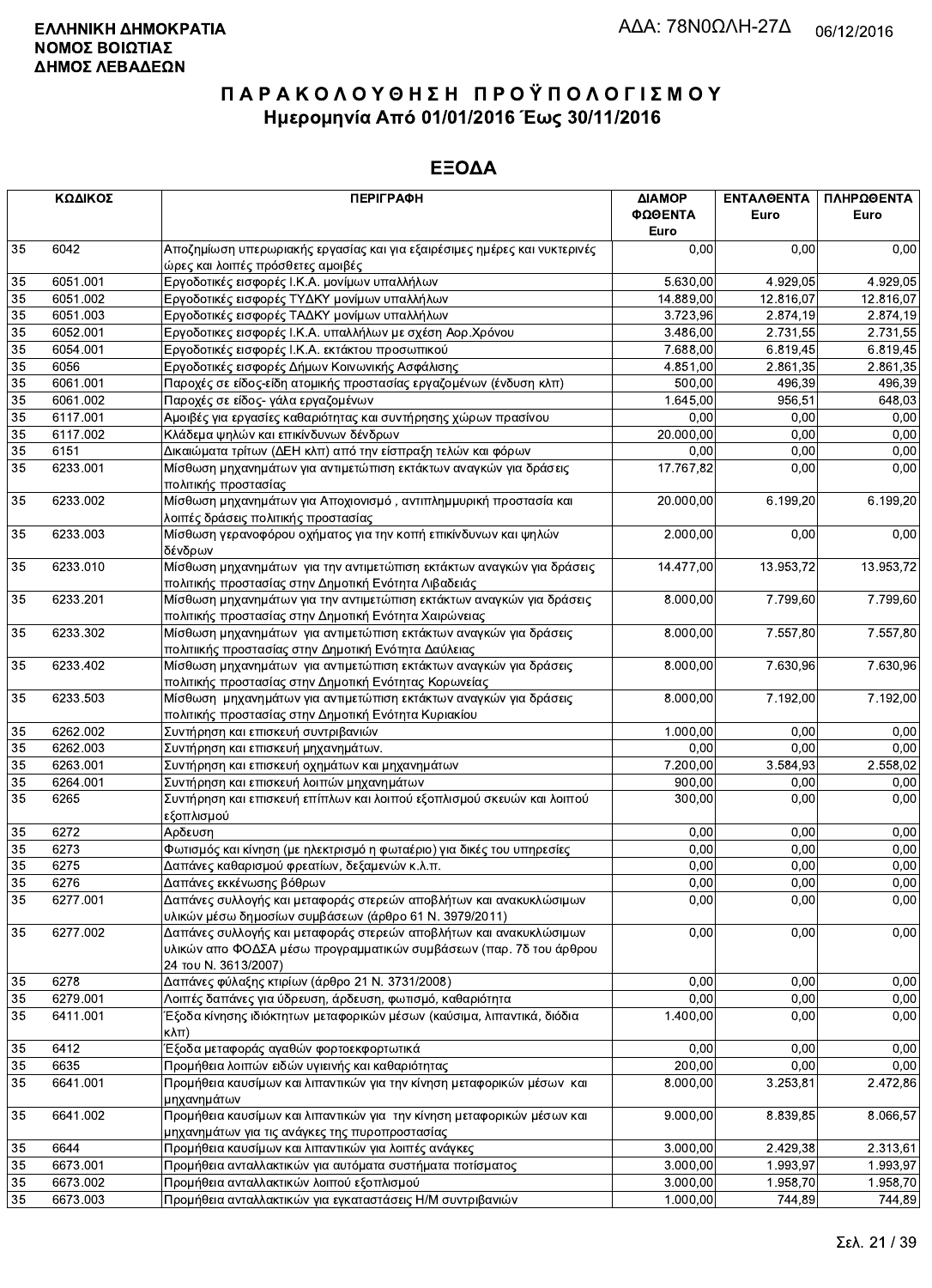**ΕΛΛΗΝΙΚΗ ΔΗΜΟΚΡΑΤΙΑ**
**ΝΟΜΟΣ ΒΟΙΩΤΙΑΣ**
**ΔΗΜΟΣ ΛΕΒΑΔΕΩΝ**

ΑΔΑ: 78Ν0ΩΛΗ-27Δ 06/12/2016

# ΠΑΡΑΚΟΛΟΥΘΗΣΗ ΠΡΟΫΠΟΛΟΓΙΣΜΟΥ
## Ημερομηνία Από 01/01/2016 Έως 30/11/2016

## ΕΞΟΔΑ

| ΚΩΔΙΚΟΣ | | ΠΕΡΙΓΡΑΦΗ | ΔΙΑΜΟΡ ΦΩΘΕΝΤΑ Euro | ΕΝΤΑΛΘΕΝΤΑ Euro | ΠΛΗΡΩΘΕΝΤΑ Euro |
|---|---|---|---|---|---|
| 35 | 6042 | Αποζημίωση υπερωριακής εργασίας και για εξαιρέσιμες ημέρες και νυκτερινές ώρες και λοιπές πρόσθετες αμοιβές | 0,00 | 0,00 | 0,00 |
| 35 | 6051.001 | Εργοδοτικές εισφορές Ι.Κ.Α. μονίμων υπαλλήλων | 5.630,00 | 4.929,05 | 4.929,05 |
| 35 | 6051.002 | Εργοδοτικές εισφορές ΤΥΔΚΥ μονίμων υπαλλήλων | 14.889,00 | 12.816,07 | 12.816,07 |
| 35 | 6051.003 | Εργοδοτικές εισφορές ΤΑΔΚΥ μονίμων υπαλλήλων | 3.723,96 | 2.874,19 | 2.874,19 |
| 35 | 6052.001 | Εργοδοτικες εισφορές Ι.Κ.Α. υπαλλήλων με σχέση Αορ.Χρόνου | 3.486,00 | 2.731,55 | 2.731,55 |
| 35 | 6054.001 | Εργοδοτικές εισφορές Ι.Κ.Α. εκτάκτου προσωπικού | 7.688,00 | 6.819,45 | 6.819,45 |
| 35 | 6056 | Εργοδοτικές εισφορές Δήμων Κοινωνικής Ασφάλισης | 4.851,00 | 2.861,35 | 2.861,35 |
| 35 | 6061.001 | Παροχές σε είδος-είδη ατομικής προστασίας εργαζομένων (ένδυση κλπ) | 500,00 | 496,39 | 496,39 |
| 35 | 6061.002 | Παροχές σε είδος- γάλα εργαζομένων | 1.645,00 | 956,51 | 648,03 |
| 35 | 6117.001 | Αμοιβές για εργασίες καθαριότητας και συντήρησης χώρων πρασίνου | 0,00 | 0,00 | 0,00 |
| 35 | 6117.002 | Κλάδεμα ψηλών και επικίνδυνων δένδρων | 20.000,00 | 0,00 | 0,00 |
| 35 | 6151 | Δικαιώματα τρίτων (ΔΕΗ κλπ) από την είσπραξη τελών και φόρων | 0,00 | 0,00 | 0,00 |
| 35 | 6233.001 | Μίσθωση μηχανημάτων για αντιμετώπιση εκτάκτων αναγκών για δράσεις πολιτικής προστασίας | 17.767,82 | 0,00 | 0,00 |
| 35 | 6233.002 | Μίσθωση μηχανημάτων για Αποχιονισμό , αντιπλημμυρική προστασία και λοιπές δράσεις πολιτικής προστασίας | 20.000,00 | 6.199,20 | 6.199,20 |
| 35 | 6233.003 | Μίσθωση γερανοφόρου οχήματος για την κοπή επικίνδυνων και ψηλών δένδρων | 2.000,00 | 0,00 | 0,00 |
| 35 | 6233.010 | Μίσθωση μηχανημάτων για την αντιμετώπιση εκτάκτων αναγκών για δράσεις πολιτικής προστασίας στην Δημοτική Ενότητα Λιβαδειάς | 14.477,00 | 13.953,72 | 13.953,72 |
| 35 | 6233.201 | Μίσθωση μηχανημάτων για την αντιμετώπιση εκτάκτων αναγκών για δράσεις πολιτικής προστασίας στην Δημοτική Ενότητα Χαιρώνειας | 8.000,00 | 7.799,60 | 7.799,60 |
| 35 | 6233.302 | Μίσθωση μηχανημάτων για αντιμετώπιση εκτάκτων αναγκών για δράσεις πολιτιικής προστασίας στην Δημοτική Ενότητα Δαύλειας | 8.000,00 | 7.557,80 | 7.557,80 |
| 35 | 6233.402 | Μίσθωση μηχανημάτων για αντιμετώπιση εκτάκτων αναγκών για δράσεις πολιτικής προστασίας στην Δημοτική Ενότητας Κορωνείας | 8.000,00 | 7.630,96 | 7.630,96 |
| 35 | 6233.503 | Μίσθωση μηχανημάτων για αντιμετώπιση εκτάκτων αναγκών για δράσεις πολιτικής προστασίας στην Δημοτική Ενότητα Κυριακίου | 8.000,00 | 7.192,00 | 7.192,00 |
| 35 | 6262.002 | Συντήρηση και επισκευή συντριβανιών | 1.000,00 | 0,00 | 0,00 |
| 35 | 6262.003 | Συντήρηση και επισκευή μηχανημάτων. | 0,00 | 0,00 | 0,00 |
| 35 | 6263.001 | Συντήρηση και επισκευή οχημάτων και μηχανημάτων | 7.200,00 | 3.584,93 | 2.558,02 |
| 35 | 6264.001 | Συντήρηση και επισκευή λοιπών μηχανημάτων | 900,00 | 0,00 | 0,00 |
| 35 | 6265 | Συντήρηση και επισκευή επίπλων και λοιπού εξοπλισμού σκευών και λοιπού εξοπλισμού | 300,00 | 0,00 | 0,00 |
| 35 | 6272 | Αρδευση | 0,00 | 0,00 | 0,00 |
| 35 | 6273 | Φωτισμός και κίνηση (με ηλεκτρισμό η φωταέριο) για δικές του υπηρεσίες | 0,00 | 0,00 | 0,00 |
| 35 | 6275 | Δαπάνες καθαρισμού φρεατίων, δεξαμενών κ.λ.π. | 0,00 | 0,00 | 0,00 |
| 35 | 6276 | Δαπάνες εκκένωσης βόθρων | 0,00 | 0,00 | 0,00 |
| 35 | 6277.001 | Δαπάνες συλλογής και μεταφοράς στερεών αποβλήτων και ανακυκλώσιμων υλικών μέσω δημοσίων συμβάσεων (άρθρο 61 Ν. 3979/2011) | 0,00 | 0,00 | 0,00 |
| 35 | 6277.002 | Δαπάνες συλλογής και μεταφοράς στερεών αποβλήτων και ανακυκλώσιμων υλικών απο ΦΟΔΣΑ μέσω προγραμματικών συμβάσεων (παρ. 7δ του άρθρου 24 του Ν. 3613/2007) | 0,00 | 0,00 | 0,00 |
| 35 | 6278 | Δαπάνες φύλαξης κτιρίων (άρθρο 21 Ν. 3731/2008) | 0,00 | 0,00 | 0,00 |
| 35 | 6279.001 | Λοιπές δαπάνες για ύδρευση, άρδευση, φωτισμό, καθαριότητα | 0,00 | 0,00 | 0,00 |
| 35 | 6411.001 | Έξοδα κίνησης ιδιόκτητων μεταφορικών μέσων (καύσιμα, λιπαντικά, διόδια κλπ) | 1.400,00 | 0,00 | 0,00 |
| 35 | 6412 | Έξοδα μεταφοράς αγαθών φορτοεκφορτωτικά | 0,00 | 0,00 | 0,00 |
| 35 | 6635 | Προμήθεια λοιπών ειδών υγιεινής και καθαριότητας | 200,00 | 0,00 | 0,00 |
| 35 | 6641.001 | Προμήθεια καυσίμων και λιπαντικών για την κίνηση μεταφορικών μέσων και μηχανημάτων | 8.000,00 | 3.253,81 | 2.472,86 |
| 35 | 6641.002 | Προμήθεια καυσίμων και λιπαντικών για την κίνηση μεταφορικών μέσων και μηχανημάτων για τις ανάγκες της πυροπροστασίας | 9.000,00 | 8.839,85 | 8.066,57 |
| 35 | 6644 | Προμήθεια καυσίμων και λιπαντικών για λοιπές ανάγκες | 3.000,00 | 2.429,38 | 2.313,61 |
| 35 | 6673.001 | Προμήθεια ανταλλακτικών για αυτόματα συστήματα ποτίσματος | 3.000,00 | 1.993,97 | 1.993,97 |
| 35 | 6673.002 | Προμήθεια ανταλλακτικών λοιπού εξοπλισμού | 3.000,00 | 1.958,70 | 1.958,70 |
| 35 | 6673.003 | Προμήθεια ανταλλακτικών για εγκαταστάσεις Η/Μ συντριβανιών | 1.000,00 | 744,89 | 744,89 |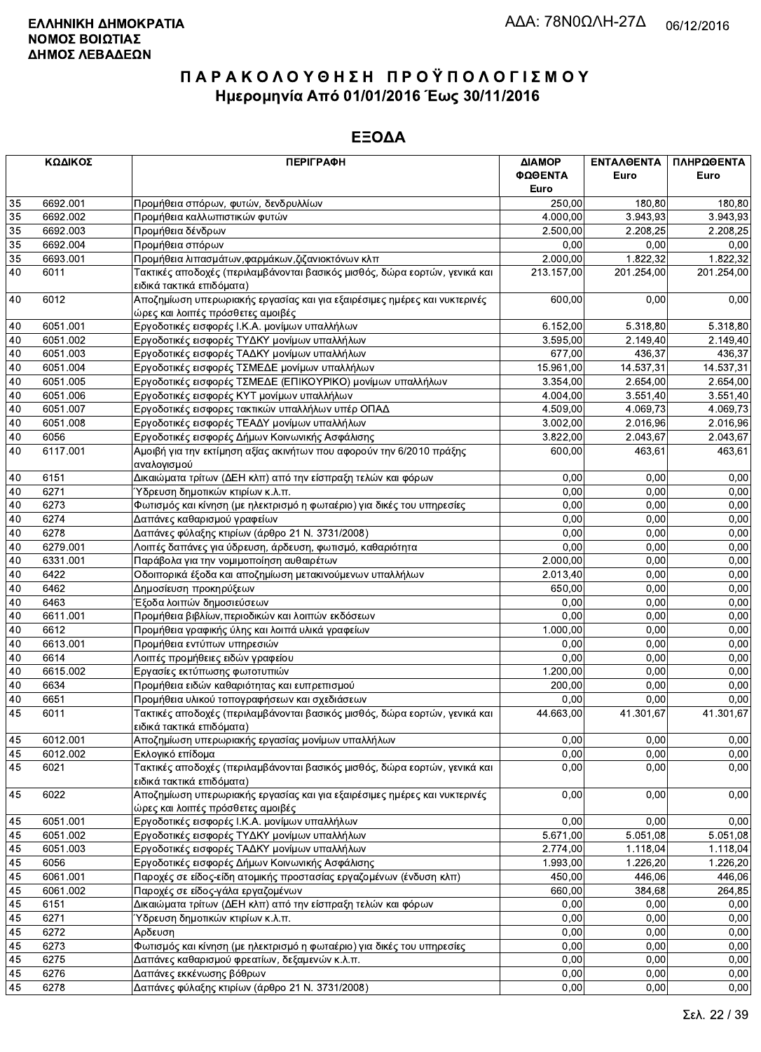**ΕΛΛΗΝΙΚΗ ΔΗΜΟΚΡΑΤΙΑ**
**ΝΟΜΟΣ ΒΟΙΩΤΙΑΣ**
**ΔΗΜΟΣ ΛΕΒΑΔΕΩΝ**

ΑΔΑ: 78Ν0ΩΛΗ-27Δ 06/12/2016

# Π Α Ρ Α Κ Ο Λ Ο Υ Θ Η Σ Η  Π Ρ Ο Ϋ Π Ο Λ Ο Γ Ι Σ Μ Ο Υ

## Ημερομηνία Από 01/01/2016 Έως 30/11/2016

## ΕΞΟΔΑ

| ΚΩΔΙΚΟΣ | | ΠΕΡΙΓΡΑΦΗ | ΔΙΑΜΟΡ ΦΩΘΕΝΤΑ Euro | ΕΝΤΑΛΘΕΝΤΑ Euro | ΠΛΗΡΩΘΕΝΤΑ Euro |
|---|---|---|---|---|---|
| 35 | 6692.001 | Προμήθεια σπόρων, φυτών, δενδρυλλίων | 250,00 | 180,80 | 180,80 |
| 35 | 6692.002 | Προμήθεια καλλωπιστικών φυτών | 4.000,00 | 3.943,93 | 3.943,93 |
| 35 | 6692.003 | Προμήθεια δένδρων | 2.500,00 | 2.208,25 | 2.208,25 |
| 35 | 6692.004 | Προμήθεια σπόρων | 0,00 | 0,00 | 0,00 |
| 35 | 6693.001 | Προμήθεια λιπασμάτων,φαρμάκων,ζιζανιοκτόνων κλπ | 2.000,00 | 1.822,32 | 1.822,32 |
| 40 | 6011 | Τακτικές αποδοχές (περιλαμβάνονται βασικός μισθός, δώρα εορτών, γενικά και ειδικά τακτικά επιδόματα) | 213.157,00 | 201.254,00 | 201.254,00 |
| 40 | 6012 | Αποζημίωση υπερωριακής εργασίας και για εξαιρέσιμες ημέρες και νυκτερινές ώρες και λοιπές πρόσθετες αμοιβές | 600,00 | 0,00 | 0,00 |
| 40 | 6051.001 | Εργοδοτικές εισφορές Ι.Κ.Α. μονίμων υπαλλήλων | 6.152,00 | 5.318,80 | 5.318,80 |
| 40 | 6051.002 | Εργοδοτικές εισφορές ΤΥΔΚΥ μονίμων υπαλλήλων | 3.595,00 | 2.149,40 | 2.149,40 |
| 40 | 6051.003 | Εργοδοτικές εισφορές ΤΑΔΚΥ μονίμων υπαλλήλων | 677,00 | 436,37 | 436,37 |
| 40 | 6051.004 | Εργοδοτικές εισφορές ΤΣΜΕΔΕ μονίμων υπαλλήλων | 15.961,00 | 14.537,31 | 14.537,31 |
| 40 | 6051.005 | Εργοδοτικές εισφορές ΤΣΜΕΔΕ (ΕΠΙΚΟΥΡΙΚΟ) μονίμων υπαλλήλων | 3.354,00 | 2.654,00 | 2.654,00 |
| 40 | 6051.006 | Εργοδοτικές εισφορές ΚΥΤ μονίμων υπαλλήλων | 4.004,00 | 3.551,40 | 3.551,40 |
| 40 | 6051.007 | Εργοδοτικές εισφορες τακτικών υπαλλήλων υπέρ ΟΠΑΔ | 4.509,00 | 4.069,73 | 4.069,73 |
| 40 | 6051.008 | Εργοδοτικές εισφορές ΤΕΑΔΥ μονίμων υπαλλήλων | 3.002,00 | 2.016,96 | 2.016,96 |
| 40 | 6056 | Εργοδοτικές εισφορές Δήμων Κοινωνικής Ασφάλισης | 3.822,00 | 2.043,67 | 2.043,67 |
| 40 | 6117.001 | Αμοιβή για την εκτίμηση αξίας ακινήτων που αφορούν την 6/2010 πράξης αναλογισμού | 600,00 | 463,61 | 463,61 |
| 40 | 6151 | Δικαιώματα τρίτων (ΔΕΗ κλπ) από την είσπραξη τελών και φόρων | 0,00 | 0,00 | 0,00 |
| 40 | 6271 | Ύδρευση δημοτικών κτιρίων κ.λ.π. | 0,00 | 0,00 | 0,00 |
| 40 | 6273 | Φωτισμός και κίνηση (με ηλεκτρισμό η φωταέριο) για δικές του υπηρεσίες | 0,00 | 0,00 | 0,00 |
| 40 | 6274 | Δαπάνες καθαρισμού γραφείων | 0,00 | 0,00 | 0,00 |
| 40 | 6278 | Δαπάνες φύλαξης κτιρίων (άρθρο 21 Ν. 3731/2008) | 0,00 | 0,00 | 0,00 |
| 40 | 6279.001 | Λοιπές δαπάνες για ύδρευση, άρδευση, φωτισμό, καθαριότητα | 0,00 | 0,00 | 0,00 |
| 40 | 6331.001 | Παράβολα για την νομιμοποίηση αυθαιρέτων | 2.000,00 | 0,00 | 0,00 |
| 40 | 6422 | Οδοιπορικά έξοδα και αποζημίωση μετακινούμενων υπαλλήλων | 2.013,40 | 0,00 | 0,00 |
| 40 | 6462 | Δημοσίευση προκηρύξεων | 650,00 | 0,00 | 0,00 |
| 40 | 6463 | Έξοδα λοιπών δημοσιεύσεων | 0,00 | 0,00 | 0,00 |
| 40 | 6611.001 | Προμήθεια βιβλίων,περιοδικών και λοιπών εκδόσεων | 0,00 | 0,00 | 0,00 |
| 40 | 6612 | Προμήθεια γραφικής ύλης και λοιπά υλικά γραφείων | 1.000,00 | 0,00 | 0,00 |
| 40 | 6613.001 | Προμήθεια εντύπων υπηρεσιών | 0,00 | 0,00 | 0,00 |
| 40 | 6614 | Λοιπές προμήθειες ειδών γραφείου | 0,00 | 0,00 | 0,00 |
| 40 | 6615.002 | Εργασίες εκτύπωσης φωτοτυπιών | 1.200,00 | 0,00 | 0,00 |
| 40 | 6634 | Προμήθεια ειδών καθαριότητας και ευπρεπισμού | 200,00 | 0,00 | 0,00 |
| 40 | 6651 | Προμήθεια υλικού τοπογραφήσεων και σχεδιάσεων | 0,00 | 0,00 | 0,00 |
| 45 | 6011 | Τακτικές αποδοχές (περιλαμβάνονται βασικός μισθός, δώρα εορτών, γενικά και ειδικά τακτικά επιδόματα) | 44.663,00 | 41.301,67 | 41.301,67 |
| 45 | 6012.001 | Αποζημίωση υπερωριακής εργασίας μονίμων υπαλλήλων | 0,00 | 0,00 | 0,00 |
| 45 | 6012.002 | Εκλογικό επίδομα | 0,00 | 0,00 | 0,00 |
| 45 | 6021 | Τακτικές αποδοχές (περιλαμβάνονται βασικός μισθός, δώρα εορτών, γενικά και ειδικά τακτικά επιδόματα) | 0,00 | 0,00 | 0,00 |
| 45 | 6022 | Αποζημίωση υπερωριακής εργασίας και για εξαιρέσιμες ημέρες και νυκτερινές ώρες και λοιπές πρόσθετες αμοιβές | 0,00 | 0,00 | 0,00 |
| 45 | 6051.001 | Εργοδοτικές εισφορές Ι.Κ.Α. μονίμων υπαλλήλων | 0,00 | 0,00 | 0,00 |
| 45 | 6051.002 | Εργοδοτικές εισφορές ΤΥΔΚΥ μονίμων υπαλλήλων | 5.671,00 | 5.051,08 | 5.051,08 |
| 45 | 6051.003 | Εργοδοτικές εισφορές ΤΑΔΚΥ μονίμων υπαλλήλων | 2.774,00 | 1.118,04 | 1.118,04 |
| 45 | 6056 | Εργοδοτικές εισφορές Δήμων Κοινωνικής Ασφάλισης | 1.993,00 | 1.226,20 | 1.226,20 |
| 45 | 6061.001 | Παροχές σε είδος-είδη ατομικής προστασίας εργαζομένων (ένδυση κλπ) | 450,00 | 446,06 | 446,06 |
| 45 | 6061.002 | Παροχές σε είδος-γάλα εργαζομένων | 660,00 | 384,68 | 264,85 |
| 45 | 6151 | Δικαιώματα τρίτων (ΔΕΗ κλπ) από την είσπραξη τελών και φόρων | 0,00 | 0,00 | 0,00 |
| 45 | 6271 | Ύδρευση δημοτικών κτιρίων κ.λ.π. | 0,00 | 0,00 | 0,00 |
| 45 | 6272 | Αρδευση | 0,00 | 0,00 | 0,00 |
| 45 | 6273 | Φωτισμός και κίνηση (με ηλεκτρισμό η φωταέριο) για δικές του υπηρεσίες | 0,00 | 0,00 | 0,00 |
| 45 | 6275 | Δαπάνες καθαρισμού φρεατίων, δεξαμενών κ.λ.π. | 0,00 | 0,00 | 0,00 |
| 45 | 6276 | Δαπάνες εκκένωσης βόθρων | 0,00 | 0,00 | 0,00 |
| 45 | 6278 | Δαπάνες φύλαξης κτιρίων (άρθρο 21 Ν. 3731/2008) | 0,00 | 0,00 | 0,00 |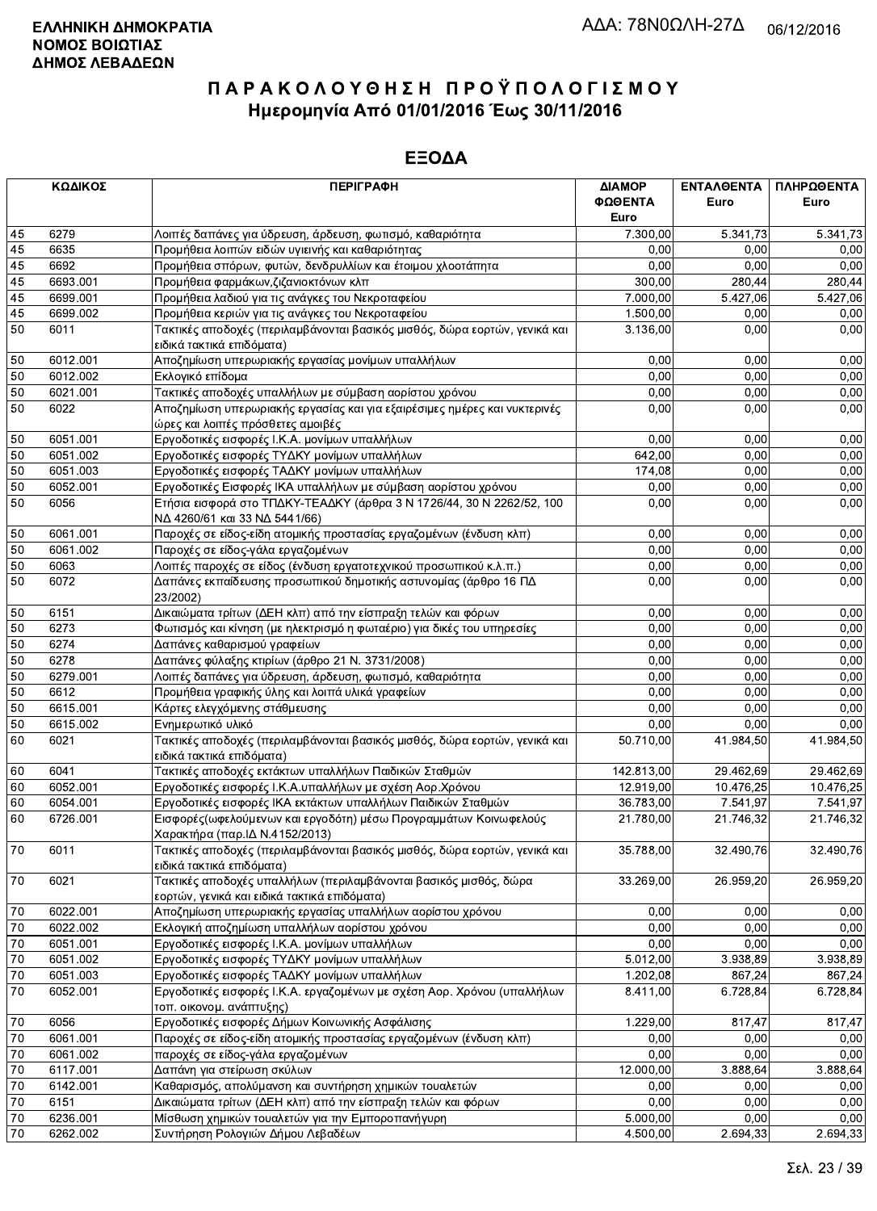**ΕΛΛΗΝΙΚΗ ΔΗΜΟΚΡΑΤΙΑ**
**ΝΟΜΟΣ ΒΟΙΩΤΙΑΣ**
**ΔΗΜΟΣ ΛΕΒΑΔΕΩΝ**

ΑΔΑ: 78Ν0ΩΛΗ-27Δ 06/12/2016

# ΠΑΡΑΚΟΛΟΥΘΗΣΗ ΠΡΟΫΠΟΛΟΓΙΣΜΟΥ
## Ημερομηνία Από 01/01/2016 Έως 30/11/2016

## ΕΞΟΔΑ

| ΚΩΔΙΚΟΣ | | ΠΕΡΙΓΡΑΦΗ | ΔΙΑΜΟΡ ΦΩΘΕΝΤΑ Euro | ΕΝΤΑΛΘΕΝΤΑ Euro | ΠΛΗΡΩΘΕΝΤΑ Euro |
|---|---|---|---|---|---|
| 45 | 6279 | Λοιπές δαπάνες για ύδρευση, άρδευση, φωτισμό, καθαριότητα | 7.300,00 | 5.341,73 | 5.341,73 |
| 45 | 6635 | Προμήθεια λοιπών ειδών υγιεινής και καθαριότητας | 0,00 | 0,00 | 0,00 |
| 45 | 6692 | Προμήθεια σπόρων, φυτών, δενδρυλλίων και έτοιμου χλοοτάπητα | 0,00 | 0,00 | 0,00 |
| 45 | 6693.001 | Προμήθεια φαρμάκων,ζιζανιοκτόνων κλπ | 300,00 | 280,44 | 280,44 |
| 45 | 6699.001 | Προμήθεια λαδιού για τις ανάγκες του Νεκροταφείου | 7.000,00 | 5.427,06 | 5.427,06 |
| 45 | 6699.002 | Προμήθεια κεριών για τις ανάγκες του Νεκροταφείου | 1.500,00 | 0,00 | 0,00 |
| 50 | 6011 | Τακτικές αποδοχές (περιλαμβάνονται βασικός μισθός, δώρα εορτών, γενικά και ειδικά τακτικά επιδόματα) | 3.136,00 | 0,00 | 0,00 |
| 50 | 6012.001 | Αποζημίωση υπερωριακής εργασίας μονίμων υπαλλήλων | 0,00 | 0,00 | 0,00 |
| 50 | 6012.002 | Εκλογικό επίδομα | 0,00 | 0,00 | 0,00 |
| 50 | 6021.001 | Τακτικές αποδοχές υπαλλήλων με σύμβαση αορίστου χρόνου | 0,00 | 0,00 | 0,00 |
| 50 | 6022 | Αποζημίωση υπερωριακής εργασίας και για εξαιρέσιμες ημέρες και νυκτερινές ώρες και λοιπές πρόσθετες αμοιβές | 0,00 | 0,00 | 0,00 |
| 50 | 6051.001 | Εργοδοτικές εισφορές Ι.Κ.Α. μονίμων υπαλλήλων | 0,00 | 0,00 | 0,00 |
| 50 | 6051.002 | Εργοδοτικές εισφορές ΤΥΔΚΥ μονίμων υπαλλήλων | 642,00 | 0,00 | 0,00 |
| 50 | 6051.003 | Εργοδοτικές εισφορές ΤΑΔΚΥ μονίμων υπαλλήλων | 174,08 | 0,00 | 0,00 |
| 50 | 6052.001 | Εργοδοτικές Εισφορές ΙΚΑ υπαλλήλων με σύμβαση αορίστου χρόνου | 0,00 | 0,00 | 0,00 |
| 50 | 6056 | Ετήσια εισφορά στο ΤΠΔΚΥ-ΤΕΑΔΚΥ (άρθρα 3 Ν 1726/44, 30 Ν 2262/52, 100 ΝΔ 4260/61 και 33 ΝΔ 5441/66) | 0,00 | 0,00 | 0,00 |
| 50 | 6061.001 | Παροχές σε είδος-είδη ατομικής προστασίας εργαζομένων (ένδυση κλπ) | 0,00 | 0,00 | 0,00 |
| 50 | 6061.002 | Παροχές σε είδος-γάλα εργαζομένων | 0,00 | 0,00 | 0,00 |
| 50 | 6063 | Λοιπές παροχές σε είδος (ένδυση εργατοτεχνικού προσωπικού κ.λ.π.) | 0,00 | 0,00 | 0,00 |
| 50 | 6072 | Δαπάνες εκπαίδευσης προσωπικού δημοτικής αστυνομίας (άρθρο 16 ΠΔ 23/2002) | 0,00 | 0,00 | 0,00 |
| 50 | 6151 | Δικαιώματα τρίτων (ΔΕΗ κλπ) από την είσπραξη τελών και φόρων | 0,00 | 0,00 | 0,00 |
| 50 | 6273 | Φωτισμός και κίνηση (με ηλεκτρισμό η φωταέριο) για δικές του υπηρεσίες | 0,00 | 0,00 | 0,00 |
| 50 | 6274 | Δαπάνες καθαρισμού γραφείων | 0,00 | 0,00 | 0,00 |
| 50 | 6278 | Δαπάνες φύλαξης κτιρίων (άρθρο 21 Ν. 3731/2008) | 0,00 | 0,00 | 0,00 |
| 50 | 6279.001 | Λοιπές δαπάνες για ύδρευση, άρδευση, φωτισμό, καθαριότητα | 0,00 | 0,00 | 0,00 |
| 50 | 6612 | Προμήθεια γραφικής ύλης και λοιπά υλικά γραφείων | 0,00 | 0,00 | 0,00 |
| 50 | 6615.001 | Κάρτες ελεγχόμενης στάθμευσης | 0,00 | 0,00 | 0,00 |
| 50 | 6615.002 | Ενημερωτικό υλικό | 0,00 | 0,00 | 0,00 |
| 60 | 6021 | Τακτικές αποδοχές (περιλαμβάνονται βασικός μισθός, δώρα εορτών, γενικά και ειδικά τακτικά επιδόματα) | 50.710,00 | 41.984,50 | 41.984,50 |
| 60 | 6041 | Τακτικές αποδοχές εκτάκτων υπαλλήλων Παιδικών Σταθμών | 142.813,00 | 29.462,69 | 29.462,69 |
| 60 | 6052.001 | Εργοδοτικές εισφορές Ι.Κ.Α.υπαλλήλων με σχέση Αορ.Χρόνου | 12.919,00 | 10.476,25 | 10.476,25 |
| 60 | 6054.001 | Εργοδοτικές εισφορές ΙΚΑ εκτάκτων υπαλλήλων Παιδικών Σταθμών | 36.783,00 | 7.541,97 | 7.541,97 |
| 60 | 6726.001 | Εισφορές(ωφελούμενων και εργοδότη) μέσω Προγραμμάτων Κοινωφελούς Χαρακτήρα (παρ.ΙΔ Ν.4152/2013) | 21.780,00 | 21.746,32 | 21.746,32 |
| 70 | 6011 | Τακτικές αποδοχές (περιλαμβάνονται βασικός μισθός, δώρα εορτών, γενικά και ειδικά τακτικά επιδόματα) | 35.788,00 | 32.490,76 | 32.490,76 |
| 70 | 6021 | Τακτικές αποδοχές υπαλλήλων (περιλαμβάνονται βασικός μισθός, δώρα εορτών, γενικά και ειδικά τακτικά επιδόματα) | 33.269,00 | 26.959,20 | 26.959,20 |
| 70 | 6022.001 | Αποζημίωση υπερωριακής εργασίας υπαλλήλων αορίστου χρόνου | 0,00 | 0,00 | 0,00 |
| 70 | 6022.002 | Εκλογική αποζημίωση υπαλλήλων αορίστου χρόνου | 0,00 | 0,00 | 0,00 |
| 70 | 6051.001 | Εργοδοτικές εισφορές Ι.Κ.Α. μονίμων υπαλλήλων | 0,00 | 0,00 | 0,00 |
| 70 | 6051.002 | Εργοδοτικές εισφορές ΤΥΔΚΥ μονίμων υπαλλήλων | 5.012,00 | 3.938,89 | 3.938,89 |
| 70 | 6051.003 | Εργοδοτικές εισφορές ΤΑΔΚΥ μονίμων υπαλλήλων | 1.202,00 | 867,24 | 867,24 |
| 70 | 6052.001 | Εργοδοτικές εισφορές Ι.Κ.Α. εργαζομένων με σχέση Αορ. Χρόνου (υπαλλήλων τοπ. οικονομ. ανάπτυξης) | 8.411,00 | 6.728,84 | 6.728,84 |
| 70 | 6056 | Εργοδοτικές εισφορές Δήμων Κοινωνικής Ασφάλισης | 1.229,00 | 817,47 | 817,47 |
| 70 | 6061.001 | Παροχές σε είδος-είδη ατομικής προστασίας εργαζομένων (ένδυση κλπ) | 0,00 | 0,00 | 0,00 |
| 70 | 6061.002 | παροχές σε είδος-γάλα εργαζομένων | 0,00 | 0,00 | 0,00 |
| 70 | 6117.001 | Δαπάνη για στείρωση σκύλων | 12.000,00 | 3.888,64 | 3.888,64 |
| 70 | 6142.001 | Καθαρισμός, απολύμανση και συντήρηση χημικών τουαλετών | 0,00 | 0,00 | 0,00 |
| 70 | 6151 | Δικαιώματα τρίτων (ΔΕΗ κλπ) από την είσπραξη τελών και φόρων | 0,00 | 0,00 | 0,00 |
| 70 | 6236.001 | Μίσθωση χημικών τουαλετών για την Εμποροπανήγυρη | 5.000,00 | 0,00 | 0,00 |
| 70 | 6262.002 | Συντήρηση Ρολογιών Δήμου Λεβαδέων | 4.500,00 | 2.694,33 | 2.694,33 |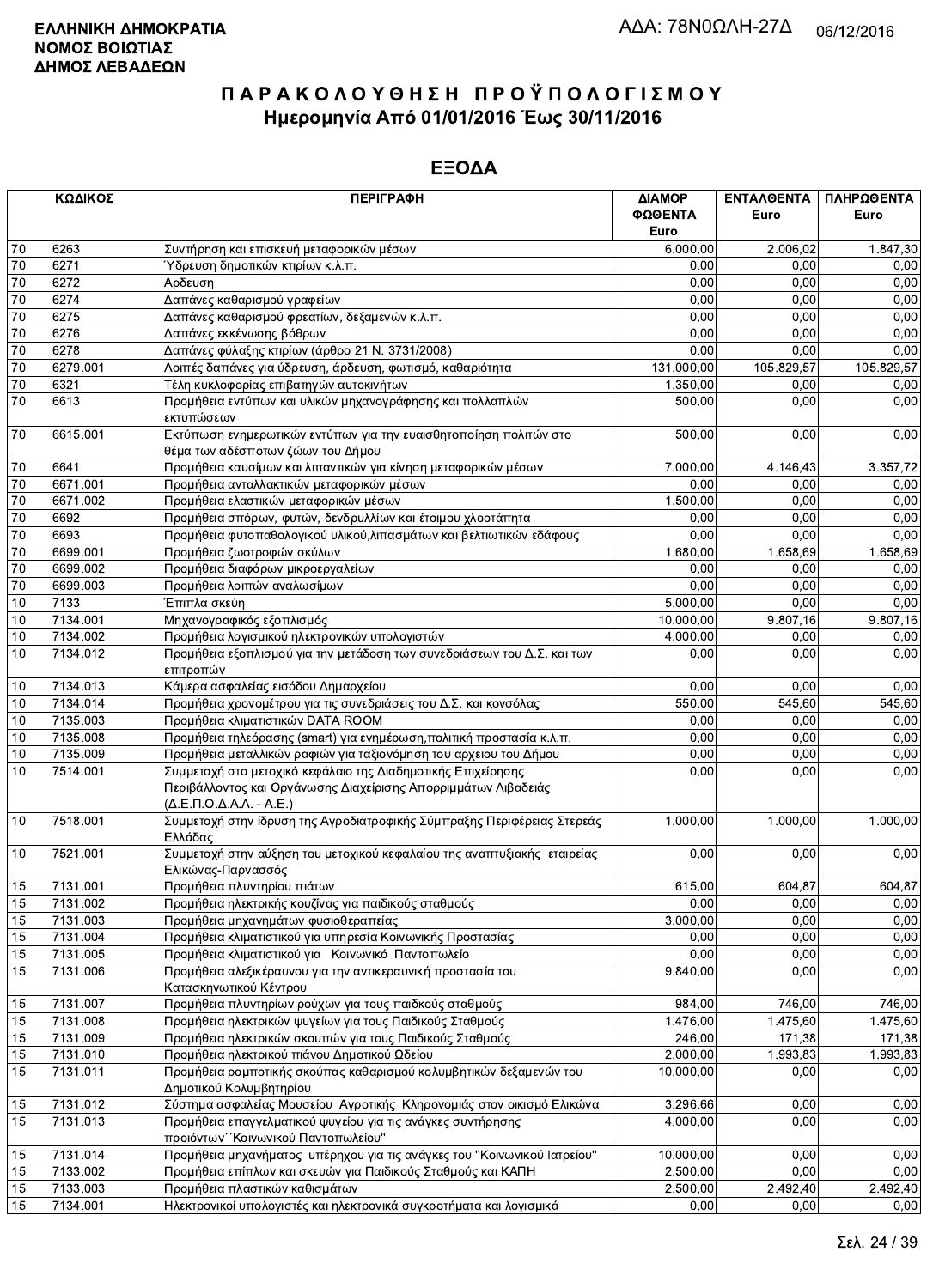**ΕΛΛΗΝΙΚΗ ΔΗΜΟΚΡΑΤΙΑ**
**ΝΟΜΟΣ ΒΟΙΩΤΙΑΣ**
**ΔΗΜΟΣ ΛΕΒΑΔΕΩΝ**

ΑΔΑ: 78Ν0ΩΛΗ-27Δ 06/12/2016

# ΠΑΡΑΚΟΛΟΥΘΗΣΗ ΠΡΟΫΠΟΛΟΓΙΣΜΟΥ

## Ημερομηνία Από 01/01/2016 Έως 30/11/2016

## ΕΞΟΔΑ

| ΚΩΔΙΚΟΣ | | ΠΕΡΙΓΡΑΦΗ | ΔΙΑΜΟΡ ΦΩΘΕΝΤΑ Euro | ΕΝΤΑΛΘΕΝΤΑ Euro | ΠΛΗΡΩΘΕΝΤΑ Euro |
|---|---|---|---|---|---|
| 70 | 6263 | Συντήρηση και επισκευή μεταφορικών μέσων | 6.000,00 | 2.006,02 | 1.847,30 |
| 70 | 6271 | Ύδρευση δημοτικών κτιρίων κ.λ.π. | 0,00 | 0,00 | 0,00 |
| 70 | 6272 | Αρδευση | 0,00 | 0,00 | 0,00 |
| 70 | 6274 | Δαπάνες καθαρισμού γραφείων | 0,00 | 0,00 | 0,00 |
| 70 | 6275 | Δαπάνες καθαρισμού φρεατίων, δεξαμενών κ.λ.π. | 0,00 | 0,00 | 0,00 |
| 70 | 6276 | Δαπάνες εκκένωσης βόθρων | 0,00 | 0,00 | 0,00 |
| 70 | 6278 | Δαπάνες φύλαξης κτιρίων (άρθρο 21 Ν. 3731/2008) | 0,00 | 0,00 | 0,00 |
| 70 | 6279.001 | Λοιπές δαπάνες για ύδρευση, άρδευση, φωτισμό, καθαριότητα | 131.000,00 | 105.829,57 | 105.829,57 |
| 70 | 6321 | Τέλη κυκλοφορίας επιβατηγών αυτοκινήτων | 1.350,00 | 0,00 | 0,00 |
| 70 | 6613 | Προμήθεια εντύπων και υλικών μηχανογράφησης και πολλαπλών εκτυπώσεων | 500,00 | 0,00 | 0,00 |
| 70 | 6615.001 | Εκτύπωση ενημερωτικών εντύπων για την ευαισθητοποίηση πολιτών στο θέμα των αδέσποτων ζώων του Δήμου | 500,00 | 0,00 | 0,00 |
| 70 | 6641 | Προμήθεια καυσίμων και λιπαντικών για κίνηση μεταφορικών μέσων | 7.000,00 | 4.146,43 | 3.357,72 |
| 70 | 6671.001 | Προμήθεια ανταλλακτικών μεταφορικών μέσων | 0,00 | 0,00 | 0,00 |
| 70 | 6671.002 | Προμήθεια ελαστικών μεταφορικών μέσων | 1.500,00 | 0,00 | 0,00 |
| 70 | 6692 | Προμήθεια σπόρων, φυτών, δενδρυλλίων και έτοιμου χλοοτάπητα | 0,00 | 0,00 | 0,00 |
| 70 | 6693 | Προμήθεια φυτοπαθολογικού υλικού,λιπασμάτων και βελτιωτικών εδάφους | 0,00 | 0,00 | 0,00 |
| 70 | 6699.001 | Προμήθεια ζωοτροφών σκύλων | 1.680,00 | 1.658,69 | 1.658,69 |
| 70 | 6699.002 | Προμήθεια διαφόρων μικροεργαλείων | 0,00 | 0,00 | 0,00 |
| 70 | 6699.003 | Προμήθεια λοιπών αναλωσίμων | 0,00 | 0,00 | 0,00 |
| 10 | 7133 | Έπιπλα σκεύη | 5.000,00 | 0,00 | 0,00 |
| 10 | 7134.001 | Μηχανογραφικός εξοπλισμός | 10.000,00 | 9.807,16 | 9.807,16 |
| 10 | 7134.002 | Προμήθεια λογισμικού ηλεκτρονικών υπολογιστών | 4.000,00 | 0,00 | 0,00 |
| 10 | 7134.012 | Προμήθεια εξοπλισμού για την μετάδοση των συνεδριάσεων του Δ.Σ. και των επιτροπών | 0,00 | 0,00 | 0,00 |
| 10 | 7134.013 | Κάμερα ασφαλείας εισόδου Δημαρχείου | 0,00 | 0,00 | 0,00 |
| 10 | 7134.014 | Προμήθεια χρονομέτρου για τις συνεδριάσεις του Δ.Σ. και κονσόλας | 550,00 | 545,60 | 545,60 |
| 10 | 7135.003 | Προμήθεια κλιματιστικών DATA ROOM | 0,00 | 0,00 | 0,00 |
| 10 | 7135.008 | Προμήθεια τηλεόρασης (smart) για ενημέρωση,πολιτική προστασία κ.λ.π. | 0,00 | 0,00 | 0,00 |
| 10 | 7135.009 | Προμήθεια μεταλλικών ραφιών για ταξιονόμηση του αρχειου του Δήμου | 0,00 | 0,00 | 0,00 |
| 10 | 7514.001 | Συμμετοχή στο μετοχικό κεφάλαιο της Διαδημοτικής Επιχείρησης Περιβάλλοντος και Οργάνωσης Διαχείρισης Απορριμμάτων Λιβαδειάς (Δ.Ε.Π.Ο.Δ.Α.Λ. - Α.Ε.) | 0,00 | 0,00 | 0,00 |
| 10 | 7518.001 | Συμμετοχή στην ίδρυση της Αγροδιατροφικής Σύμπραξης Περιφέρειας Στερεάς Ελλάδας | 1.000,00 | 1.000,00 | 1.000,00 |
| 10 | 7521.001 | Συμμετοχή στην αύξηση του μετοχικού κεφαλαίου της αναπτυξιακής εταιρείας Ελικώνας-Παρνασσός | 0,00 | 0,00 | 0,00 |
| 15 | 7131.001 | Προμήθεια πλυντηρίου πιάτων | 615,00 | 604,87 | 604,87 |
| 15 | 7131.002 | Προμήθεια ηλεκτρικής κουζίνας για παιδικούς σταθμούς | 0,00 | 0,00 | 0,00 |
| 15 | 7131.003 | Προμήθεια μηχανημάτων φυσιοθεραπείας | 3.000,00 | 0,00 | 0,00 |
| 15 | 7131.004 | Προμήθεια κλιματιστικού για υπηρεσία Κοινωνικής Προστασίας | 0,00 | 0,00 | 0,00 |
| 15 | 7131.005 | Προμήθεια κλιματιστικού για Κοινωνικό Παντοπωλείο | 0,00 | 0,00 | 0,00 |
| 15 | 7131.006 | Προμήθεια αλεξικέραυνου για την αντικεραυνική προστασία του Κατασκηνωτικού Κέντρου | 9.840,00 | 0,00 | 0,00 |
| 15 | 7131.007 | Προμήθεια πλυντηρίων ρούχων για τους παιδικούς σταθμούς | 984,00 | 746,00 | 746,00 |
| 15 | 7131.008 | Προμήθεια ηλεκτρικών ψυγείων για τους Παιδικούς Σταθμούς | 1.476,00 | 1.475,60 | 1.475,60 |
| 15 | 7131.009 | Προμήθεια ηλεκτρικών σκουπών για τους Παιδικούς Σταθμούς | 246,00 | 171,38 | 171,38 |
| 15 | 7131.010 | Προμήθεια ηλεκτρικού πιάνου Δημοτικού Ωδείου | 2.000,00 | 1.993,83 | 1.993,83 |
| 15 | 7131.011 | Προμήθεια ρομποτικής σκούπας καθαρισμού κολυμβητικών δεξαμενών του Δημοτικού Κολυμβητηρίου | 10.000,00 | 0,00 | 0,00 |
| 15 | 7131.012 | Σύστημα ασφαλείας Μουσείου Αγροτικής Κληρονομιάς στον οικισμό Ελικώνα | 3.296,66 | 0,00 | 0,00 |
| 15 | 7131.013 | Προμήθεια επαγγελματικού ψυγείου για τις ανάγκες συντήρησης προιόντων΄΄Κοινωνικού Παντοπωλείου" | 4.000,00 | 0,00 | 0,00 |
| 15 | 7131.014 | Προμήθεια μηχανήματος υπέρηχου για τις ανάγκες του "Κοινωνικού Ιατρείου" | 10.000,00 | 0,00 | 0,00 |
| 15 | 7133.002 | Προμήθεια επίπλων και σκευών για Παιδικούς Σταθμούς και ΚΑΠΗ | 2.500,00 | 0,00 | 0,00 |
| 15 | 7133.003 | Προμήθεια πλαστικών καθισμάτων | 2.500,00 | 2.492,40 | 2.492,40 |
| 15 | 7134.001 | Ηλεκτρονικοί υπολογιστές και ηλεκτρονικά συγκροτήματα και λογισμικά | 0,00 | 0,00 | 0,00 |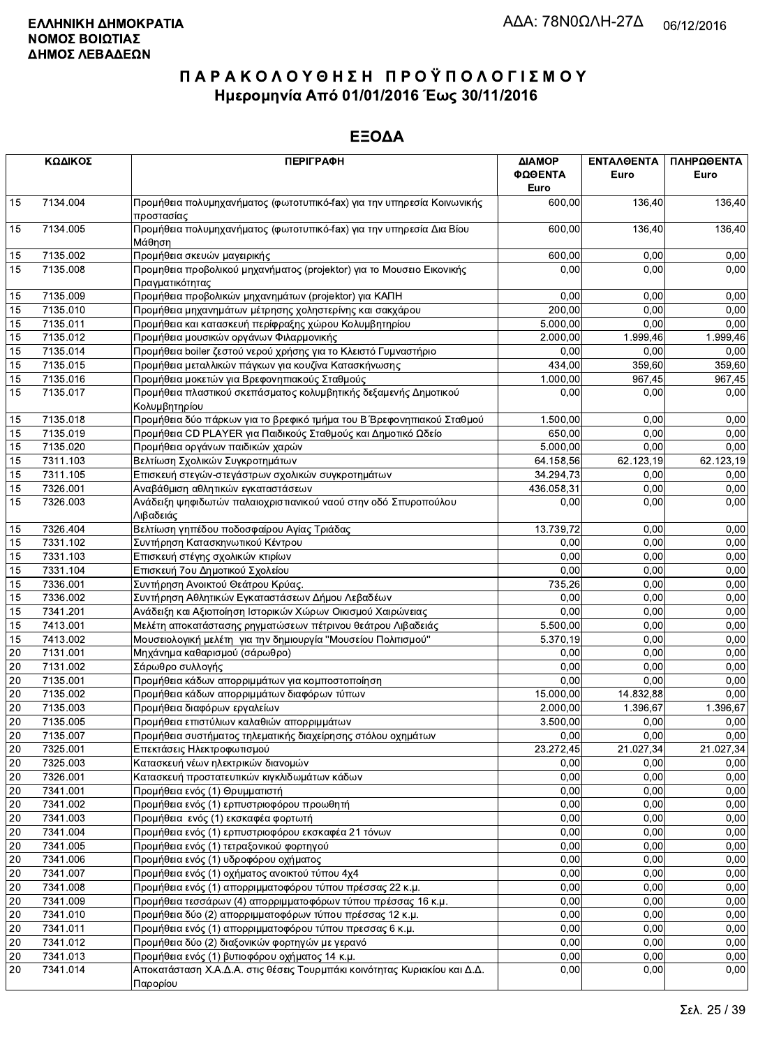**ΕΛΛΗΝΙΚΗ ΔΗΜΟΚΡΑΤΙΑ**
**ΝΟΜΟΣ ΒΟΙΩΤΙΑΣ**
**ΔΗΜΟΣ ΛΕΒΑΔΕΩΝ**

ΑΔΑ: 78Ν0ΩΛΗ-27Δ 06/12/2016

# ΠΑΡΑΚΟΛΟΥΘΗΣΗ ΠΡΟΫΠΟΛΟΓΙΣΜΟΥ
## Ημερομηνία Από 01/01/2016 Έως 30/11/2016

## ΕΞΟΔΑ

| ΚΩΔΙΚΟΣ | | ΠΕΡΙΓΡΑΦΗ | ΔΙΑΜΟΡΦΩΘΕΝΤΑ Euro | ΕΝΤΑΛΘΕΝΤΑ Euro | ΠΛΗΡΩΘΕΝΤΑ Euro |
|---|---|---|---|---|---|
| 15 | 7134.004 | Προμήθεια πολυμηχανήματος (φωτοτυπικό-fax) για την υπηρεσία Κοινωνικής προστασίας | 600,00 | 136,40 | 136,40 |
| 15 | 7134.005 | Προμήθεια πολυμηχανήματος (φωτοτυπικό-fax) για την υπηρεσία Δια Βίου Μάθηση | 600,00 | 136,40 | 136,40 |
| 15 | 7135.002 | Προμήθεια σκευών μαγειρικής | 600,00 | 0,00 | 0,00 |
| 15 | 7135.008 | Προμηθεια προβολικού μηχανήματος (projektor) για το Μουσειο Εικονικής Πραγματικότητας | 0,00 | 0,00 | 0,00 |
| 15 | 7135.009 | Προμήθεια προβολικών μηχανημάτων (projektor) για ΚΑΠΗ | 0,00 | 0,00 | 0,00 |
| 15 | 7135.010 | Προμήθεια μηχανημάτων μέτρησης χοληστερίνης και σακχάρου | 200,00 | 0,00 | 0,00 |
| 15 | 7135.011 | Προμήθεια και κατασκευή περίφραξης χώρου Κολυμβητηρίου | 5.000,00 | 0,00 | 0,00 |
| 15 | 7135.012 | Προμήθεια μουσικών οργάνων Φιλαρμονικής | 2.000,00 | 1.999,46 | 1.999,46 |
| 15 | 7135.014 | Προμήθεια boiler ζεστού νερού χρήσης για το Κλειστό Γυμναστήριο | 0,00 | 0,00 | 0,00 |
| 15 | 7135.015 | Προμήθεια μεταλλικών πάγκων για κουζίνα Κατασκήνωσης | 434,00 | 359,60 | 359,60 |
| 15 | 7135.016 | Προμήθεια μοκετών για Βρεφονηπιακούς Σταθμούς | 1.000,00 | 967,45 | 967,45 |
| 15 | 7135.017 | Προμήθεια πλαστικού σκεπάσματος κολυμβητικής δεξαμενής Δημοτικού Κολυμβητηρίου | 0,00 | 0,00 | 0,00 |
| 15 | 7135.018 | Προμήθεια δύο πάρκων για το βρεφικό τμήμα του Β΄Βρεφονηπιακού Σταθμού | 1.500,00 | 0,00 | 0,00 |
| 15 | 7135.019 | Προμήθεια CD PLAYER για Παιδικούς Σταθμούς και Δημοτικό Ωδείο | 650,00 | 0,00 | 0,00 |
| 15 | 7135.020 | Προμήθεια οργάνων παιδικών χαρών | 5.000,00 | 0,00 | 0,00 |
| 15 | 7311.103 | Βελτίωση Σχολικών Συγκροτημάτων | 64.158,56 | 62.123,19 | 62.123,19 |
| 15 | 7311.105 | Επισκευή στεγών-στεγάστρων σχολικών συγκροτημάτων | 34.294,73 | 0,00 | 0,00 |
| 15 | 7326.001 | Αναβάθμιση αθλητικών εγκαταστάσεων | 436.058,31 | 0,00 | 0,00 |
| 15 | 7326.003 | Ανάδειξη ψηφιδωτών παλαιοχριστιανικού ναού στην οδό Σπυροπούλου Λιβαδειάς | 0,00 | 0,00 | 0,00 |
| 15 | 7326.404 | Βελτίωση γηπέδου ποδοσφαίρου Αγίας Τριάδας | 13.739,72 | 0,00 | 0,00 |
| 15 | 7331.102 | Συντήρηση Κατασκηνωτικού Κέντρου | 0,00 | 0,00 | 0,00 |
| 15 | 7331.103 | Επισκευή στέγης σχολικών κτιρίων | 0,00 | 0,00 | 0,00 |
| 15 | 7331.104 | Επισκευή 7ου Δημοτικού Σχολείου | 0,00 | 0,00 | 0,00 |
| 15 | 7336.001 | Συντήρηση Ανοικτού Θεάτρου Κρύας. | 735,26 | 0,00 | 0,00 |
| 15 | 7336.002 | Συντήρηση Αθλητικών Εγκαταστάσεων Δήμου Λεβαδέων | 0,00 | 0,00 | 0,00 |
| 15 | 7341.201 | Ανάδειξη και Αξιοποίηση Ιστορικών Χώρων Οικισμού Χαιρώνειας | 0,00 | 0,00 | 0,00 |
| 15 | 7413.001 | Μελέτη αποκατάστασης ρηγματώσεων πέτρινου θεάτρου Λιβαδειάς | 5.500,00 | 0,00 | 0,00 |
| 15 | 7413.002 | Μουσειολογική μελέτη για την δημιουργία "Μουσείου Πολιτισμού" | 5.370,19 | 0,00 | 0,00 |
| 20 | 7131.001 | Μηχάνημα καθαρισμού (σάρωθρο) | 0,00 | 0,00 | 0,00 |
| 20 | 7131.002 | Σάρωθρο συλλογής | 0,00 | 0,00 | 0,00 |
| 20 | 7135.001 | Προμήθεια κάδων απορριμμάτων για κομποστοποίηση | 0,00 | 0,00 | 0,00 |
| 20 | 7135.002 | Προμήθεια κάδων απορριμμάτων διαφόρων τύπων | 15.000,00 | 14.832,88 | 0,00 |
| 20 | 7135.003 | Προμήθεια διαφόρων εργαλείων | 2.000,00 | 1.396,67 | 1.396,67 |
| 20 | 7135.005 | Προμήθεια επιστύλιων καλαθιών απορριμμάτων | 3.500,00 | 0,00 | 0,00 |
| 20 | 7135.007 | Προμήθεια συστήματος τηλεματικής διαχείρησης στόλου οχημάτων | 0,00 | 0,00 | 0,00 |
| 20 | 7325.001 | Επεκτάσεις Ηλεκτροφωτισμού | 23.272,45 | 21.027,34 | 21.027,34 |
| 20 | 7325.003 | Κατασκευή νέων ηλεκτρικών διανομών | 0,00 | 0,00 | 0,00 |
| 20 | 7326.001 | Κατασκευή προστατευτικών κιγκλιδωμάτων κάδων | 0,00 | 0,00 | 0,00 |
| 20 | 7341.001 | Προμήθεια ενός (1) Θρυμματιστή | 0,00 | 0,00 | 0,00 |
| 20 | 7341.002 | Προμήθεια ενός (1) ερπυστριοφόρου προωθητή | 0,00 | 0,00 | 0,00 |
| 20 | 7341.003 | Προμήθεια ενός (1) εκσκαφέα φορτωτή | 0,00 | 0,00 | 0,00 |
| 20 | 7341.004 | Προμήθεια ενός (1) ερπυστριοφόρου εκσκαφέα 21 τόνων | 0,00 | 0,00 | 0,00 |
| 20 | 7341.005 | Προμήθεια ενός (1) τετραξονικού φορτηγού | 0,00 | 0,00 | 0,00 |
| 20 | 7341.006 | Προμήθεια ενός (1) υδροφόρου οχήματος | 0,00 | 0,00 | 0,00 |
| 20 | 7341.007 | Προμήθεια ενός (1) οχήματος ανοικτού τύπου 4x4 | 0,00 | 0,00 | 0,00 |
| 20 | 7341.008 | Προμήθεια ενός (1) απορριμματοφόρου τύπου πρέσσας 22 κ.μ. | 0,00 | 0,00 | 0,00 |
| 20 | 7341.009 | Προμήθεια τεσσάρων (4) απορριμματοφόρων τύπου πρέσσας 16 κ.μ. | 0,00 | 0,00 | 0,00 |
| 20 | 7341.010 | Προμήθεια δύο (2) απορριμματοφόρων τύπου πρέσσας 12 κ.μ. | 0,00 | 0,00 | 0,00 |
| 20 | 7341.011 | Προμήθεια ενός (1) απορριμματοφόρου τύπου πρεσσας 6 κ.μ. | 0,00 | 0,00 | 0,00 |
| 20 | 7341.012 | Προμήθεια δύο (2) διαξονικών φορτηγών με γερανό | 0,00 | 0,00 | 0,00 |
| 20 | 7341.013 | Προμήθεια ενός (1) βυτιοφόρου οχήματος 14 κ.μ. | 0,00 | 0,00 | 0,00 |
| 20 | 7341.014 | Αποκατάσταση Χ.Α.Δ.Α. στις θέσεις Τουρμπάκι κοινότητας Κυριακίου και Δ.Δ. Παρορίου | 0,00 | 0,00 | 0,00 |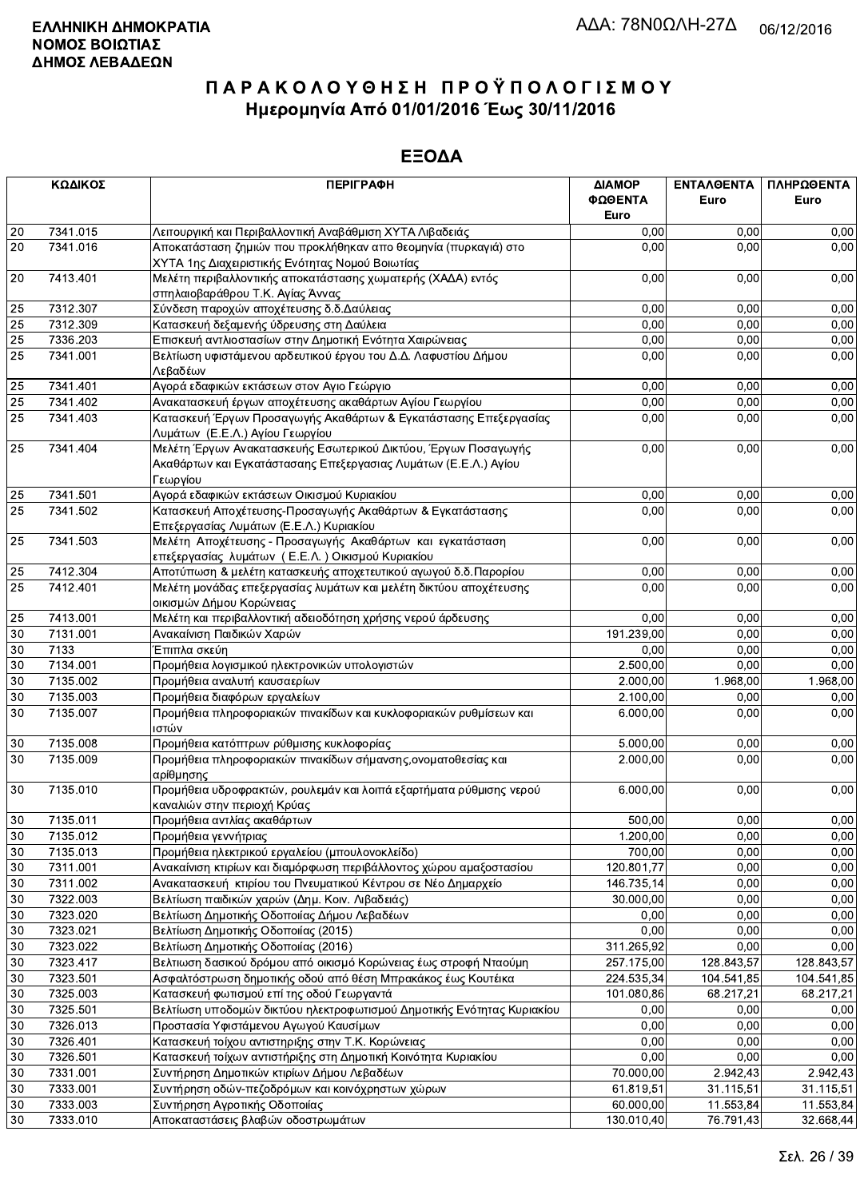**ΕΛΛΗΝΙΚΗ ΔΗΜΟΚΡΑΤΙΑ**
**ΝΟΜΟΣ ΒΟΙΩΤΙΑΣ**
**ΔΗΜΟΣ ΛΕΒΑΔΕΩΝ**

ΑΔΑ: 78Ν0ΩΛΗ-27Δ 06/12/2016

# ΠΑΡΑΚΟΛΟΥΘΗΣΗ ΠΡΟΫΠΟΛΟΓΙΣΜΟΥ

## Ημερομηνία Από 01/01/2016 Έως 30/11/2016

## ΕΞΟΔΑ

| ΚΩΔΙΚΟΣ | | ΠΕΡΙΓΡΑΦΗ | ΔΙΑΜΟΡΦΩΘΕΝΤΑ Euro | ΕΝΤΑΛΘΕΝΤΑ Euro | ΠΛΗΡΩΘΕΝΤΑ Euro |
|---|---|---|---|---|---|
| 20 | 7341.015 | Λειτουργική και Περιβαλλοντική Αναβάθμιση ΧΥΤΑ Λιβαδειάς | 0,00 | 0,00 | 0,00 |
| 20 | 7341.016 | Αποκατάσταση ζημιών που προκλήθηκαν απο θεομηνία (πυρκαγιά) στο ΧΥΤΑ 1ης Διαχειριστικής Ενότητας Νομού Βοιωτίας | 0,00 | 0,00 | 0,00 |
| 20 | 7413.401 | Μελέτη περιβαλλοντικής αποκατάστασης χωματερής (ΧΑΔΑ) εντός σπηλαιοβαράθρου Τ.Κ. Αγίας Άννας | 0,00 | 0,00 | 0,00 |
| 25 | 7312.307 | Σύνδεση παροχών αποχέτευσης δ.δ.Δαύλειας | 0,00 | 0,00 | 0,00 |
| 25 | 7312.309 | Κατασκευή δεξαμενής ύδρευσης στη Δαύλεια | 0,00 | 0,00 | 0,00 |
| 25 | 7336.203 | Επισκευή αντλιοστασίων στην Δημοτική Ενότητα Χαιρώνειας | 0,00 | 0,00 | 0,00 |
| 25 | 7341.001 | Βελτίωση υφιστάμενου αρδευτικού έργου του Δ.Δ. Λαφυστίου Δήμου Λεβαδέων | 0,00 | 0,00 | 0,00 |
| 25 | 7341.401 | Αγορά εδαφικών εκτάσεων στον Αγιο Γεώργιο | 0,00 | 0,00 | 0,00 |
| 25 | 7341.402 | Ανακατασκευή έργων αποχέτευσης ακαθάρτων Αγίου Γεωργίου | 0,00 | 0,00 | 0,00 |
| 25 | 7341.403 | Κατασκευή Έργων Προσαγωγής Ακαθάρτων & Εγκατάστασης Επεξεργασίας Λυμάτων (Ε.Ε.Λ.) Αγίου Γεωργίου | 0,00 | 0,00 | 0,00 |
| 25 | 7341.404 | Μελέτη Έργων Ανακατασκευής Εσωτερικού Δικτύου, Έργων Ποσαγωγής Ακαθάρτων και Εγκατάστασης Επεξεργασίας Λυμάτων (Ε.Ε.Λ.) Αγίου Γεωργίου | 0,00 | 0,00 | 0,00 |
| 25 | 7341.501 | Αγορά εδαφικών εκτάσεων Οικισμού Κυριακίου | 0,00 | 0,00 | 0,00 |
| 25 | 7341.502 | Κατασκευή Αποχέτευσης-Προσαγωγής Ακαθάρτων & Εγκατάστασης Επεξεργασίας Λυμάτων (Ε.Ε.Λ.) Κυριακίου | 0,00 | 0,00 | 0,00 |
| 25 | 7341.503 | Μελέτη Αποχέτευσης - Προσαγωγής Ακαθάρτων και εγκατάσταση επεξεργασίας λυμάτων ( Ε.Ε.Λ. ) Οικισμού Κυριακίου | 0,00 | 0,00 | 0,00 |
| 25 | 7412.304 | Αποτύπωση & μελέτη κατασκευής αποχετευτικού αγωγού δ.δ.Παρορίου | 0,00 | 0,00 | 0,00 |
| 25 | 7412.401 | Μελέτη μονάδας επεξεργασίας λυμάτων και μελέτη δικτύου αποχέτευσης οικισμών Δήμου Κορώνειας | 0,00 | 0,00 | 0,00 |
| 25 | 7413.001 | Μελέτη και περιβαλλοντική αδειοδότηση χρήσης νερού άρδευσης | 0,00 | 0,00 | 0,00 |
| 30 | 7131.001 | Ανακαίνιση Παιδικών Χαρών | 191.239,00 | 0,00 | 0,00 |
| 30 | 7133 | Έπιπλα σκεύη | 0,00 | 0,00 | 0,00 |
| 30 | 7134.001 | Προμήθεια λογισμικού ηλεκτρονικών υπολογιστών | 2.500,00 | 0,00 | 0,00 |
| 30 | 7135.002 | Προμήθεια αναλυτή καυσαερίων | 2.000,00 | 1.968,00 | 1.968,00 |
| 30 | 7135.003 | Προμήθεια διαφόρων εργαλείων | 2.100,00 | 0,00 | 0,00 |
| 30 | 7135.007 | Προμήθεια πληροφοριακών πινακίδων και κυκλοφοριακών ρυθμίσεων και ιστών | 6.000,00 | 0,00 | 0,00 |
| 30 | 7135.008 | Προμήθεια κατόπτρων ρύθμισης κυκλοφορίας | 5.000,00 | 0,00 | 0,00 |
| 30 | 7135.009 | Προμήθεια πληροφοριακών πινακίδων σήμανσης,ονοματοθεσίας και αρίθμησης | 2.000,00 | 0,00 | 0,00 |
| 30 | 7135.010 | Προμήθεια υδροφρακτών, ρουλεμάν και λοιπά εξαρτήματα ρύθμισης νερού καναλιών στην περιοχή Κρύας | 6.000,00 | 0,00 | 0,00 |
| 30 | 7135.011 | Προμήθεια αντλίας ακαθάρτων | 500,00 | 0,00 | 0,00 |
| 30 | 7135.012 | Προμήθεια γεννήτριας | 1.200,00 | 0,00 | 0,00 |
| 30 | 7135.013 | Προμήθεια ηλεκτρικού εργαλείου (μπουλονοκλείδο) | 700,00 | 0,00 | 0,00 |
| 30 | 7311.001 | Ανακαίνιση κτιρίων και διαμόρφωση περιβάλλοντος χώρου αμαξοστασίου | 120.801,77 | 0,00 | 0,00 |
| 30 | 7311.002 | Ανακατασκευή κτιρίου του Πνευματικού Κέντρου σε Νέο Δημαρχείο | 146.735,14 | 0,00 | 0,00 |
| 30 | 7322.003 | Βελτίωση παιδικών χαρών (Δημ. Κοιν. Λιβαδειάς) | 30.000,00 | 0,00 | 0,00 |
| 30 | 7323.020 | Βελτίωση Δημοτικής Οδοποιίας Δήμου Λεβαδέων | 0,00 | 0,00 | 0,00 |
| 30 | 7323.021 | Βελτίωση Δημοτικής Οδοποιίας (2015) | 0,00 | 0,00 | 0,00 |
| 30 | 7323.022 | Βελτίωση Δημοτικής Οδοποιίας (2016) | 311.265,92 | 0,00 | 0,00 |
| 30 | 7323.417 | Βελτιωση δασικού δρόμου από οικισμό Κορώνειας έως στροφή Νταούμη | 257.175,00 | 128.843,57 | 128.843,57 |
| 30 | 7323.501 | Ασφαλτόστρωση δημοτικής οδού από θέση Μπρακάκος έως Κουτέικα | 224.535,34 | 104.541,85 | 104.541,85 |
| 30 | 7325.003 | Κατασκευή φωτισμού επί της οδού Γεωργαντά | 101.080,86 | 68.217,21 | 68.217,21 |
| 30 | 7325.501 | Βελτίωση υποδομών δικτύου ηλεκτροφωτισμού Δημοτικής Ενότητας Κυριακίου | 0,00 | 0,00 | 0,00 |
| 30 | 7326.013 | Προστασία Υφιστάμενου Αγωγού Καυσίμων | 0,00 | 0,00 | 0,00 |
| 30 | 7326.401 | Κατασκευή τοίχου αντιστηριξης στην Τ.Κ. Κορώνειας | 0,00 | 0,00 | 0,00 |
| 30 | 7326.501 | Κατασκευή τοίχων αντιστήριξης στη Δημοτική Κοινότητα Κυριακίου | 0,00 | 0,00 | 0,00 |
| 30 | 7331.001 | Συντήρηση Δημοτικών κτιρίων Δήμου Λεβαδέων | 70.000,00 | 2.942,43 | 2.942,43 |
| 30 | 7333.001 | Συντήρηση οδών-πεζοδρόμων και κοινόχρηστων χώρων | 61.819,51 | 31.115,51 | 31.115,51 |
| 30 | 7333.003 | Συντήρηση Αγροτικής Οδοποιίας | 60.000,00 | 11.553,84 | 11.553,84 |
| 30 | 7333.010 | Αποκαταστάσεις βλαβών οδοστρωμάτων | 130.010,40 | 76.791,43 | 32.668,44 |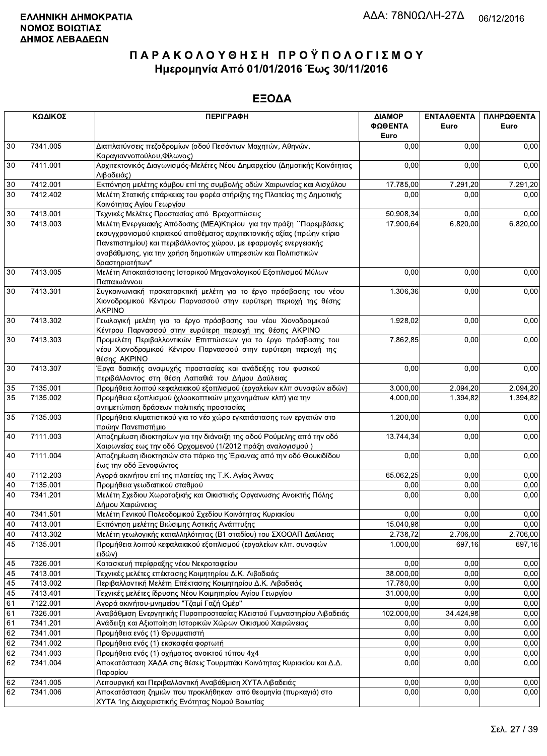**ΕΛΛΗΝΙΚΗ ΔΗΜΟΚΡΑΤΙΑ**
**ΝΟΜΟΣ ΒΟΙΩΤΙΑΣ**
**ΔΗΜΟΣ ΛΕΒΑΔΕΩΝ**

ΑΔΑ: 78Ν0ΩΛΗ-27Δ 06/12/2016

# ΠΑΡΑΚΟΛΟΥΘΗΣΗ ΠΡΟΫΠΟΛΟΓΙΣΜΟΥ
## Ημερομηνία Από 01/01/2016 Έως 30/11/2016

## ΕΞΟΔΑ

| ΚΩΔΙΚΟΣ | | ΠΕΡΙΓΡΑΦΗ | ΔΙΑΜΟΡΦΩΘΕΝΤΑ Euro | ΕΝΤΑΛΘΕΝΤΑ Euro | ΠΛΗΡΩΘΕΝΤΑ Euro |
|---|---|---|---|---|---|
| 30 | 7341.005 | Διαπλατύνσεις πεζοδρομίων (οδού Πεσόντων Μαχητών, Αθηνών, Καραγιαννοπούλου,Φίλωνος) | 0,00 | 0,00 | 0,00 |
| 30 | 7411.001 | Αρχιτεκτονικός Διαγωνισμός-Μελέτες Νέου Δημαρχείου (Δημοτικής Κοινότητας Λιβαδειάς) | 0,00 | 0,00 | 0,00 |
| 30 | 7412.001 | Εκπόνηση μελέτης κόμβου επί της συμβολής οδών Χαιρωνείας και Αισχύλου | 17.785,00 | 7.291,20 | 7.291,20 |
| 30 | 7412.402 | Μελέτη Στατικής επάρκειας του φορέα στήριξης της Πλατείας της Δημοτικής Κοινότητας Αγίου Γεωργίου | 0,00 | 0,00 | 0,00 |
| 30 | 7413.001 | Τεχνικές Μελέτες Προστασίας από Βραχοπτώσεις | 50.908,34 | 0,00 | 0,00 |
| 30 | 7413.003 | Μελέτη Ενεργειακής Απόδοσης (ΜΕΑ)Κτιρίου για την πράξη ΄΄Παρεμβάσεις εκσυγχρονισμού κτιριακού αποθέματος αρχιτεκτονικής αξίας (πρώην κτίριο Πανεπιστημίου) και περιβάλλοντος χώρου, με εφαρμογές ενεργειακής αναβάθμισης, για την χρήση δημοτικών υπηρεσιών και Πολιτιστικών δραστηριοτήτων" | 17.900,64 | 6.820,00 | 6.820,00 |
| 30 | 7413.005 | Μελέτη Αποκατάστασης Ιστορικού Μηχανολογικού Εξοπλισμού Μύλων Παπαιωάννου | 0,00 | 0,00 | 0,00 |
| 30 | 7413.301 | Συγκοινωνιακή προκαταρκτική μελέτη για το έργο πρόσβασης του νέου Χιονοδρομικού Κέντρου Παρνασσού στην ευρύτερη περιοχή της θέσης ΑΚΡΙΝΟ | 1.306,36 | 0,00 | 0,00 |
| 30 | 7413.302 | Γεωλογική μελέτη για το έργο πρόσβασης του νέου Χιονοδρομικού Κέντρου Παρνασσού στην ευρύτερη περιοχή της θέσης ΑΚΡΙΝΟ | 1.928,02 | 0,00 | 0,00 |
| 30 | 7413.303 | Προμελέτη Περιβαλλοντικών Επιπτώσεων για το έργο πρόσβασης του νέου Χιονοδρομικού Κέντρου Παρνασσού στην ευρύτερη περιοχή της θέσης ΑΚΡΙΝΟ | 7.862,85 | 0,00 | 0,00 |
| 30 | 7413.307 | Έργα δασικής αναψυχής προστασίας και ανάδειξης του φυσικού περιβάλλοντος στη θέση Λαπαθιά του Δήμου Δαύλειας | 0,00 | 0,00 | 0,00 |
| 35 | 7135.001 | Προμήθεια λοιπού κεφαλαιακού εξοπλισμού (εργαλείων κλπ συναφών ειδών) | 3.000,00 | 2.094,20 | 2.094,20 |
| 35 | 7135.002 | Προμήθεια εξοπλισμού (χλοοκοπτικών μηχανημάτων κλπ) για την αντιμετώπιση δράσεων πολιτικής προστασίας | 4.000,00 | 1.394,82 | 1.394,82 |
| 35 | 7135.003 | Προμήθεια κλιματιστικού για το νέο χώρο εγκατάστασης των εργατών στο πρώην Πανεπιστήμιο | 1.200,00 | 0,00 | 0,00 |
| 40 | 7111.003 | Αποζημίωση ιδιοκτησίων για την διάνοιξη της οδού Ρούμελης από την οδό Χαιρωνείας εως την οδό Ορχομενού (1/2012 πράξη αναλογισμού ) | 13.744,34 | 0,00 | 0,00 |
| 40 | 7111.004 | Αποζημίωση ιδιοκτησιών στο πάρκο της Έρκυνας από την οδό Θουκιδίδου έως την οδό Ξενοφώντος | 0,00 | 0,00 | 0,00 |
| 40 | 7112.203 | Αγορά ακινήτου επί της πλατείας της Τ.Κ. Αγίας Άννας | 65.062,25 | 0,00 | 0,00 |
| 40 | 7135.001 | Προμήθεια γεωδαιτικού σταθμού | 0,00 | 0,00 | 0,00 |
| 40 | 7341.201 | Μελέτη Σχεδίου Χωροταξικής και Οικιστικής Οργανωσης Ανοικτής Πόλης Δήμου Χαιρώνειας | 0,00 | 0,00 | 0,00 |
| 40 | 7341.501 | Μελέτη Γενικού Πολεοδομικού Σχεδίου Κοινότητας Κυριακίου | 0,00 | 0,00 | 0,00 |
| 40 | 7413.001 | Εκπόνηση μελέτης Βιώσιμης Αστικής Ανάπτυξης | 15.040,98 | 0,00 | 0,00 |
| 40 | 7413.302 | Μελέτη γεωλογικής καταλληλότητας (Β1 σταδίου) του ΣΧΟΟΑΠ Δαύλειας | 2.738,72 | 2.706,00 | 2.706,00 |
| 45 | 7135.001 | Προμήθεια λοιπού κεφαλαιακού εξοπλισμού (εργαλείων κλπ. συναφών ειδών) | 1.000,00 | 697,16 | 697,16 |
| 45 | 7326.001 | Κατασκευή περίφραξης νέου Νεκροταφείου | 0,00 | 0,00 | 0,00 |
| 45 | 7413.001 | Τεχνικές μελέτες επέκτασης Κοιμητηρίου Δ.Κ. Λιβαδειάς | 38.000,00 | 0,00 | 0,00 |
| 45 | 7413.002 | Περιβαλλοντική Μελέτη Επέκτασης Κοιμητηρίου Δ.Κ. Λιβαδειάς | 17.780,00 | 0,00 | 0,00 |
| 45 | 7413.401 | Τεχνικές μελέτες ίδρυσης Νέου Κοιμητηρίου Αγίου Γεωργίου | 31.000,00 | 0,00 | 0,00 |
| 61 | 7122.001 | Αγορά ακινήτου-μνημείου "Τζαμί Γαζή Ομέρ" | 0,00 | 0,00 | 0,00 |
| 61 | 7326.001 | Αναβάθμιση Ενεργητικής Πυροπροστασίας Κλειστού Γυμναστηρίου Λιβαδειάς | 102.000,00 | 34.424,98 | 0,00 |
| 61 | 7341.201 | Ανάδειξη και Αξιοποίηση Ιστορικών Χώρων Οικισμού Χαιρώνειας | 0,00 | 0,00 | 0,00 |
| 62 | 7341.001 | Προμήθεια ενός (1) Θρυμματιστή | 0,00 | 0,00 | 0,00 |
| 62 | 7341.002 | Προμήθεια ενός (1) εκσκαφέα φορτωτή | 0,00 | 0,00 | 0,00 |
| 62 | 7341.003 | Προμήθεια ενός (1) οχήματος ανοικτού τύπου 4x4 | 0,00 | 0,00 | 0,00 |
| 62 | 7341.004 | Αποκατάσταση ΧΑΔΑ στις θέσεις Τουρμπάκι Κοινότητας Κυριακίου και Δ.Δ. Παρορίου | 0,00 | 0,00 | 0,00 |
| 62 | 7341.005 | Λειτουργική και Περιβαλλοντική Αναβάθμιση ΧΥΤΑ Λιβαδειάς | 0,00 | 0,00 | 0,00 |
| 62 | 7341.006 | Αποκατάσταση ζημιών που προκλήθηκαν από θεομηνία (πυρκαγιά) στο ΧΥΤΑ 1ης Διαχειριστικής Ενότητας Νομού Βοιωτίας | 0,00 | 0,00 | 0,00 |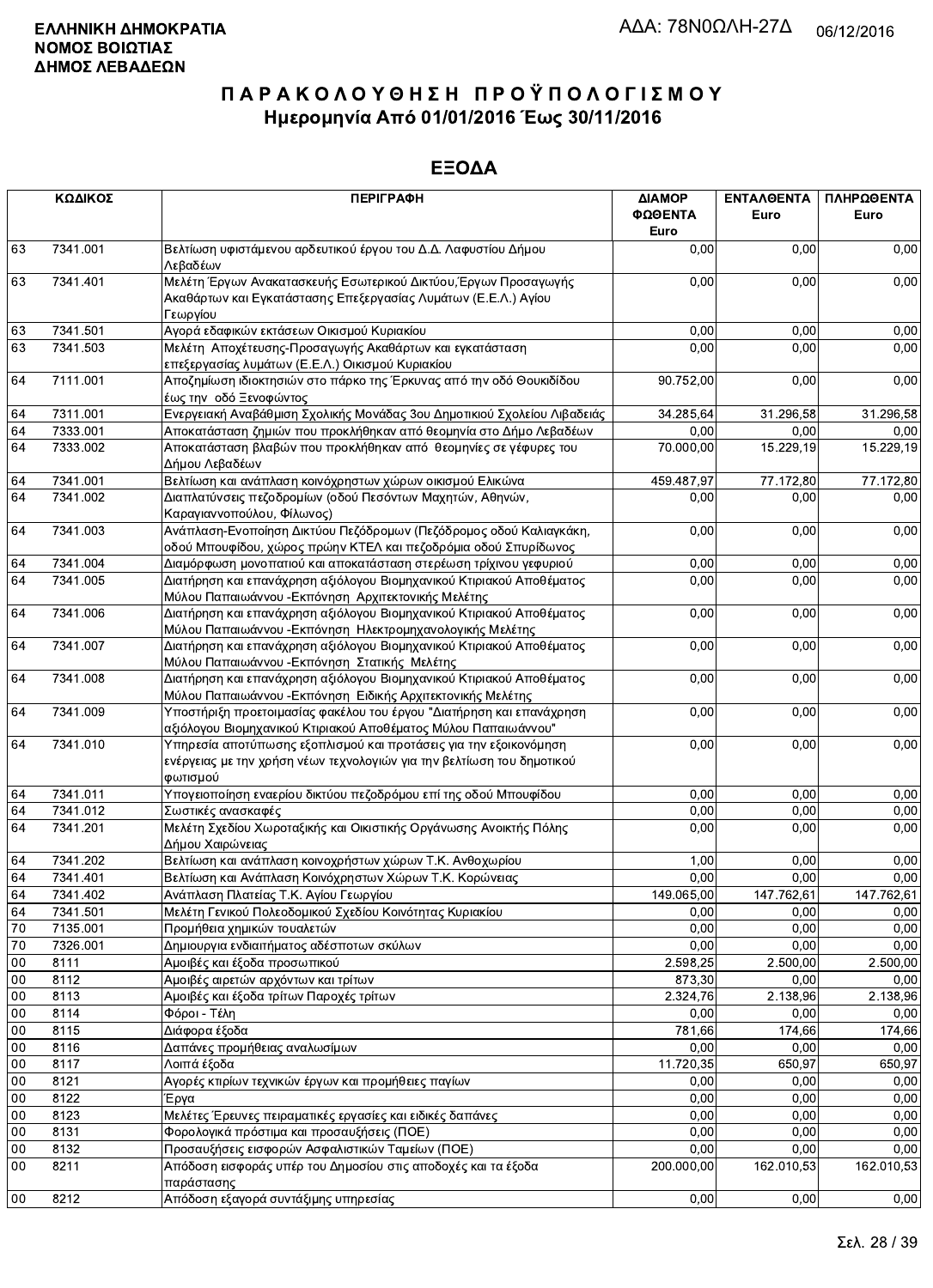**ΕΛΛΗΝΙΚΗ ΔΗΜΟΚΡΑΤΙΑ**
**ΝΟΜΟΣ ΒΟΙΩΤΙΑΣ**
**ΔΗΜΟΣ ΛΕΒΑΔΕΩΝ**

ΑΔΑ: 78Ν0ΩΛΗ-27Δ 06/12/2016

# ΠΑΡΑΚΟΛΟΥΘΗΣΗ ΠΡΟΫΠΟΛΟΓΙΣΜΟΥ
## Ημερομηνία Από 01/01/2016 Έως 30/11/2016

## ΕΞΟΔΑ

| ΚΩΔΙΚΟΣ | | ΠΕΡΙΓΡΑΦΗ | ΔΙΑΜΟΡΦΩΘΕΝΤΑ Euro | ΕΝΤΑΛΘΕΝΤΑ Euro | ΠΛΗΡΩΘΕΝΤΑ Euro |
|---|---|---|---|---|---|
| 63 | 7341.001 | Βελτίωση υφιστάμενου αρδευτικού έργου του Δ.Δ. Λαφυστίου Δήμου Λεβαδέων | 0,00 | 0,00 | 0,00 |
| 63 | 7341.401 | Μελέτη Έργων Ανακατασκευής Εσωτερικού Δικτύου,Έργων Προσαγωγής Ακαθάρτων και Εγκατάστασης Επεξεργασίας Λυμάτων (Ε.Ε.Λ.) Αγίου Γεωργίου | 0,00 | 0,00 | 0,00 |
| 63 | 7341.501 | Αγορά εδαφικών εκτάσεων Οικισμού Κυριακίου | 0,00 | 0,00 | 0,00 |
| 63 | 7341.503 | Μελέτη Αποχέτευσης-Προσαγωγής Ακαθάρτων και εγκατάσταση επεξεργασίας λυμάτων (Ε.Ε.Λ.) Οικισμού Κυριακίου | 0,00 | 0,00 | 0,00 |
| 64 | 7111.001 | Αποζημίωση ιδιοκτησιών στο πάρκο της Έρκυνας από την οδό Θουκιδίδου έως την οδό Ξενοφώντος | 90.752,00 | 0,00 | 0,00 |
| 64 | 7311.001 | Ενεργειακή Αναβάθμιση Σχολικής Μονάδας 3ου Δημοτικιού Σχολείου Λιβαδειάς | 34.285,64 | 31.296,58 | 31.296,58 |
| 64 | 7333.001 | Αποκατάσταση ζημιών που προκλήθηκαν από θεομηνία στο Δήμο Λεβαδέων | 0,00 | 0,00 | 0,00 |
| 64 | 7333.002 | Αποκατάσταση βλαβών που προκλήθηκαν από θεομηνίες σε γέφυρες του Δήμου Λεβαδέων | 70.000,00 | 15.229,19 | 15.229,19 |
| 64 | 7341.001 | Βελτίωση και ανάπλαση κοινόχρηστων χώρων οικισμού Ελικώνα | 459.487,97 | 77.172,80 | 77.172,80 |
| 64 | 7341.002 | Διαπλατύνσεις πεζοδρομίων (οδού Πεσόντων Μαχητών, Αθηνών, Καραγιαννοπούλου, Φίλωνος) | 0,00 | 0,00 | 0,00 |
| 64 | 7341.003 | Ανάπλαση-Ενοποίηση Δικτύου Πεζόδρομων (Πεζόδρομος οδού Καλιαγκάκη, οδού Μπουφίδου, χώρος πρώην ΚΤΕΛ και πεζοδρόμια οδού Σπυρίδωνος | 0,00 | 0,00 | 0,00 |
| 64 | 7341.004 | Διαμόρφωση μονοπατιού και αποκατάσταση στερέωση τρίχινου γεφυριού | 0,00 | 0,00 | 0,00 |
| 64 | 7341.005 | Διατήρηση και επανάχρηση αξιόλογου Βιομηχανικού Κτιριακού Αποθέματος Μύλου Παπαιωάννου -Εκπόνηση Αρχιτεκτονικής Μελέτης | 0,00 | 0,00 | 0,00 |
| 64 | 7341.006 | Διατήρηση και επανάχρηση αξιόλογου Βιομηχανικού Κτιριακού Αποθέματος Μύλου Παπαιωάννου -Εκπόνηση Ηλεκτρομηχανολογικής Μελέτης | 0,00 | 0,00 | 0,00 |
| 64 | 7341.007 | Διατήρηση και επανάχρηση αξιόλογου Βιομηχανικού Κτιριακού Αποθέματος Μύλου Παπαιωάννου -Εκπόνηση Στατικής Μελέτης | 0,00 | 0,00 | 0,00 |
| 64 | 7341.008 | Διατήρηση και επανάχρηση αξιόλογου Βιομηχανικού Κτιριακού Αποθέματος Μύλου Παπαιωάννου -Εκπόνηση Ειδικής Αρχιτεκτονικής Μελέτης | 0,00 | 0,00 | 0,00 |
| 64 | 7341.009 | Υποστήριξη προετοιμασίας φακέλου του έργου "Διατήρηση και επανάχρηση αξιόλογου Βιομηχανικού Κτιριακού Αποθέματος Μύλου Παπαιωάννου" | 0,00 | 0,00 | 0,00 |
| 64 | 7341.010 | Υπηρεσία αποτύπωσης εξοπλισμού και προτάσεις για την εξοικονόμηση ενέργειας με την χρήση νέων τεχνολογιών για την βελτίωση του δημοτικού φωτισμού | 0,00 | 0,00 | 0,00 |
| 64 | 7341.011 | Υπογειοποίηση εναερίου δικτύου πεζοδρόμου επί της οδού Μπουφίδου | 0,00 | 0,00 | 0,00 |
| 64 | 7341.012 | Σωστικές ανασκαφές | 0,00 | 0,00 | 0,00 |
| 64 | 7341.201 | Μελέτη Σχεδίου Χωροταξικής και Οικιστικής Οργάνωσης Ανοικτής Πόλης Δήμου Χαιρώνειας | 0,00 | 0,00 | 0,00 |
| 64 | 7341.202 | Βελτίωση και ανάπλαση κοινοχρήστων χώρων Τ.Κ. Ανθοχωρίου | 1,00 | 0,00 | 0,00 |
| 64 | 7341.401 | Βελτίωση και Ανάπλαση Κοινόχρηστων Χώρων Τ.Κ. Κορώνειας | 0,00 | 0,00 | 0,00 |
| 64 | 7341.402 | Ανάπλαση Πλατείας Τ.Κ. Αγίου Γεωργίου | 149.065,00 | 147.762,61 | 147.762,61 |
| 64 | 7341.501 | Μελέτη Γενικού Πολεοδομικού Σχεδίου Κοινότητας Κυριακίου | 0,00 | 0,00 | 0,00 |
| 70 | 7135.001 | Προμήθεια χημικών τουαλετών | 0,00 | 0,00 | 0,00 |
| 70 | 7326.001 | Δημιουργια ενδιαιτήματος αδέσποτων σκύλων | 0,00 | 0,00 | 0,00 |
| 00 | 8111 | Αμοιβές και έξοδα προσωπικού | 2.598,25 | 2.500,00 | 2.500,00 |
| 00 | 8112 | Αμοιβές αιρετών αρχόντων και τρίτων | 873,30 | 0,00 | 0,00 |
| 00 | 8113 | Αμοιβές και έξοδα τρίτων Παροχές τρίτων | 2.324,76 | 2.138,96 | 2.138,96 |
| 00 | 8114 | Φόροι - Τέλη | 0,00 | 0,00 | 0,00 |
| 00 | 8115 | Διάφορα έξοδα | 781,66 | 174,66 | 174,66 |
| 00 | 8116 | Δαπάνες προμήθειας αναλωσίμων | 0,00 | 0,00 | 0,00 |
| 00 | 8117 | Λοιπά έξοδα | 11.720,35 | 650,97 | 650,97 |
| 00 | 8121 | Αγορές κτιρίων τεχνικών έργων και προμήθειες παγίων | 0,00 | 0,00 | 0,00 |
| 00 | 8122 | Έργα | 0,00 | 0,00 | 0,00 |
| 00 | 8123 | Μελέτες Έρευνες πειραματικές εργασίες και ειδικές δαπάνες | 0,00 | 0,00 | 0,00 |
| 00 | 8131 | Φορολογικά πρόστιμα και προσαυξήσεις (ΠΟΕ) | 0,00 | 0,00 | 0,00 |
| 00 | 8132 | Προσαυξήσεις εισφορών Ασφαλιστικών Ταμείων (ΠΟΕ) | 0,00 | 0,00 | 0,00 |
| 00 | 8211 | Απόδοση εισφοράς υπέρ του Δημοσίου στις αποδοχές και τα έξοδα παράστασης | 200.000,00 | 162.010,53 | 162.010,53 |
| 00 | 8212 | Απόδοση εξαγορά συντάξιμης υπηρεσίας | 0,00 | 0,00 | 0,00 |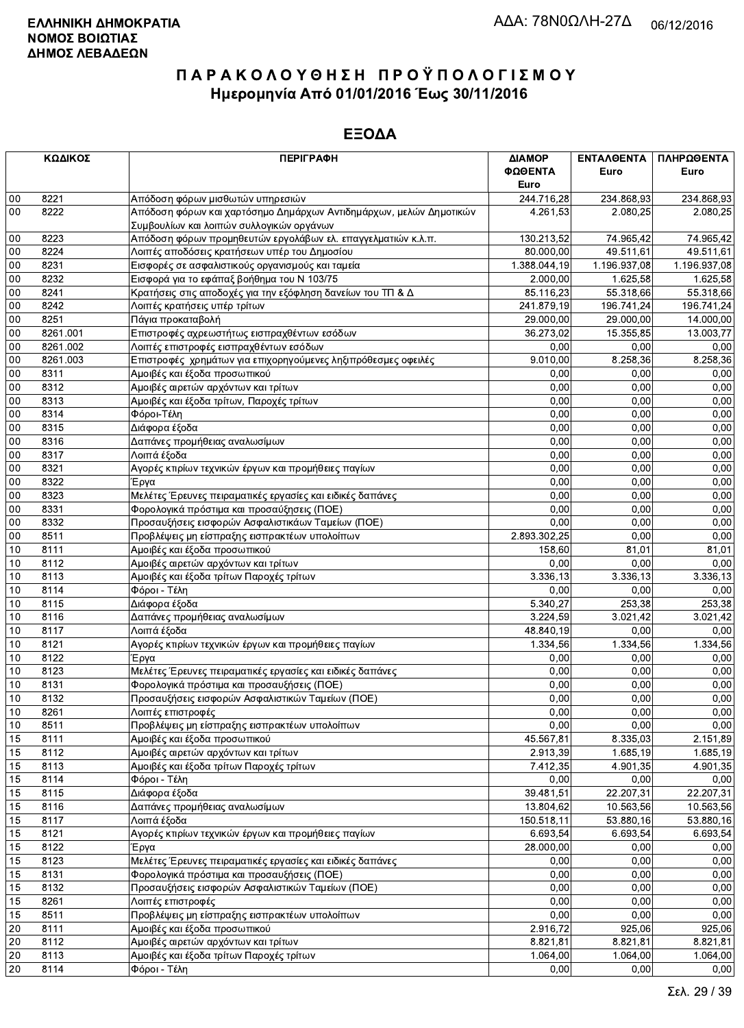**ΕΛΛΗΝΙΚΗ ΔΗΜΟΚΡΑΤΙΑ**
**ΝΟΜΟΣ ΒΟΙΩΤΙΑΣ**
**ΔΗΜΟΣ ΛΕΒΑΔΕΩΝ**

ΑΔΑ: 78Ν0ΩΛΗ-27Δ 06/12/2016

# ΠΑΡΑΚΟΛΟΥΘΗΣΗ ΠΡΟΫΠΟΛΟΓΙΣΜΟΥ
## Ημερομηνία Από 01/01/2016 Έως 30/11/2016

## ΕΞΟΔΑ

| ΚΩΔΙΚΟΣ | | ΠΕΡΙΓΡΑΦΗ | ΔΙΑΜΟΡ ΦΩΘΕΝΤΑ Euro | ΕΝΤΑΛΘΕΝΤΑ Euro | ΠΛΗΡΩΘΕΝΤΑ Euro |
|---|---|---|---|---|---|
| 00 | 8221 | Απόδοση φόρων μισθωτών υπηρεσιών | 244.716,28 | 234.868,93 | 234.868,93 |
| 00 | 8222 | Απόδοση φόρων και χαρτόσημο Δημάρχων Αντιδημάρχων, μελών Δημοτικών Συμβουλίων και λοιπών συλλογικών οργάνων | 4.261,53 | 2.080,25 | 2.080,25 |
| 00 | 8223 | Απόδοση φόρων προμηθευτών εργολάβων ελ. επαγγελματιών κ.λ.π. | 130.213,52 | 74.965,42 | 74.965,42 |
| 00 | 8224 | Λοιπές αποδόσεις κρατήσεων υπέρ του Δημοσίου | 80.000,00 | 49.511,61 | 49.511,61 |
| 00 | 8231 | Εισφορές σε ασφαλιστικούς οργανισμούς και ταμεία | 1.388.044,19 | 1.196.937,08 | 1.196.937,08 |
| 00 | 8232 | Εισφορά για το εφάπαξ βοήθημα του Ν 103/75 | 2.000,00 | 1.625,58 | 1.625,58 |
| 00 | 8241 | Κρατήσεις στις αποδοχές για την εξόφληση δανείων του ΤΠ & Δ | 85.116,23 | 55.318,66 | 55.318,66 |
| 00 | 8242 | Λοιπές κρατήσεις υπέρ τρίτων | 241.879,19 | 196.741,24 | 196.741,24 |
| 00 | 8251 | Πάγια προκαταβολή | 29.000,00 | 29.000,00 | 14.000,00 |
| 00 | 8261.001 | Επιστροφές αχρεωστήτως εισπραχθέντων εσόδων | 36.273,02 | 15.355,85 | 13.003,77 |
| 00 | 8261.002 | Λοιπές επιστροφές εισπραχθέντων εσόδων | 0,00 | 0,00 | 0,00 |
| 00 | 8261.003 | Επιστροφές χρημάτων για επιχορηγούμενες ληξιπρόθεσμες οφειλές | 9.010,00 | 8.258,36 | 8.258,36 |
| 00 | 8311 | Αμοιβές και έξοδα προσωπικού | 0,00 | 0,00 | 0,00 |
| 00 | 8312 | Αμοιβές αιρετών αρχόντων και τρίτων | 0,00 | 0,00 | 0,00 |
| 00 | 8313 | Αμοιβές και έξοδα τρίτων, Παροχές τρίτων | 0,00 | 0,00 | 0,00 |
| 00 | 8314 | Φόροι-Τέλη | 0,00 | 0,00 | 0,00 |
| 00 | 8315 | Διάφορα έξοδα | 0,00 | 0,00 | 0,00 |
| 00 | 8316 | Δαπάνες προμήθειας αναλωσίμων | 0,00 | 0,00 | 0,00 |
| 00 | 8317 | Λοιπά έξοδα | 0,00 | 0,00 | 0,00 |
| 00 | 8321 | Αγορές κτιρίων τεχνικών έργων και προμήθειες παγίων | 0,00 | 0,00 | 0,00 |
| 00 | 8322 | Έργα | 0,00 | 0,00 | 0,00 |
| 00 | 8323 | Μελέτες Έρευνες πειραματικές εργασίες και ειδικές δαπάνες | 0,00 | 0,00 | 0,00 |
| 00 | 8331 | Φορολογικά πρόστιμα και προσαύξησεις (ΠΟΕ) | 0,00 | 0,00 | 0,00 |
| 00 | 8332 | Προσαυξήσεις εισφορών Ασφαλιστικάων Ταμείων (ΠΟΕ) | 0,00 | 0,00 | 0,00 |
| 00 | 8511 | Προβλέψεις μη είσπραξης εισπρακτέων υπολοίπων | 2.893.302,25 | 0,00 | 0,00 |
| 10 | 8111 | Αμοιβές και έξοδα προσωπικού | 158,60 | 81,01 | 81,01 |
| 10 | 8112 | Αμοιβές αιρετών αρχόντων και τρίτων | 0,00 | 0,00 | 0,00 |
| 10 | 8113 | Αμοιβές και έξοδα τρίτων Παροχές τρίτων | 3.336,13 | 3.336,13 | 3.336,13 |
| 10 | 8114 | Φόροι - Τέλη | 0,00 | 0,00 | 0,00 |
| 10 | 8115 | Διάφορα έξοδα | 5.340,27 | 253,38 | 253,38 |
| 10 | 8116 | Δαπάνες προμήθειας αναλωσίμων | 3.224,59 | 3.021,42 | 3.021,42 |
| 10 | 8117 | Λοιπά έξοδα | 48.840,19 | 0,00 | 0,00 |
| 10 | 8121 | Αγορές κτιρίων τεχνικών έργων και προμήθειες παγίων | 1.334,56 | 1.334,56 | 1.334,56 |
| 10 | 8122 | Έργα | 0,00 | 0,00 | 0,00 |
| 10 | 8123 | Μελέτες Έρευνες πειραματικές εργασίες και ειδικές δαπάνες | 0,00 | 0,00 | 0,00 |
| 10 | 8131 | Φορολογικά πρόστιμα και προσαυξήσεις (ΠΟΕ) | 0,00 | 0,00 | 0,00 |
| 10 | 8132 | Προσαυξήσεις εισφορών Ασφαλιστικών Ταμείων (ΠΟΕ) | 0,00 | 0,00 | 0,00 |
| 10 | 8261 | Λοιπές επιστροφές | 0,00 | 0,00 | 0,00 |
| 10 | 8511 | Προβλέψεις μη είσπραξης εισπρακτέων υπολοίπων | 0,00 | 0,00 | 0,00 |
| 15 | 8111 | Αμοιβές και έξοδα προσωπικού | 45.567,81 | 8.335,03 | 2.151,89 |
| 15 | 8112 | Αμοιβές αιρετών αρχόντων και τρίτων | 2.913,39 | 1.685,19 | 1.685,19 |
| 15 | 8113 | Αμοιβές και έξοδα τρίτων Παροχές τρίτων | 7.412,35 | 4.901,35 | 4.901,35 |
| 15 | 8114 | Φόροι - Τέλη | 0,00 | 0,00 | 0,00 |
| 15 | 8115 | Διάφορα έξοδα | 39.481,51 | 22.207,31 | 22.207,31 |
| 15 | 8116 | Δαπάνες προμήθειας αναλωσίμων | 13.804,62 | 10.563,56 | 10.563,56 |
| 15 | 8117 | Λοιπά έξοδα | 150.518,11 | 53.880,16 | 53.880,16 |
| 15 | 8121 | Αγορές κτιρίων τεχνικών έργων και προμήθειες παγίων | 6.693,54 | 6.693,54 | 6.693,54 |
| 15 | 8122 | Έργα | 28.000,00 | 0,00 | 0,00 |
| 15 | 8123 | Μελέτες Έρευνες πειραματικές εργασίες και ειδικές δαπάνες | 0,00 | 0,00 | 0,00 |
| 15 | 8131 | Φορολογικά πρόστιμα και προσαυξήσεις (ΠΟΕ) | 0,00 | 0,00 | 0,00 |
| 15 | 8132 | Προσαυξήσεις εισφορών Ασφαλιστικών Ταμείων (ΠΟΕ) | 0,00 | 0,00 | 0,00 |
| 15 | 8261 | Λοιπές επιστροφές | 0,00 | 0,00 | 0,00 |
| 15 | 8511 | Προβλέψεις μη είσπραξης εισπρακτέων υπολοίπων | 0,00 | 0,00 | 0,00 |
| 20 | 8111 | Αμοιβές και έξοδα προσωπικού | 2.916,72 | 925,06 | 925,06 |
| 20 | 8112 | Αμοιβές αιρετών αρχόντων και τρίτων | 8.821,81 | 8.821,81 | 8.821,81 |
| 20 | 8113 | Αμοιβές και έξοδα τρίτων Παροχές τρίτων | 1.064,00 | 1.064,00 | 1.064,00 |
| 20 | 8114 | Φόροι - Τέλη | 0,00 | 0,00 | 0,00 |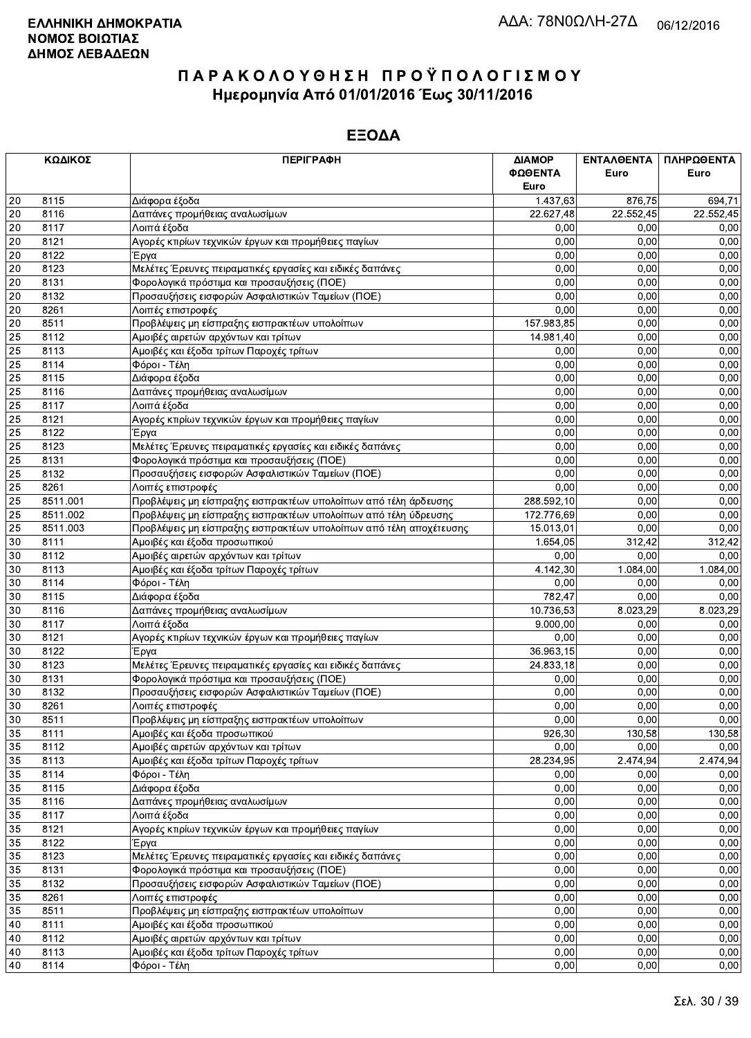**ΕΛΛΗΝΙΚΗ ΔΗΜΟΚΡΑΤΙΑ**
**ΝΟΜΟΣ ΒΟΙΩΤΙΑΣ**
**ΔΗΜΟΣ ΛΕΒΑΔΕΩΝ**

ΑΔΑ: 78Ν0ΩΛΗ-27Δ 06/12/2016

# ΠΑΡΑΚΟΛΟΥΘΗΣΗ ΠΡΟΫΠΟΛΟΓΙΣΜΟΥ
## Ημερομηνία Από 01/01/2016 Έως 30/11/2016

## ΕΞΟΔΑ

| ΚΩΔΙΚΟΣ | | ΠΕΡΙΓΡΑΦΗ | ΔΙΑΜΟΡΦΩΘΕΝΤΑ Euro | ΕΝΤΑΛΘΕΝΤΑ Euro | ΠΛΗΡΩΘΕΝΤΑ Euro |
|---|---|---|---|---|---|
| 20 | 8115 | Διάφορα έξοδα | 1.437,63 | 876,75 | 694,71 |
| 20 | 8116 | Δαπάνες προμήθειας αναλωσίμων | 22.627,48 | 22.552,45 | 22.552,45 |
| 20 | 8117 | Λοιπά έξοδα | 0,00 | 0,00 | 0,00 |
| 20 | 8121 | Αγορές κτιρίων τεχνικών έργων και προμήθειες παγίων | 0,00 | 0,00 | 0,00 |
| 20 | 8122 | Έργα | 0,00 | 0,00 | 0,00 |
| 20 | 8123 | Μελέτες Έρευνες πειραματικές εργασίες και ειδικές δαπάνες | 0,00 | 0,00 | 0,00 |
| 20 | 8131 | Φορολογικά πρόστιμα και προσαυξήσεις (ΠΟΕ) | 0,00 | 0,00 | 0,00 |
| 20 | 8132 | Προσαυξήσεις εισφορών Ασφαλιστικών Ταμείων (ΠΟΕ) | 0,00 | 0,00 | 0,00 |
| 20 | 8261 | Λοιπές επιστροφές | 0,00 | 0,00 | 0,00 |
| 20 | 8511 | Προβλέψεις μη είσπραξης εισπρακτέων υπολοίπων | 157.983,85 | 0,00 | 0,00 |
| 25 | 8112 | Αμοιβές αιρετών αρχόντων και τρίτων | 14.981,40 | 0,00 | 0,00 |
| 25 | 8113 | Αμοιβές και έξοδα τρίτων Παροχές τρίτων | 0,00 | 0,00 | 0,00 |
| 25 | 8114 | Φόροι - Τέλη | 0,00 | 0,00 | 0,00 |
| 25 | 8115 | Διάφορα έξοδα | 0,00 | 0,00 | 0,00 |
| 25 | 8116 | Δαπάνες προμήθειας αναλωσίμων | 0,00 | 0,00 | 0,00 |
| 25 | 8117 | Λοιπά έξοδα | 0,00 | 0,00 | 0,00 |
| 25 | 8121 | Αγορές κτιρίων τεχνικών έργων και προμήθειες παγίων | 0,00 | 0,00 | 0,00 |
| 25 | 8122 | Έργα | 0,00 | 0,00 | 0,00 |
| 25 | 8123 | Μελέτες Έρευνες πειραματικές εργασίες και ειδικές δαπάνες | 0,00 | 0,00 | 0,00 |
| 25 | 8131 | Φορολογικά πρόστιμα και προσαυξήσεις (ΠΟΕ) | 0,00 | 0,00 | 0,00 |
| 25 | 8132 | Προσαυξήσεις εισφορών Ασφαλιστικών Ταμείων (ΠΟΕ) | 0,00 | 0,00 | 0,00 |
| 25 | 8261 | Λοιπές επιστροφές | 0,00 | 0,00 | 0,00 |
| 25 | 8511.001 | Προβλέψεις μη είσπραξης εισπρακτέων υπολοίπων από τέλη άρδευσης | 288.592,10 | 0,00 | 0,00 |
| 25 | 8511.002 | Προβλέψεις μη είσπραξης εισπρακτέων υπολοίπων από τέλη ύδρευσης | 172.776,69 | 0,00 | 0,00 |
| 25 | 8511.003 | Προβλέψεις μη είσπραξης εισπρακτέων υπολοίπων από τέλη αποχέτευσης | 15.013,01 | 0,00 | 0,00 |
| 30 | 8111 | Αμοιβές και έξοδα προσωπικού | 1.654,05 | 312,42 | 312,42 |
| 30 | 8112 | Αμοιβές αιρετών αρχόντων και τρίτων | 0,00 | 0,00 | 0,00 |
| 30 | 8113 | Αμοιβές και έξοδα τρίτων Παροχές τρίτων | 4.142,30 | 1.084,00 | 1.084,00 |
| 30 | 8114 | Φόροι - Τέλη | 0,00 | 0,00 | 0,00 |
| 30 | 8115 | Διάφορα έξοδα | 782,47 | 0,00 | 0,00 |
| 30 | 8116 | Δαπάνες προμήθειας αναλωσίμων | 10.736,53 | 8.023,29 | 8.023,29 |
| 30 | 8117 | Λοιπά έξοδα | 9.000,00 | 0,00 | 0,00 |
| 30 | 8121 | Αγορές κτιρίων τεχνικών έργων και προμήθειες παγίων | 0,00 | 0,00 | 0,00 |
| 30 | 8122 | Έργα | 36.963,15 | 0,00 | 0,00 |
| 30 | 8123 | Μελέτες Έρευνες πειραματικές εργασίες και ειδικές δαπάνες | 24.833,18 | 0,00 | 0,00 |
| 30 | 8131 | Φορολογικά πρόστιμα και προσαυξήσεις (ΠΟΕ) | 0,00 | 0,00 | 0,00 |
| 30 | 8132 | Προσαυξήσεις εισφορών Ασφαλιστικών Ταμείων (ΠΟΕ) | 0,00 | 0,00 | 0,00 |
| 30 | 8261 | Λοιπές επιστροφές | 0,00 | 0,00 | 0,00 |
| 30 | 8511 | Προβλέψεις μη είσπραξης εισπρακτέων υπολοίπων | 0,00 | 0,00 | 0,00 |
| 35 | 8111 | Αμοιβές και έξοδα προσωπικού | 926,30 | 130,58 | 130,58 |
| 35 | 8112 | Αμοιβές αιρετών αρχόντων και τρίτων | 0,00 | 0,00 | 0,00 |
| 35 | 8113 | Αμοιβές και έξοδα τρίτων Παροχές τρίτων | 28.234,95 | 2.474,94 | 2.474,94 |
| 35 | 8114 | Φόροι - Τέλη | 0,00 | 0,00 | 0,00 |
| 35 | 8115 | Διάφορα έξοδα | 0,00 | 0,00 | 0,00 |
| 35 | 8116 | Δαπάνες προμήθειας αναλωσίμων | 0,00 | 0,00 | 0,00 |
| 35 | 8117 | Λοιπά έξοδα | 0,00 | 0,00 | 0,00 |
| 35 | 8121 | Αγορές κτιρίων τεχνικών έργων και προμήθειες παγίων | 0,00 | 0,00 | 0,00 |
| 35 | 8122 | Έργα | 0,00 | 0,00 | 0,00 |
| 35 | 8123 | Μελέτες Έρευνες πειραματικές εργασίες και ειδικές δαπάνες | 0,00 | 0,00 | 0,00 |
| 35 | 8131 | Φορολογικά πρόστιμα και προσαυξήσεις (ΠΟΕ) | 0,00 | 0,00 | 0,00 |
| 35 | 8132 | Προσαυξήσεις εισφορών Ασφαλιστικών Ταμείων (ΠΟΕ) | 0,00 | 0,00 | 0,00 |
| 35 | 8261 | Λοιπές επιστροφές | 0,00 | 0,00 | 0,00 |
| 35 | 8511 | Προβλέψεις μη είσπραξης εισπρακτέων υπολοίπων | 0,00 | 0,00 | 0,00 |
| 40 | 8111 | Αμοιβές και έξοδα προσωπικού | 0,00 | 0,00 | 0,00 |
| 40 | 8112 | Αμοιβές αιρετών αρχόντων και τρίτων | 0,00 | 0,00 | 0,00 |
| 40 | 8113 | Αμοιβές και έξοδα τρίτων Παροχές τρίτων | 0,00 | 0,00 | 0,00 |
| 40 | 8114 | Φόροι - Τέλη | 0,00 | 0,00 | 0,00 |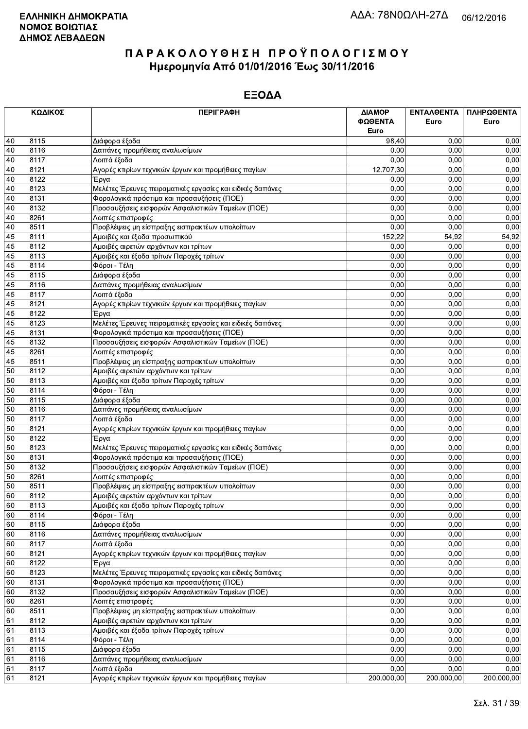**ΕΛΛΗΝΙΚΗ ΔΗΜΟΚΡΑΤΙΑ**
**ΝΟΜΟΣ ΒΟΙΩΤΙΑΣ**
**ΔΗΜΟΣ ΛΕΒΑΔΕΩΝ**

ΑΔΑ: 78Ν0ΩΛΗ-27Δ 06/12/2016

# ΠΑΡΑΚΟΛΟΥΘΗΣΗ ΠΡΟΫΠΟΛΟΓΙΣΜΟΥ
## Ημερομηνία Από 01/01/2016 Έως 30/11/2016

## ΕΞΟΔΑ

| ΚΩΔΙΚΟΣ | | ΠΕΡΙΓΡΑΦΗ | ΔΙΑΜΟΡΦΩΘΕΝΤΑ Euro | ΕΝΤΑΛΘΕΝΤΑ Euro | ΠΛΗΡΩΘΕΝΤΑ Euro |
|---|---|---|---|---|---|
| 40 | 8115 | Διάφορα έξοδα | 98,40 | 0,00 | 0,00 |
| 40 | 8116 | Δαπάνες προμήθειας αναλωσίμων | 0,00 | 0,00 | 0,00 |
| 40 | 8117 | Λοιπά έξοδα | 0,00 | 0,00 | 0,00 |
| 40 | 8121 | Αγορές κτιρίων τεχνικών έργων και προμήθειες παγίων | 12.707,30 | 0,00 | 0,00 |
| 40 | 8122 | Έργα | 0,00 | 0,00 | 0,00 |
| 40 | 8123 | Μελέτες Έρευνες πειραματικές εργασίες και ειδικές δαπάνες | 0,00 | 0,00 | 0,00 |
| 40 | 8131 | Φορολογικά πρόστιμα και προσαυξήσεις (ΠΟΕ) | 0,00 | 0,00 | 0,00 |
| 40 | 8132 | Προσαυξήσεις εισφορών Ασφαλιστικών Ταμείων (ΠΟΕ) | 0,00 | 0,00 | 0,00 |
| 40 | 8261 | Λοιπές επιστροφές | 0,00 | 0,00 | 0,00 |
| 40 | 8511 | Προβλέψεις μη είσπραξης εισπρακτέων υπολοίπων | 0,00 | 0,00 | 0,00 |
| 45 | 8111 | Αμοιβές και έξοδα προσωπικού | 152,22 | 54,92 | 54,92 |
| 45 | 8112 | Αμοιβές αιρετών αρχόντων και τρίτων | 0,00 | 0,00 | 0,00 |
| 45 | 8113 | Αμοιβές και έξοδα τρίτων Παροχές τρίτων | 0,00 | 0,00 | 0,00 |
| 45 | 8114 | Φόροι - Τέλη | 0,00 | 0,00 | 0,00 |
| 45 | 8115 | Διάφορα έξοδα | 0,00 | 0,00 | 0,00 |
| 45 | 8116 | Δαπάνες προμήθειας αναλωσίμων | 0,00 | 0,00 | 0,00 |
| 45 | 8117 | Λοιπά έξοδα | 0,00 | 0,00 | 0,00 |
| 45 | 8121 | Αγορές κτιρίων τεχνικών έργων και προμήθειες παγίων | 0,00 | 0,00 | 0,00 |
| 45 | 8122 | Έργα | 0,00 | 0,00 | 0,00 |
| 45 | 8123 | Μελέτες Έρευνες πειραματικές εργασίες και ειδικές δαπάνες | 0,00 | 0,00 | 0,00 |
| 45 | 8131 | Φορολογικά πρόστιμα και προσαυξήσεις (ΠΟΕ) | 0,00 | 0,00 | 0,00 |
| 45 | 8132 | Προσαυξήσεις εισφορών Ασφαλιστικών Ταμείων (ΠΟΕ) | 0,00 | 0,00 | 0,00 |
| 45 | 8261 | Λοιπές επιστροφές | 0,00 | 0,00 | 0,00 |
| 45 | 8511 | Προβλέψεις μη είσπραξης εισπρακτέων υπολοίπων | 0,00 | 0,00 | 0,00 |
| 50 | 8112 | Αμοιβές αιρετών αρχόντων και τρίτων | 0,00 | 0,00 | 0,00 |
| 50 | 8113 | Αμοιβές και έξοδα τρίτων Παροχές τρίτων | 0,00 | 0,00 | 0,00 |
| 50 | 8114 | Φόροι - Τέλη | 0,00 | 0,00 | 0,00 |
| 50 | 8115 | Διάφορα έξοδα | 0,00 | 0,00 | 0,00 |
| 50 | 8116 | Δαπάνες προμήθειας αναλωσίμων | 0,00 | 0,00 | 0,00 |
| 50 | 8117 | Λοιπά έξοδα | 0,00 | 0,00 | 0,00 |
| 50 | 8121 | Αγορές κτιρίων τεχνικών έργων και προμήθειες παγίων | 0,00 | 0,00 | 0,00 |
| 50 | 8122 | Έργα | 0,00 | 0,00 | 0,00 |
| 50 | 8123 | Μελέτες Έρευνες πειραματικές εργασίες και ειδικές δαπάνες | 0,00 | 0,00 | 0,00 |
| 50 | 8131 | Φορολογικά πρόστιμα και προσαυξήσεις (ΠΟΕ) | 0,00 | 0,00 | 0,00 |
| 50 | 8132 | Προσαυξήσεις εισφορών Ασφαλιστικών Ταμείων (ΠΟΕ) | 0,00 | 0,00 | 0,00 |
| 50 | 8261 | Λοιπές επιστροφές | 0,00 | 0,00 | 0,00 |
| 50 | 8511 | Προβλέψεις μη είσπραξης εισπρακτέων υπολοίπων | 0,00 | 0,00 | 0,00 |
| 60 | 8112 | Αμοιβές αιρετών αρχόντων και τρίτων | 0,00 | 0,00 | 0,00 |
| 60 | 8113 | Αμοιβές και έξοδα τρίτων Παροχές τρίτων | 0,00 | 0,00 | 0,00 |
| 60 | 8114 | Φόροι - Τέλη | 0,00 | 0,00 | 0,00 |
| 60 | 8115 | Διάφορα έξοδα | 0,00 | 0,00 | 0,00 |
| 60 | 8116 | Δαπάνες προμήθειας αναλωσίμων | 0,00 | 0,00 | 0,00 |
| 60 | 8117 | Λοιπά έξοδα | 0,00 | 0,00 | 0,00 |
| 60 | 8121 | Αγορές κτιρίων τεχνικών έργων και προμήθειες παγίων | 0,00 | 0,00 | 0,00 |
| 60 | 8122 | Έργα | 0,00 | 0,00 | 0,00 |
| 60 | 8123 | Μελέτες Έρευνες πειραματικές εργασίες και ειδικές δαπάνες | 0,00 | 0,00 | 0,00 |
| 60 | 8131 | Φορολογικά πρόστιμα και προσαυξήσεις (ΠΟΕ) | 0,00 | 0,00 | 0,00 |
| 60 | 8132 | Προσαυξήσεις εισφορών Ασφαλιστικών Ταμείων (ΠΟΕ) | 0,00 | 0,00 | 0,00 |
| 60 | 8261 | Λοιπές επιστροφές | 0,00 | 0,00 | 0,00 |
| 60 | 8511 | Προβλέψεις μη είσπραξης εισπρακτέων υπολοίπων | 0,00 | 0,00 | 0,00 |
| 61 | 8112 | Αμοιβές αιρετών αρχόντων και τρίτων | 0,00 | 0,00 | 0,00 |
| 61 | 8113 | Αμοιβές και έξοδα τρίτων Παροχές τρίτων | 0,00 | 0,00 | 0,00 |
| 61 | 8114 | Φόροι - Τέλη | 0,00 | 0,00 | 0,00 |
| 61 | 8115 | Διάφορα έξοδα | 0,00 | 0,00 | 0,00 |
| 61 | 8116 | Δαπάνες προμήθειας αναλωσίμων | 0,00 | 0,00 | 0,00 |
| 61 | 8117 | Λοιπά έξοδα | 0,00 | 0,00 | 0,00 |
| 61 | 8121 | Αγορές κτιρίων τεχνικών έργων και προμήθειες παγίων | 200.000,00 | 200.000,00 | 200.000,00 |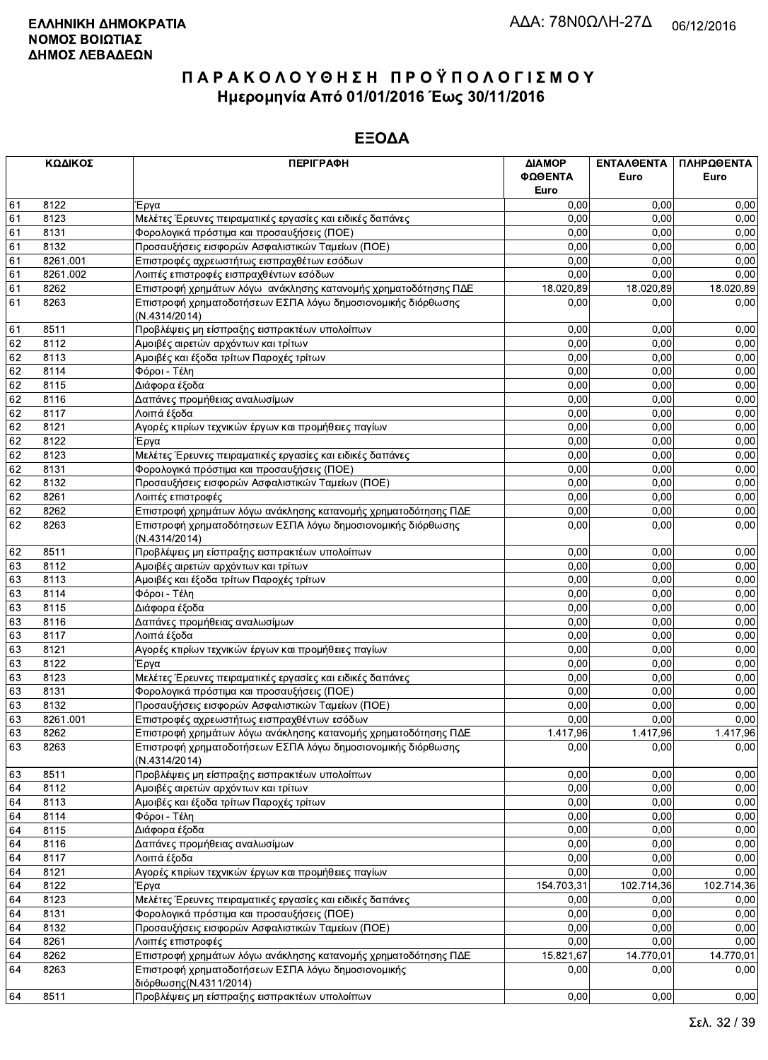**ΕΛΛΗΝΙΚΗ ΔΗΜΟΚΡΑΤΙΑ**
**ΝΟΜΟΣ ΒΟΙΩΤΙΑΣ**
**ΔΗΜΟΣ ΛΕΒΑΔΕΩΝ**

ΑΔΑ: 78Ν0ΩΛΗ-27Δ 06/12/2016

# ΠΑΡΑΚΟΛΟΥΘΗΣΗ ΠΡΟΫΠΟΛΟΓΙΣΜΟΥ
## Ημερομηνία Από 01/01/2016 Έως 30/11/2016

## ΕΞΟΔΑ

| ΚΩΔΙΚΟΣ | | ΠΕΡΙΓΡΑΦΗ | ΔΙΑΜΟΡ ΦΩΘΕΝΤΑ Euro | ΕΝΤΑΛΘΕΝΤΑ Euro | ΠΛΗΡΩΘΕΝΤΑ Euro |
|---|---|---|---|---|---|
| 61 | 8122 | Έργα | 0,00 | 0,00 | 0,00 |
| 61 | 8123 | Μελέτες Έρευνες πειραματικές εργασίες και ειδικές δαπάνες | 0,00 | 0,00 | 0,00 |
| 61 | 8131 | Φορολογικά πρόστιμα και προσαυξήσεις (ΠΟΕ) | 0,00 | 0,00 | 0,00 |
| 61 | 8132 | Προσαυξήσεις εισφορών Ασφαλιστικών Ταμείων (ΠΟΕ) | 0,00 | 0,00 | 0,00 |
| 61 | 8261.001 | Επιστροφές αχρεωστήτως εισπραχθέτων εσόδων | 0,00 | 0,00 | 0,00 |
| 61 | 8261.002 | Λοιπές επιστροφές εισπραχθέντων εσόδων | 0,00 | 0,00 | 0,00 |
| 61 | 8262 | Επιστροφή χρημάτων λόγω ανάκλησης κατανομής χρηματοδότησης ΠΔΕ | 18.020,89 | 18.020,89 | 18.020,89 |
| 61 | 8263 | Επιστροφή χρηματοδοτήσεων ΕΣΠΑ λόγω δημοσιονομικής διόρθωσης (Ν.4314/2014) | 0,00 | 0,00 | 0,00 |
| 61 | 8511 | Προβλέψεις μη είσπραξης εισπρακτέων υπολοίπων | 0,00 | 0,00 | 0,00 |
| 62 | 8112 | Αμοιβές αιρετών αρχόντων και τρίτων | 0,00 | 0,00 | 0,00 |
| 62 | 8113 | Αμοιβές και έξοδα τρίτων Παροχές τρίτων | 0,00 | 0,00 | 0,00 |
| 62 | 8114 | Φόροι - Τέλη | 0,00 | 0,00 | 0,00 |
| 62 | 8115 | Διάφορα έξοδα | 0,00 | 0,00 | 0,00 |
| 62 | 8116 | Δαπάνες προμήθειας αναλωσίμων | 0,00 | 0,00 | 0,00 |
| 62 | 8117 | Λοιπά έξοδα | 0,00 | 0,00 | 0,00 |
| 62 | 8121 | Αγορές κτιρίων τεχνικών έργων και προμήθειες παγίων | 0,00 | 0,00 | 0,00 |
| 62 | 8122 | Έργα | 0,00 | 0,00 | 0,00 |
| 62 | 8123 | Μελέτες Έρευνες πειραματικές εργασίες και ειδικές δαπάνες | 0,00 | 0,00 | 0,00 |
| 62 | 8131 | Φορολογικά πρόστιμα και προσαυξήσεις (ΠΟΕ) | 0,00 | 0,00 | 0,00 |
| 62 | 8132 | Προσαυξήσεις εισφορών Ασφαλιστικών Ταμείων (ΠΟΕ) | 0,00 | 0,00 | 0,00 |
| 62 | 8261 | Λοιπές επιστροφές | 0,00 | 0,00 | 0,00 |
| 62 | 8262 | Επιστροφή χρημάτων λόγω ανάκλησης κατανομής χρηματοδότησης ΠΔΕ | 0,00 | 0,00 | 0,00 |
| 62 | 8263 | Επιστροφή χρηματοδότησεων ΕΣΠΑ λόγω δημοσιονομικής διόρθωσης (Ν.4314/2014) | 0,00 | 0,00 | 0,00 |
| 62 | 8511 | Προβλέψεις μη είσπραξης εισπρακτέων υπολοίπων | 0,00 | 0,00 | 0,00 |
| 63 | 8112 | Αμοιβές αιρετών αρχόντων και τρίτων | 0,00 | 0,00 | 0,00 |
| 63 | 8113 | Αμοιβές και έξοδα τρίτων Παροχές τρίτων | 0,00 | 0,00 | 0,00 |
| 63 | 8114 | Φόροι - Τέλη | 0,00 | 0,00 | 0,00 |
| 63 | 8115 | Διάφορα έξοδα | 0,00 | 0,00 | 0,00 |
| 63 | 8116 | Δαπάνες προμήθειας αναλωσίμων | 0,00 | 0,00 | 0,00 |
| 63 | 8117 | Λοιπά έξοδα | 0,00 | 0,00 | 0,00 |
| 63 | 8121 | Αγορές κτιρίων τεχνικών έργων και προμήθειες παγίων | 0,00 | 0,00 | 0,00 |
| 63 | 8122 | Έργα | 0,00 | 0,00 | 0,00 |
| 63 | 8123 | Μελέτες Έρευνες πειραματικές εργασίες και ειδικές δαπάνες | 0,00 | 0,00 | 0,00 |
| 63 | 8131 | Φορολογικά πρόστιμα και προσαυξήσεις (ΠΟΕ) | 0,00 | 0,00 | 0,00 |
| 63 | 8132 | Προσαυξήσεις εισφορών Ασφαλιστικών Ταμείων (ΠΟΕ) | 0,00 | 0,00 | 0,00 |
| 63 | 8261.001 | Επιστροφές αχρεωστήτως εισπραχθέντων εσόδων | 0,00 | 0,00 | 0,00 |
| 63 | 8262 | Επιστροφή χρημάτων λόγω ανάκλησης κατανομής χρηματοδότησης ΠΔΕ | 1.417,96 | 1.417,96 | 1.417,96 |
| 63 | 8263 | Επιστροφή χρηματοδοτήσεων ΕΣΠΑ λόγω δημοσιονομικής διόρθωσης (Ν.4314/2014) | 0,00 | 0,00 | 0,00 |
| 63 | 8511 | Προβλέψεις μη είσπραξης εισπρακτέων υπολοίπων | 0,00 | 0,00 | 0,00 |
| 64 | 8112 | Αμοιβές αιρετών αρχόντων και τρίτων | 0,00 | 0,00 | 0,00 |
| 64 | 8113 | Αμοιβές και έξοδα τρίτων Παροχές τρίτων | 0,00 | 0,00 | 0,00 |
| 64 | 8114 | Φόροι - Τέλη | 0,00 | 0,00 | 0,00 |
| 64 | 8115 | Διάφορα έξοδα | 0,00 | 0,00 | 0,00 |
| 64 | 8116 | Δαπάνες προμήθειας αναλωσίμων | 0,00 | 0,00 | 0,00 |
| 64 | 8117 | Λοιπά έξοδα | 0,00 | 0,00 | 0,00 |
| 64 | 8121 | Αγορές κτιρίων τεχνικών έργων και προμήθειες παγίων | 0,00 | 0,00 | 0,00 |
| 64 | 8122 | Έργα | 154.703,31 | 102.714,36 | 102.714,36 |
| 64 | 8123 | Μελέτες Έρευνες πειραματικές εργασίες και ειδικές δαπάνες | 0,00 | 0,00 | 0,00 |
| 64 | 8131 | Φορολογικά πρόστιμα και προσαυξήσεις (ΠΟΕ) | 0,00 | 0,00 | 0,00 |
| 64 | 8132 | Προσαυξήσεις εισφορών Ασφαλιστικών Ταμείων (ΠΟΕ) | 0,00 | 0,00 | 0,00 |
| 64 | 8261 | Λοιπές επιστροφές | 0,00 | 0,00 | 0,00 |
| 64 | 8262 | Επιστροφή χρημάτων λόγω ανάκλησης κατανομής χρηματοδότησης ΠΔΕ | 15.821,67 | 14.770,01 | 14.770,01 |
| 64 | 8263 | Επιστροφή χρηματοδοτήσεων ΕΣΠΑ λόγω δημοσιονομικής διόρθωσης(Ν.4311/2014) | 0,00 | 0,00 | 0,00 |
| 64 | 8511 | Προβλέψεις μη είσπραξης εισπρακτέων υπολοίπων | 0,00 | 0,00 | 0,00 |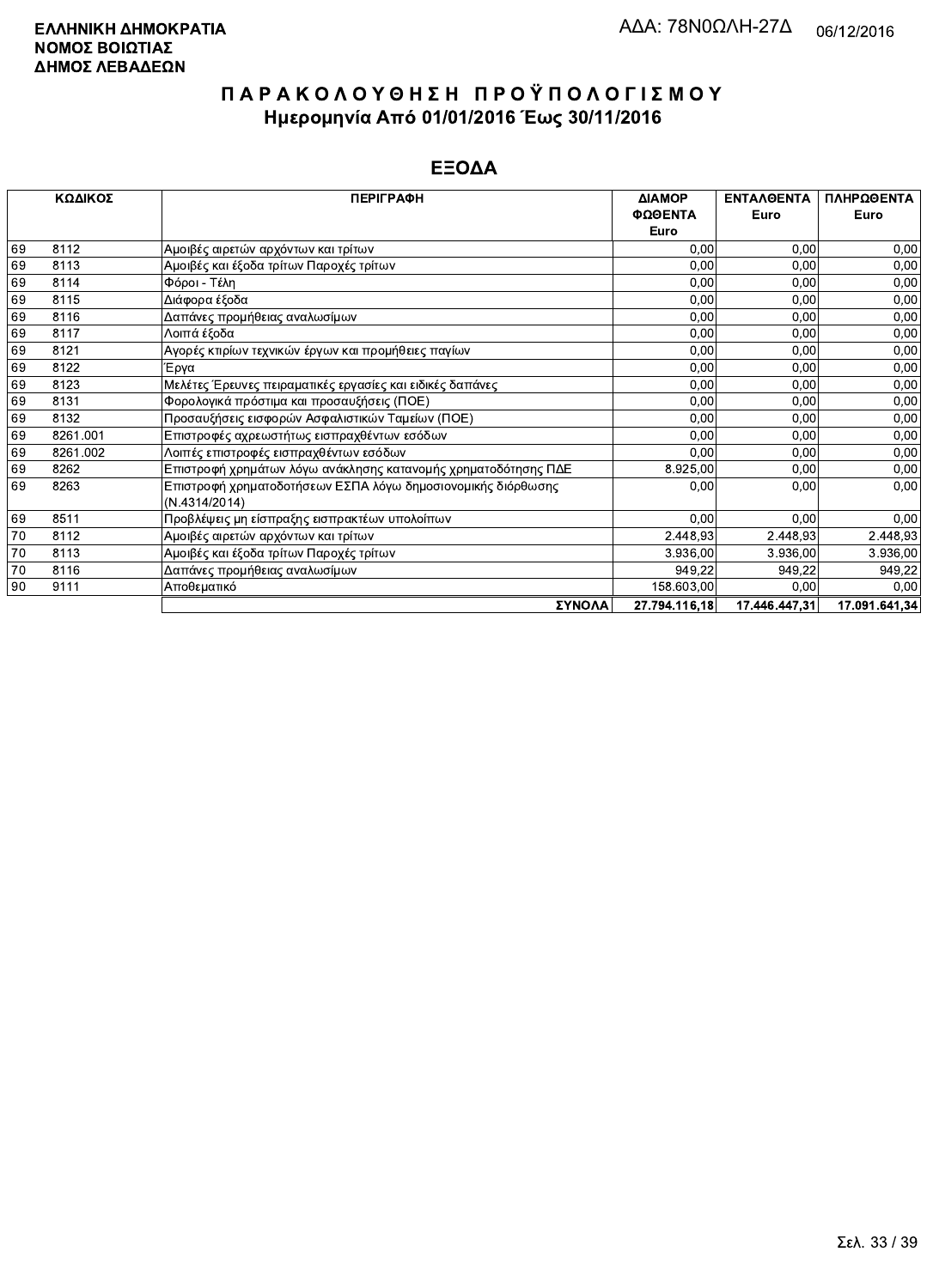**ΕΛΛΗΝΙΚΗ ΔΗΜΟΚΡΑΤΙΑ**
**ΝΟΜΟΣ ΒΟΙΩΤΙΑΣ**
**ΔΗΜΟΣ ΛΕΒΑΔΕΩΝ**

ΑΔΑ: 78Ν0ΩΛΗ-27Δ 06/12/2016

# ΠΑΡΑΚΟΛΟΥΘΗΣΗ ΠΡΟΫΠΟΛΟΓΙΣΜΟΥ
## Ημερομηνία Από 01/01/2016 Έως 30/11/2016

## ΕΞΟΔΑ

| ΚΩΔΙΚΟΣ | | ΠΕΡΙΓΡΑΦΗ | ΔΙΑΜΟΡ ΦΩΘΕΝΤΑ Euro | ΕΝΤΑΛΘΕΝΤΑ Euro | ΠΛΗΡΩΘΕΝΤΑ Euro |
|---|---|---|---|---|---|
| 69 | 8112 | Αμοιβές αιρετών αρχόντων και τρίτων | 0,00 | 0,00 | 0,00 |
| 69 | 8113 | Αμοιβές και έξοδα τρίτων Παροχές τρίτων | 0,00 | 0,00 | 0,00 |
| 69 | 8114 | Φόροι - Τέλη | 0,00 | 0,00 | 0,00 |
| 69 | 8115 | Διάφορα έξοδα | 0,00 | 0,00 | 0,00 |
| 69 | 8116 | Δαπάνες προμήθειας αναλωσίμων | 0,00 | 0,00 | 0,00 |
| 69 | 8117 | Λοιπά έξοδα | 0,00 | 0,00 | 0,00 |
| 69 | 8121 | Αγορές κτιρίων τεχνικών έργων και προμήθειες παγίων | 0,00 | 0,00 | 0,00 |
| 69 | 8122 | Έργα | 0,00 | 0,00 | 0,00 |
| 69 | 8123 | Μελέτες Έρευνες πειραματικές εργασίες και ειδικές δαπάνες | 0,00 | 0,00 | 0,00 |
| 69 | 8131 | Φορολογικά πρόστιμα και προσαυξήσεις (ΠΟΕ) | 0,00 | 0,00 | 0,00 |
| 69 | 8132 | Προσαυξήσεις εισφορών Ασφαλιστικών Ταμείων (ΠΟΕ) | 0,00 | 0,00 | 0,00 |
| 69 | 8261.001 | Επιστροφές αχρεωστήτως εισπραχθέντων εσόδων | 0,00 | 0,00 | 0,00 |
| 69 | 8261.002 | Λοιπές επιστροφές εισπραχθέντων εσόδων | 0,00 | 0,00 | 0,00 |
| 69 | 8262 | Επιστροφή χρημάτων λόγω ανάκλησης κατανομής χρηματοδότησης ΠΔΕ | 8.925,00 | 0,00 | 0,00 |
| 69 | 8263 | Επιστροφή χρηματοδοτήσεων ΕΣΠΑ λόγω δημοσιονομικής διόρθωσης (Ν.4314/2014) | 0,00 | 0,00 | 0,00 |
| 69 | 8511 | Προβλέψεις μη είσπραξης εισπρακτέων υπολοίπων | 0,00 | 0,00 | 0,00 |
| 70 | 8112 | Αμοιβές αιρετών αρχόντων και τρίτων | 2.448,93 | 2.448,93 | 2.448,93 |
| 70 | 8113 | Αμοιβές και έξοδα τρίτων Παροχές τρίτων | 3.936,00 | 3.936,00 | 3.936,00 |
| 70 | 8116 | Δαπάνες προμήθειας αναλωσίμων | 949,22 | 949,22 | 949,22 |
| 90 | 9111 | Αποθεματικό | 158.603,00 | 0,00 | 0,00 |
| | | **ΣΥΝΟΛΑ** | **27.794.116,18** | **17.446.447,31** | **17.091.641,34** |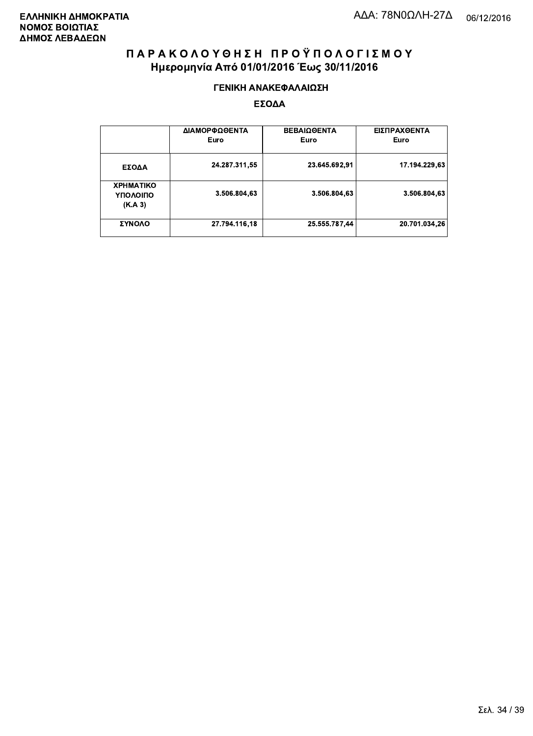**ΕΛΛΗΝΙΚΗ ΔΗΜΟΚΡΑΤΙΑ**
**ΝΟΜΟΣ ΒΟΙΩΤΙΑΣ**
**ΔΗΜΟΣ ΛΕΒΑΔΕΩΝ**

ΑΔΑ: 78Ν0ΩΛΗ-27Δ 06/12/2016

# ΠΑΡΑΚΟΛΟΥΘΗΣΗ ΠΡΟΫΠΟΛΟΓΙΣΜΟΥ

## Ημερομηνία Από 01/01/2016 Έως 30/11/2016

### ΓΕΝΙΚΗ ΑΝΑΚΕΦΑΛΑΙΩΣΗ

### ΕΣΟΔΑ

| | ΔΙΑΜΟΡΦΩΘΕΝΤΑ Euro | ΒΕΒΑΙΩΘΕΝΤΑ Euro | ΕΙΣΠΡΑΧΘΕΝΤΑ Euro |
|---|---|---|---|
| **ΕΣΟΔΑ** | 24.287.311,55 | 23.645.692,91 | 17.194.229,63 |
| **ΧΡΗΜΑΤΙΚΟ ΥΠΟΛΟΙΠΟ (Κ.Α 3)** | 3.506.804,63 | 3.506.804,63 | 3.506.804,63 |
| **ΣΥΝΟΛΟ** | 27.794.116,18 | 25.555.787,44 | 20.701.034,26 |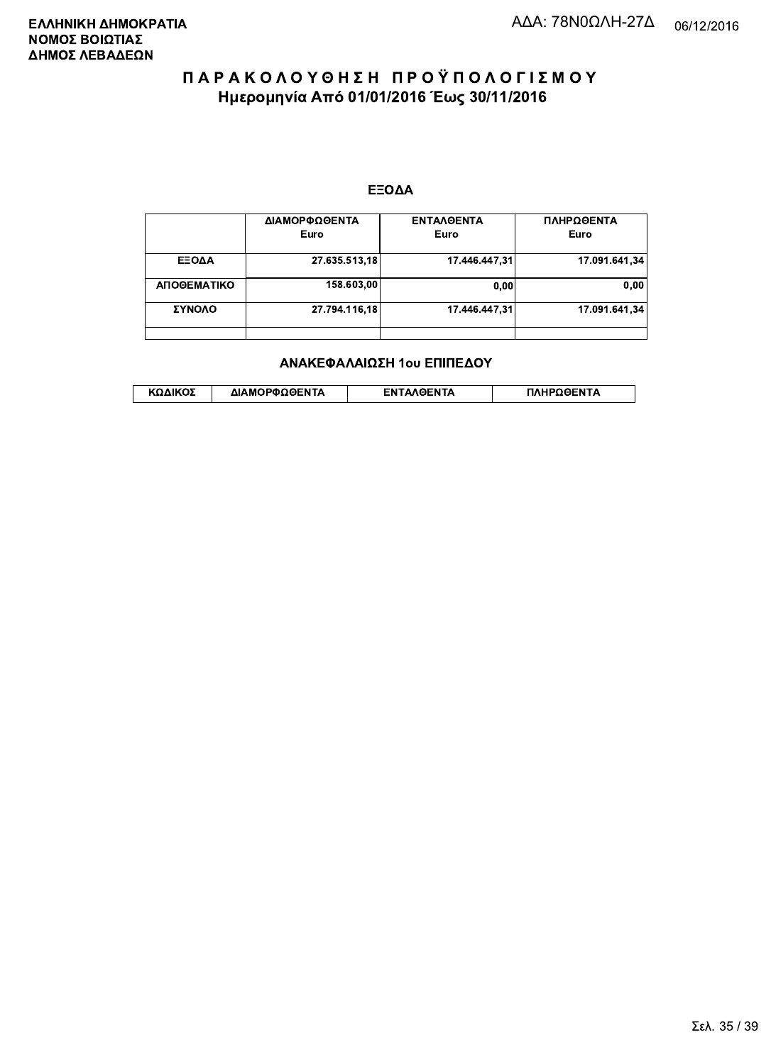**ΕΛΛΗΝΙΚΗ ΔΗΜΟΚΡΑΤΙΑ**
**ΝΟΜΟΣ ΒΟΙΩΤΙΑΣ**
**ΔΗΜΟΣ ΛΕΒΑΔΕΩΝ**

ΑΔΑ: 78Ν0ΩΛΗ-27Δ 06/12/2016

# ΠΑΡΑΚΟΛΟΥΘΗΣΗ ΠΡΟΫΠΟΛΟΓΙΣΜΟΥ
## Ημερομηνία Από 01/01/2016 Έως 30/11/2016

### ΕΞΟΔΑ

| | ΔΙΑΜΟΡΦΩΘΕΝΤΑ Euro | ΕΝΤΑΛΘΕΝΤΑ Euro | ΠΛΗΡΩΘΕΝΤΑ Euro |
|---|---|---|---|
| ΕΞΟΔΑ | 27.635.513,18 | 17.446.447,31 | 17.091.641,34 |
| ΑΠΟΘΕΜΑΤΙΚΟ | 158.603,00 | 0,00 | 0,00 |
| ΣΥΝΟΛΟ | 27.794.116,18 | 17.446.447,31 | 17.091.641,34 |
| | | | |

### ΑΝΑΚΕΦΑΛΑΙΩΣΗ 1ου ΕΠΙΠΕΔΟΥ

| ΚΩΔΙΚΟΣ | ΔΙΑΜΟΡΦΩΘΕΝΤΑ | ΕΝΤΑΛΘΕΝΤΑ | ΠΛΗΡΩΘΕΝΤΑ |
|---|---|---|---|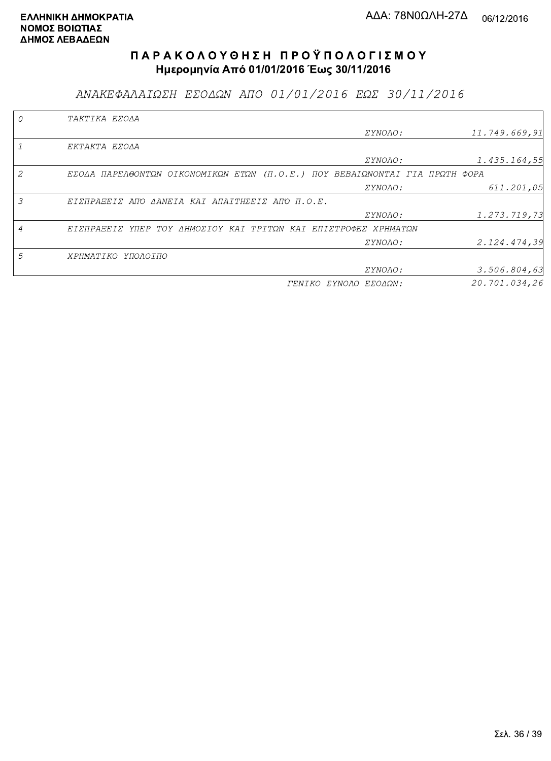**ΕΛΛΗΝΙΚΗ ΔΗΜΟΚΡΑΤΙΑ**
**ΝΟΜΟΣ ΒΟΙΩΤΙΑΣ**
**ΔΗΜΟΣ ΛΕΒΑΔΕΩΝ**

ΑΔΑ: 78Ν0ΩΛΗ-27Δ 06/12/2016

# Π Α Ρ Α Κ Ο Λ Ο Υ Θ Η Σ Η  Π Ρ Ο Ϋ Π Ο Λ Ο Γ Ι Σ Μ Ο Υ
## Ημερομηνία Από 01/01/2016 Έως 30/11/2016

### *ΑΝΑΚΕΦΑΛΑΙΩΣΗ ΕΣΟΔΩΝ ΑΠΟ 01/01/2016 ΕΩΣ 30/11/2016*

| Κωδ. | Περιγραφή | | Ποσό |
|---|---|---|---|
| 0 | ΤΑΚΤΙΚΑ ΕΣΟΔΑ | | |
| | | ΣΥΝΟΛΟ: | 11.749.669,91 |
| 1 | ΕΚΤΑΚΤΑ ΕΣΟΔΑ | | |
| | | ΣΥΝΟΛΟ: | 1.435.164,55 |
| 2 | ΕΣΟΔΑ ΠΑΡΕΛΘΟΝΤΩΝ ΟΙΚΟΝΟΜΙΚΩΝ ΕΤΩΝ (Π.Ο.Ε.) ΠΟΥ ΒΕΒΑΙΩΝΟΝΤΑΙ ΓΙΑ ΠΡΩΤΗ ΦΟΡΑ | | |
| | | ΣΥΝΟΛΟ: | 611.201,05 |
| 3 | ΕΙΣΠΡΑΞΕΙΣ ΑΠΟ ΔΑΝΕΙΑ ΚΑΙ ΑΠΑΙΤΗΣΕΙΣ ΑΠΟ Π.Ο.Ε. | | |
| | | ΣΥΝΟΛΟ: | 1.273.719,73 |
| 4 | ΕΙΣΠΡΑΞΕΙΣ ΥΠΕΡ ΤΟΥ ΔΗΜΟΣΙΟΥ ΚΑΙ ΤΡΙΤΩΝ ΚΑΙ ΕΠΙΣΤΡΟΦΕΣ ΧΡΗΜΑΤΩΝ | | |
| | | ΣΥΝΟΛΟ: | 2.124.474,39 |
| 5 | ΧΡΗΜΑΤΙΚΟ ΥΠΟΛΟΙΠΟ | | |
| | | ΣΥΝΟΛΟ: | 3.506.804,63 |
| | | ΓΕΝΙΚΟ ΣΥΝΟΛΟ ΕΣΟΔΩΝ: | 20.701.034,26 |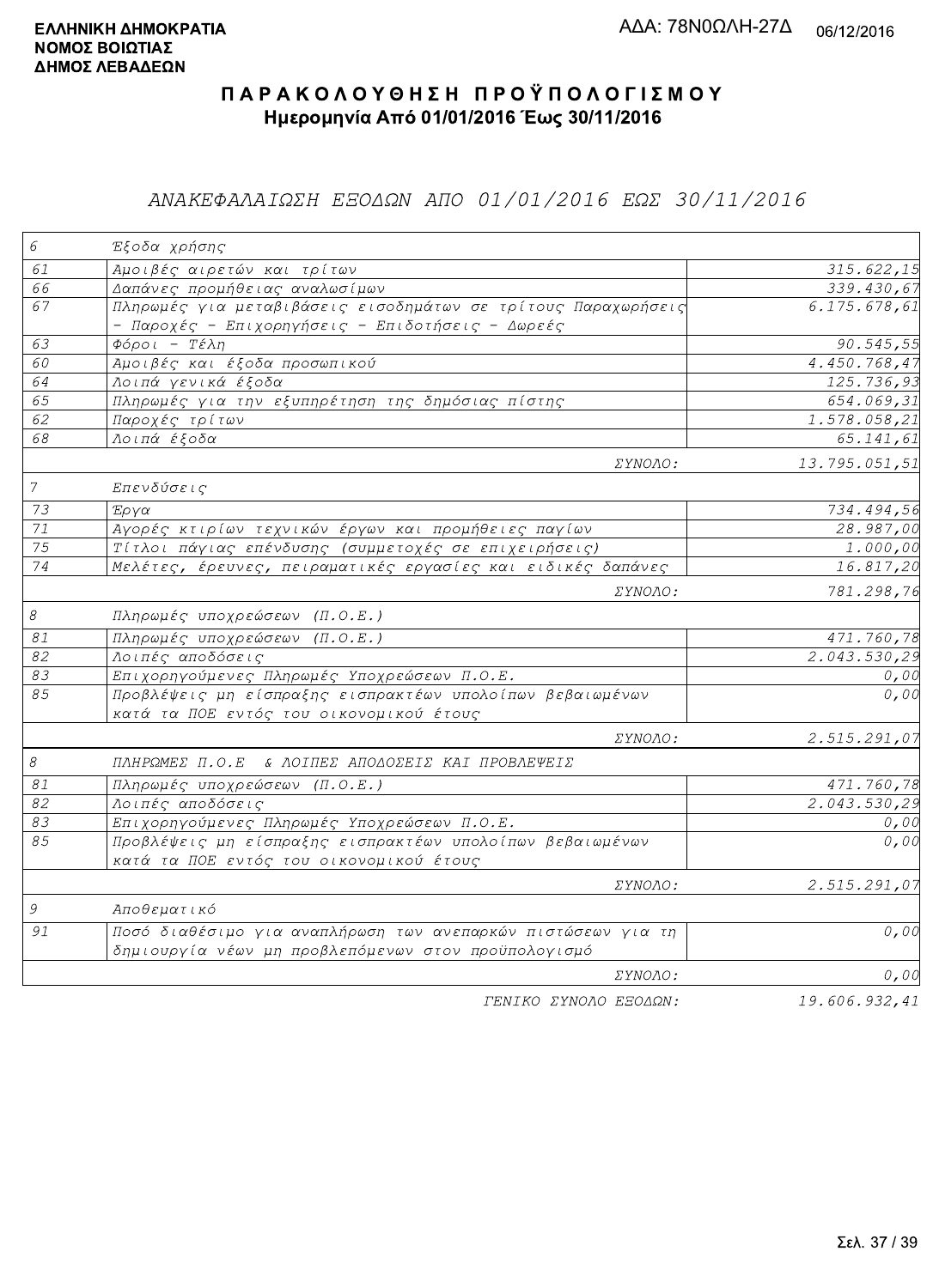**ΕΛΛΗΝΙΚΗ ΔΗΜΟΚΡΑΤΙΑ**
**ΝΟΜΟΣ ΒΟΙΩΤΙΑΣ**
**ΔΗΜΟΣ ΛΕΒΑΔΕΩΝ**

ΑΔΑ: 78Ν0ΩΛΗ-27Δ 06/12/2016

# ΠΑΡΑΚΟΛΟΥΘΗΣΗ ΠΡΟΫΠΟΛΟΓΙΣΜΟΥ

## Ημερομηνία Από 01/01/2016 Έως 30/11/2016

### *ΑΝΑΚΕΦΑΛΑΙΩΣΗ ΕΞΟΔΩΝ ΑΠΟ 01/01/2016 ΕΩΣ 30/11/2016*

| Κωδ. | Περιγραφή | Ποσό |
|---|---|---|
| *6* | *Έξοδα χρήσης* | |
| *61* | *Αμοιβές αιρετών και τρίτων* | *315.622,15* |
| *66* | *Δαπάνες προμήθειας αναλωσίμων* | *339.430,67* |
| *67* | *Πληρωμές για μεταβιβάσεις εισοδημάτων σε τρίτους Παραχωρήσεις - Παροχές - Επιχορηγήσεις - Επιδοτήσεις - Δωρεές* | *6.175.678,61* |
| *63* | *Φόροι - Τέλη* | *90.545,55* |
| *60* | *Αμοιβές και έξοδα προσωπικού* | *4.450.768,47* |
| *64* | *Λοιπά γενικά έξοδα* | *125.736,93* |
| *65* | *Πληρωμές για την εξυπηρέτηση της δημόσιας πίστης* | *654.069,31* |
| *62* | *Παροχές τρίτων* | *1.578.058,21* |
| *68* | *Λοιπά έξοδα* | *65.141,61* |
| | *ΣΥΝΟΛΟ:* | *13.795.051,51* |
| *7* | *Επενδύσεις* | |
| *73* | *Έργα* | *734.494,56* |
| *71* | *Αγορές κτιρίων τεχνικών έργων και προμήθειες παγίων* | *28.987,00* |
| *75* | *Τίτλοι πάγιας επένδυσης (συμμετοχές σε επιχειρήσεις)* | *1.000,00* |
| *74* | *Μελέτες, έρευνες, πειραματικές εργασίες και ειδικές δαπάνες* | *16.817,20* |
| | *ΣΥΝΟΛΟ:* | *781.298,76* |
| *8* | *Πληρωμές υποχρεώσεων (Π.Ο.Ε.)* | |
| *81* | *Πληρωμές υποχρεώσεων (Π.Ο.Ε.)* | *471.760,78* |
| *82* | *Λοιπές αποδόσεις* | *2.043.530,29* |
| *83* | *Επιχορηγούμενες Πληρωμές Υποχρεώσεων Π.Ο.Ε.* | *0,00* |
| *85* | *Προβλέψεις μη είσπραξης εισπρακτέων υπολοίπων βεβαιωμένων κατά τα ΠΟΕ εντός του οικονομικού έτους* | *0,00* |
| | *ΣΥΝΟΛΟ:* | *2.515.291,07* |
| *8* | *ΠΛΗΡΩΜΕΣ Π.Ο.Ε & ΛΟΙΠΕΣ ΑΠΟΔΟΣΕΙΣ ΚΑΙ ΠΡΟΒΛΕΨΕΙΣ* | |
| *81* | *Πληρωμές υποχρεώσεων (Π.Ο.Ε.)* | *471.760,78* |
| *82* | *Λοιπές αποδόσεις* | *2.043.530,29* |
| *83* | *Επιχορηγούμενες Πληρωμές Υποχρεώσεων Π.Ο.Ε.* | *0,00* |
| *85* | *Προβλέψεις μη είσπραξης εισπρακτέων υπολοίπων βεβαιωμένων κατά τα ΠΟΕ εντός του οικονομικού έτους* | *0,00* |
| | *ΣΥΝΟΛΟ:* | *2.515.291,07* |
| *9* | *Αποθεματικό* | |
| *91* | *Ποσό διαθέσιμο για αναπλήρωση των ανεπαρκών πιστώσεων για τη δημιουργία νέων μη προβλεπόμενων στον προϋπολογισμό* | *0,00* |
| | *ΣΥΝΟΛΟ:* | *0,00* |
| | *ΓΕΝΙΚΟ ΣΥΝΟΛΟ ΕΞΟΔΩΝ:* | *19.606.932,41* |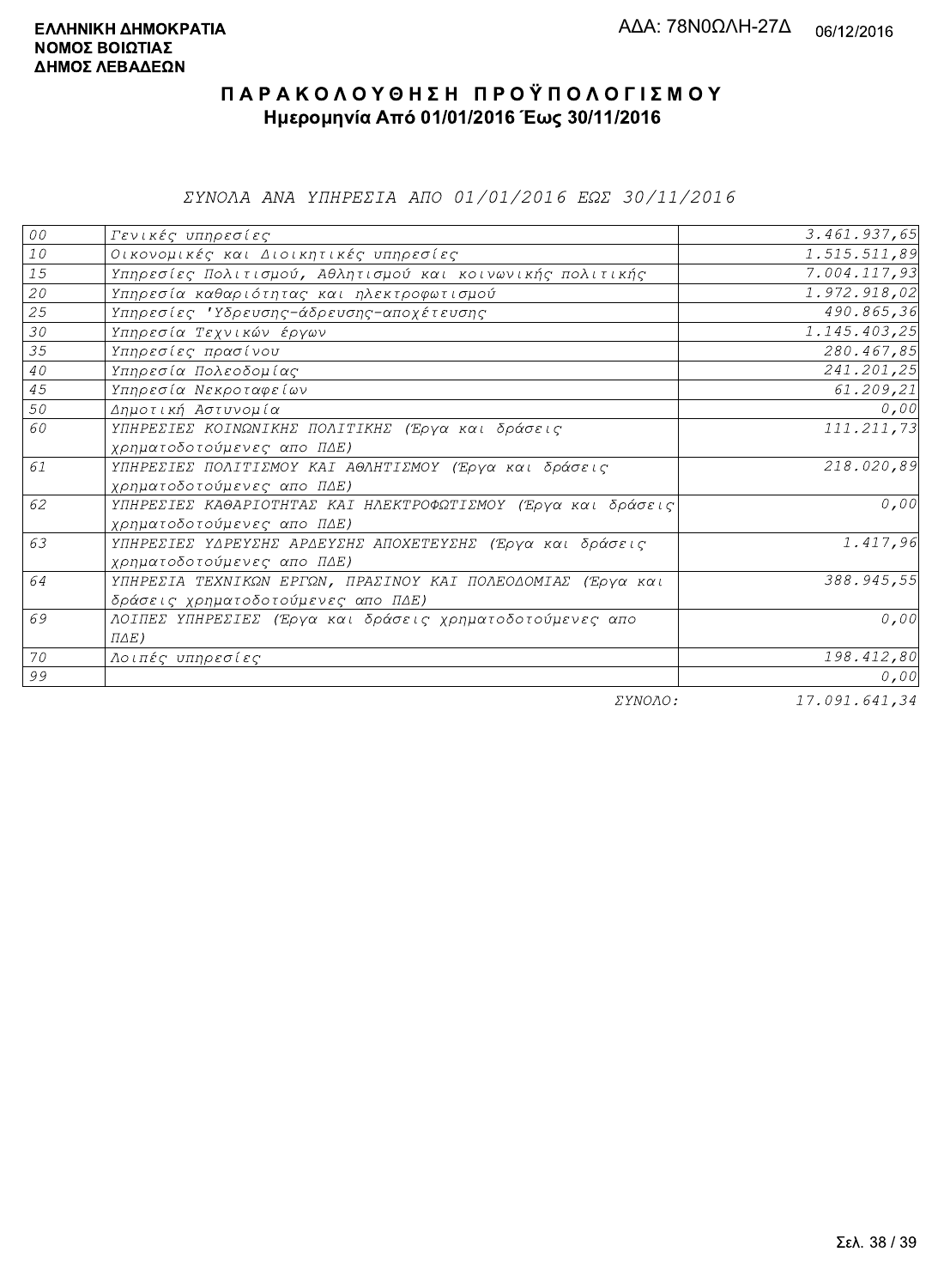ΕΛΛΗΝΙΚΗ ΔΗΜΟΚΡΑΤΙΑ
ΝΟΜΟΣ ΒΟΙΩΤΙΑΣ
ΔΗΜΟΣ ΛΕΒΑΔΕΩΝ

ΑΔΑ: 78Ν0ΩΛΗ-27Δ 06/12/2016

# ΠΑΡΑΚΟΛΟΥΘΗΣΗ ΠΡΟΫΠΟΛΟΓΙΣΜΟΥ

**Ημερομηνία Από 01/01/2016 Έως 30/11/2016**

*ΣΥΝΟΛΑ ΑΝΑ ΥΠΗΡΕΣΙΑ ΑΠΟ 01/01/2016 ΕΩΣ 30/11/2016*

| | | |
|---|---|---|
| 00 | Γενικές υπηρεσίες | 3.461.937,65 |
| 10 | Οικονομικές και Διοικητικές υπηρεσίες | 1.515.511,89 |
| 15 | Υπηρεσίες Πολιτισμού, Αθλητισμού και κοινωνικής πολιτικής | 7.004.117,93 |
| 20 | Υπηρεσία καθαριότητας και ηλεκτροφωτισμού | 1.972.918,02 |
| 25 | Υπηρεσίες 'Υδρευσης-άδρευσης-αποχέτευσης | 490.865,36 |
| 30 | Υπηρεσία Τεχνικών έργων | 1.145.403,25 |
| 35 | Υπηρεσίες πρασίνου | 280.467,85 |
| 40 | Υπηρεσία Πολεοδομίας | 241.201,25 |
| 45 | Υπηρεσία Νεκροταφείων | 61.209,21 |
| 50 | Δημοτική Αστυνομία | 0,00 |
| 60 | ΥΠΗΡΕΣΙΕΣ ΚΟΙΝΩΝΙΚΗΣ ΠΟΛΙΤΙΚΗΣ (Έργα και δράσεις χρηματοδοτούμενες απο ΠΔΕ) | 111.211,73 |
| 61 | ΥΠΗΡΕΣΙΕΣ ΠΟΛΙΤΙΣΜΟΥ ΚΑΙ ΑΘΛΗΤΙΣΜΟΥ (Έργα και δράσεις χρηματοδοτούμενες απο ΠΔΕ) | 218.020,89 |
| 62 | ΥΠΗΡΕΣΙΕΣ ΚΑΘΑΡΙΟΤΗΤΑΣ ΚΑΙ ΗΛΕΚΤΡΟΦΩΤΙΣΜΟΥ (Έργα και δράσεις χρηματοδοτούμενες απο ΠΔΕ) | 0,00 |
| 63 | ΥΠΗΡΕΣΙΕΣ ΥΔΡΕΥΣΗΣ ΑΡΔΕΥΣΗΣ ΑΠΟΧΕΤΕΥΣΗΣ (Έργα και δράσεις χρηματοδοτούμενες απο ΠΔΕ) | 1.417,96 |
| 64 | ΥΠΗΡΕΣΙΑ ΤΕΧΝΙΚΩΝ ΕΡΓΩΝ, ΠΡΑΣΙΝΟΥ ΚΑΙ ΠΟΛΕΟΔΟΜΙΑΣ (Έργα και δράσεις χρηματοδοτούμενες απο ΠΔΕ) | 388.945,55 |
| 69 | ΛΟΙΠΕΣ ΥΠΗΡΕΣΙΕΣ (Έργα και δράσεις χρηματοδοτούμενες απο ΠΔΕ) | 0,00 |
| 70 | Λοιπές υπηρεσίες | 198.412,80 |
| 99 | | 0,00 |
| | ΣΥΝΟΛΟ: | 17.091.641,34 |